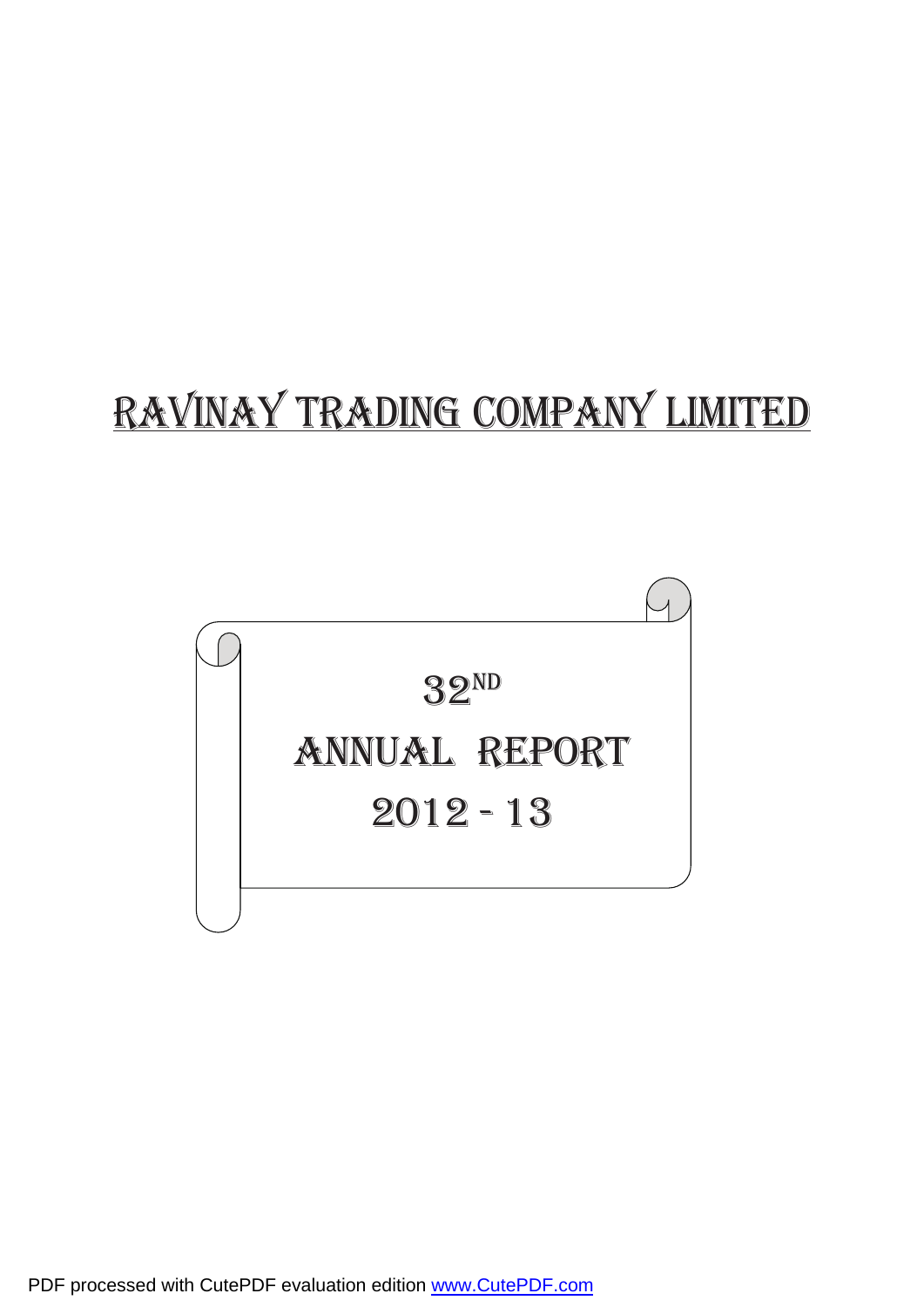# RAVINAY TRADING COMPANY LIMITED

## 32ND

## ANNUAL REPORT

## 2012 - 13

PDF processed with CutePDF evaluation edition www.CutePDF.com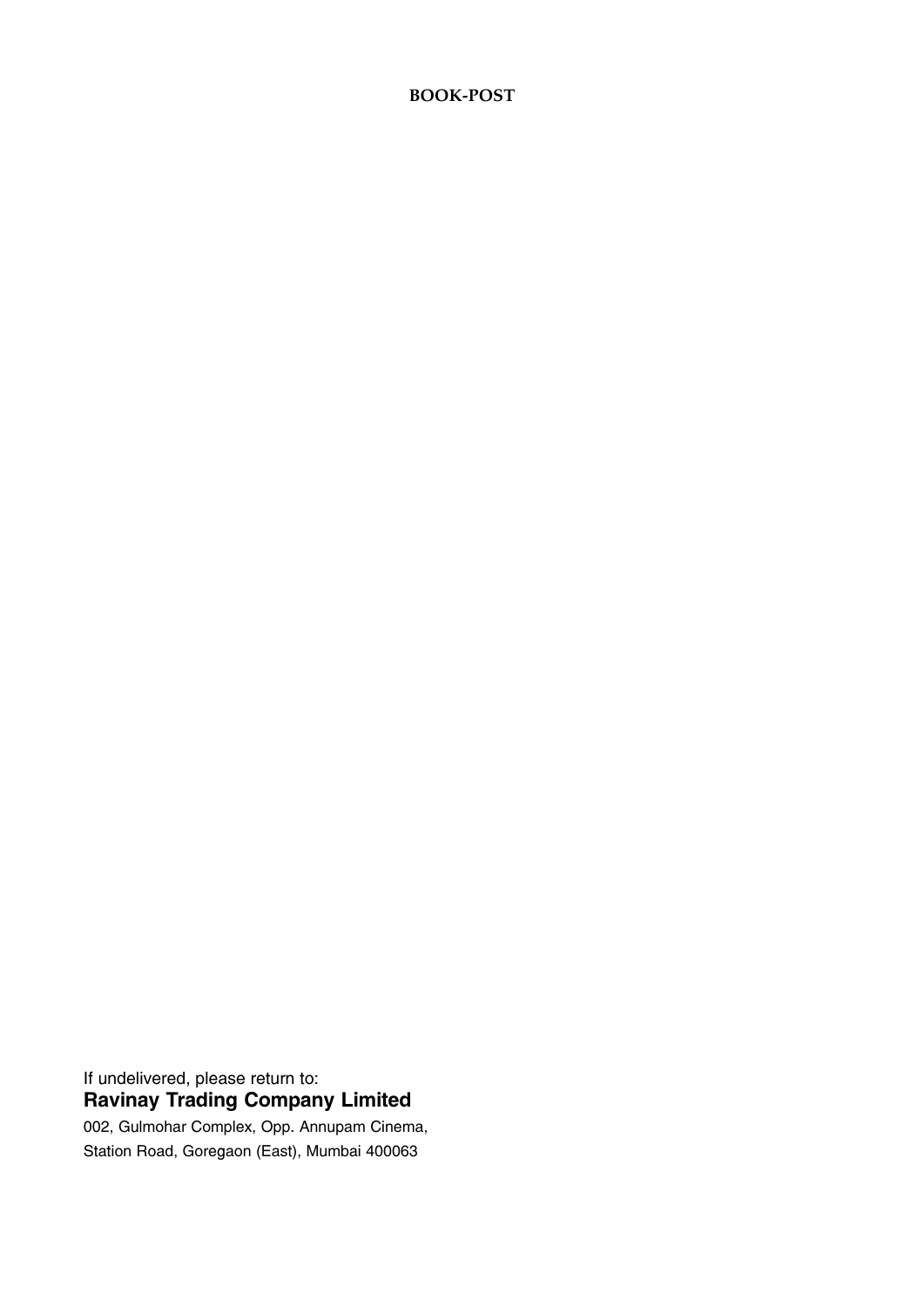**BOOK-POST**

If undelivered, please return to:

**Ravinay Trading Company Limited**

002, Gulmohar Complex, Opp. Annupam Cinema,

Station Road, Goregaon (East), Mumbai 400063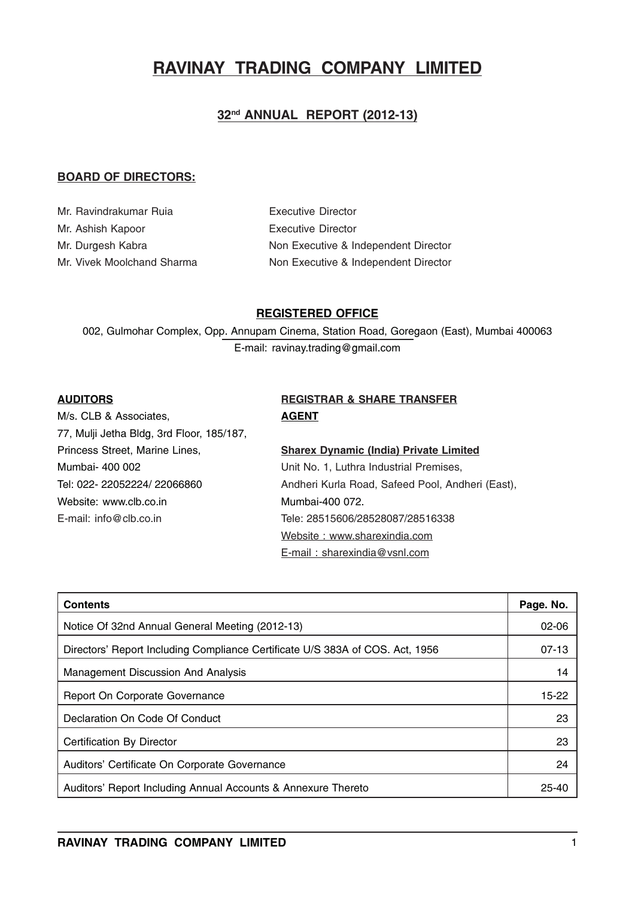# RAVINAY TRADING COMPANY LIMITED

## 32nd ANNUAL REPORT (2012-13)

**BOARD OF DIRECTORS:**

| | |
|---|---|
| Mr. Ravindrakumar Ruia | Executive Director |
| Mr. Ashish Kapoor | Executive Director |
| Mr. Durgesh Kabra | Non Executive & Independent Director |
| Mr. Vivek Moolchand Sharma | Non Executive & Independent Director |

**REGISTERED OFFICE**

002, Gulmohar Complex, Opp. Annupam Cinema, Station Road, Goregaon (East), Mumbai 400063
E-mail: ravinay.trading@gmail.com

**AUDITORS**

M/s. CLB & Associates,
77, Mulji Jetha Bldg, 3rd Floor, 185/187,
Princess Street, Marine Lines,
Mumbai- 400 002
Tel: 022- 22052224/ 22066860
Website: www.clb.co.in
E-mail: info@clb.co.in

**REGISTRAR & SHARE TRANSFER AGENT**

**Sharex Dynamic (India) Private Limited**
Unit No. 1, Luthra Industrial Premises,
Andheri Kurla Road, Safeed Pool, Andheri (East),
Mumbai-400 072.
Tele: 28515606/28528087/28516338
Website : www.sharexindia.com
E-mail : sharexindia@vsnl.com

| Contents | Page. No. |
|---|---|
| Notice Of 32nd Annual General Meeting (2012-13) | 02-06 |
| Directors' Report Including Compliance Certificate U/S 383A of COS. Act, 1956 | 07-13 |
| Management Discussion And Analysis | 14 |
| Report On Corporate Governance | 15-22 |
| Declaration On Code Of Conduct | 23 |
| Certification By Director | 23 |
| Auditors' Certificate On Corporate Governance | 24 |
| Auditors' Report Including Annual Accounts & Annexure Thereto | 25-40 |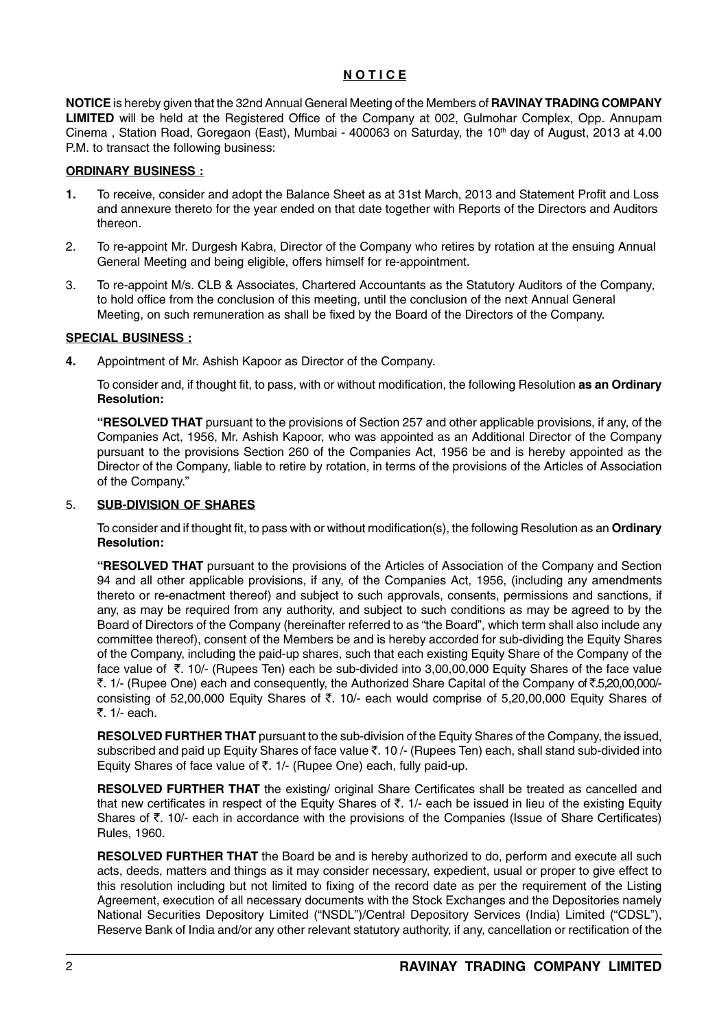# N O T I C E

**NOTICE** is hereby given that the 32nd Annual General Meeting of the Members of **RAVINAY TRADING COMPANY LIMITED** will be held at the Registered Office of the Company at 002, Gulmohar Complex, Opp. Annupam Cinema , Station Road, Goregaon (East), Mumbai - 400063 on Saturday, the 10th day of August, 2013 at 4.00 P.M. to transact the following business:

## ORDINARY BUSINESS :

1. To receive, consider and adopt the Balance Sheet as at 31st March, 2013 and Statement Profit and Loss and annexure thereto for the year ended on that date together with Reports of the Directors and Auditors thereon.
2. To re-appoint Mr. Durgesh Kabra, Director of the Company who retires by rotation at the ensuing Annual General Meeting and being eligible, offers himself for re-appointment.
3. To re-appoint M/s. CLB & Associates, Chartered Accountants as the Statutory Auditors of the Company, to hold office from the conclusion of this meeting, until the conclusion of the next Annual General Meeting, on such remuneration as shall be fixed by the Board of the Directors of the Company.

## SPECIAL BUSINESS :

4. Appointment of Mr. Ashish Kapoor as Director of the Company.

   To consider and, if thought fit, to pass, with or without modification, the following Resolution **as an Ordinary Resolution:**

   **"RESOLVED THAT** pursuant to the provisions of Section 257 and other applicable provisions, if any, of the Companies Act, 1956, Mr. Ashish Kapoor, who was appointed as an Additional Director of the Company pursuant to the provisions Section 260 of the Companies Act, 1956 be and is hereby appointed as the Director of the Company, liable to retire by rotation, in terms of the provisions of the Articles of Association of the Company."

5. **SUB-DIVISION OF SHARES**

   To consider and if thought fit, to pass with or without modification(s), the following Resolution as an **Ordinary Resolution:**

   **"RESOLVED THAT** pursuant to the provisions of the Articles of Association of the Company and Section 94 and all other applicable provisions, if any, of the Companies Act, 1956, (including any amendments thereto or re-enactment thereof) and subject to such approvals, consents, permissions and sanctions, if any, as may be required from any authority, and subject to such conditions as may be agreed to by the Board of Directors of the Company (hereinafter referred to as "the Board", which term shall also include any committee thereof), consent of the Members be and is hereby accorded for sub-dividing the Equity Shares of the Company, including the paid-up shares, such that each existing Equity Share of the Company of the face value of ₹. 10/- (Rupees Ten) each be sub-divided into 3,00,00,000 Equity Shares of the face value ₹. 1/- (Rupee One) each and consequently, the Authorized Share Capital of the Company of ₹.5,20,00,000/- consisting of 52,00,000 Equity Shares of ₹. 10/- each would comprise of 5,20,00,000 Equity Shares of ₹. 1/- each.

   **RESOLVED FURTHER THAT** pursuant to the sub-division of the Equity Shares of the Company, the issued, subscribed and paid up Equity Shares of face value ₹. 10 /- (Rupees Ten) each, shall stand sub-divided into Equity Shares of face value of ₹. 1/- (Rupee One) each, fully paid-up.

   **RESOLVED FURTHER THAT** the existing/ original Share Certificates shall be treated as cancelled and that new certificates in respect of the Equity Shares of ₹. 1/- each be issued in lieu of the existing Equity Shares of ₹. 10/- each in accordance with the provisions of the Companies (Issue of Share Certificates) Rules, 1960.

   **RESOLVED FURTHER THAT** the Board be and is hereby authorized to do, perform and execute all such acts, deeds, matters and things as it may consider necessary, expedient, usual or proper to give effect to this resolution including but not limited to fixing of the record date as per the requirement of the Listing Agreement, execution of all necessary documents with the Stock Exchanges and the Depositories namely National Securities Depository Limited ("NSDL")/Central Depository Services (India) Limited ("CDSL"), Reserve Bank of India and/or any other relevant statutory authority, if any, cancellation or rectification of the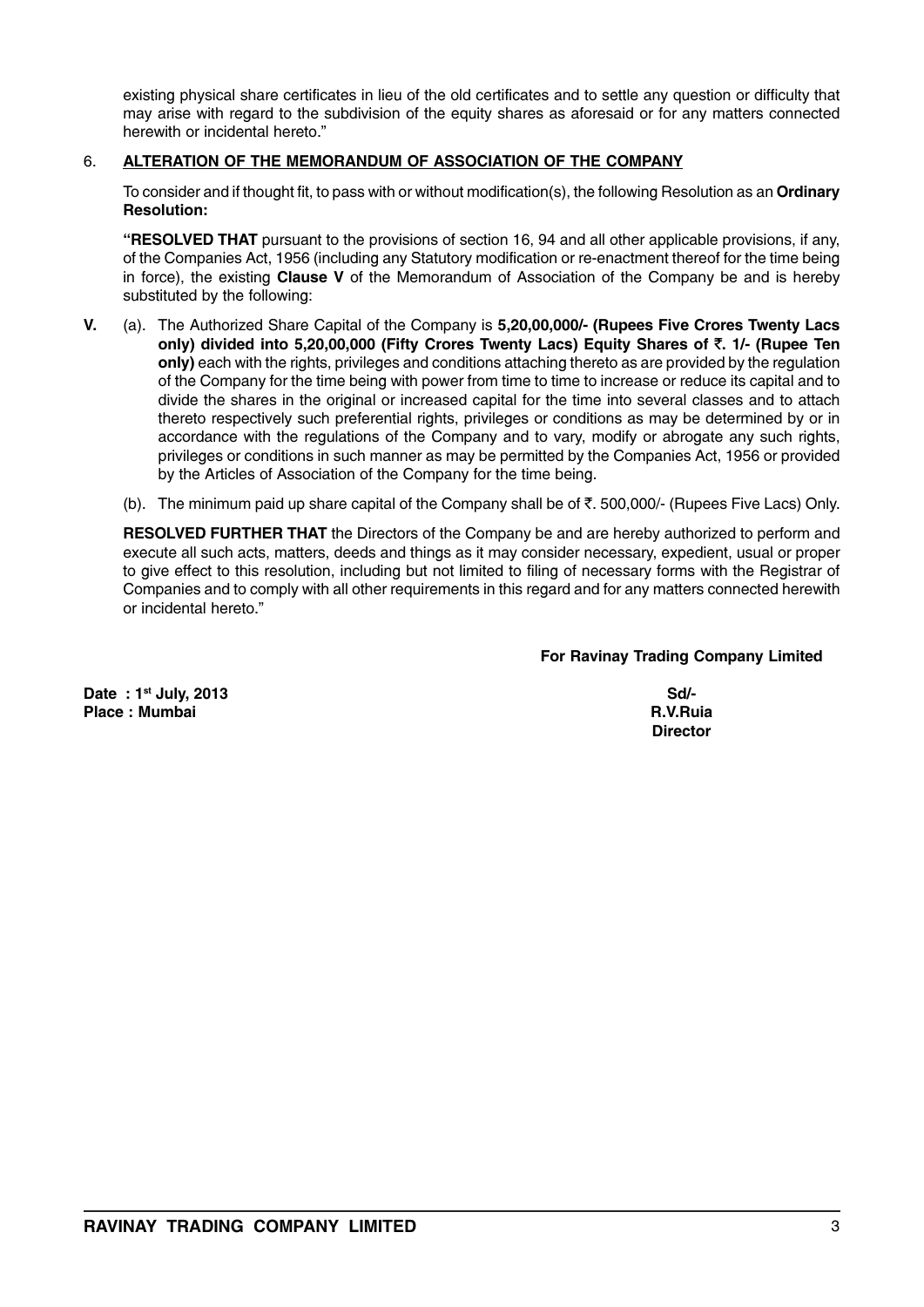existing physical share certificates in lieu of the old certificates and to settle any question or difficulty that may arise with regard to the subdivision of the equity shares as aforesaid or for any matters connected herewith or incidental hereto."

6. **ALTERATION OF THE MEMORANDUM OF ASSOCIATION OF THE COMPANY**

To consider and if thought fit, to pass with or without modification(s), the following Resolution as an **Ordinary Resolution:**

**"RESOLVED THAT** pursuant to the provisions of section 16, 94 and all other applicable provisions, if any, of the Companies Act, 1956 (including any Statutory modification or re-enactment thereof for the time being in force), the existing **Clause V** of the Memorandum of Association of the Company be and is hereby substituted by the following:

**V.** (a). The Authorized Share Capital of the Company is **5,20,00,000/- (Rupees Five Crores Twenty Lacs only) divided into 5,20,00,000 (Fifty Crores Twenty Lacs) Equity Shares of ₹. 1/- (Rupee Ten only)** each with the rights, privileges and conditions attaching thereto as are provided by the regulation of the Company for the time being with power from time to time to increase or reduce its capital and to divide the shares in the original or increased capital for the time into several classes and to attach thereto respectively such preferential rights, privileges or conditions as may be determined by or in accordance with the regulations of the Company and to vary, modify or abrogate any such rights, privileges or conditions in such manner as may be permitted by the Companies Act, 1956 or provided by the Articles of Association of the Company for the time being.

(b). The minimum paid up share capital of the Company shall be of ₹. 500,000/- (Rupees Five Lacs) Only.

**RESOLVED FURTHER THAT** the Directors of the Company be and are hereby authorized to perform and execute all such acts, matters, deeds and things as it may consider necessary, expedient, usual or proper to give effect to this resolution, including but not limited to filing of necessary forms with the Registrar of Companies and to comply with all other requirements in this regard and for any matters connected herewith or incidental hereto."

**For Ravinay Trading Company Limited**

**Date : 1st July, 2013**
**Place : Mumbai**

**Sd/-**
**R.V.Ruia**
**Director**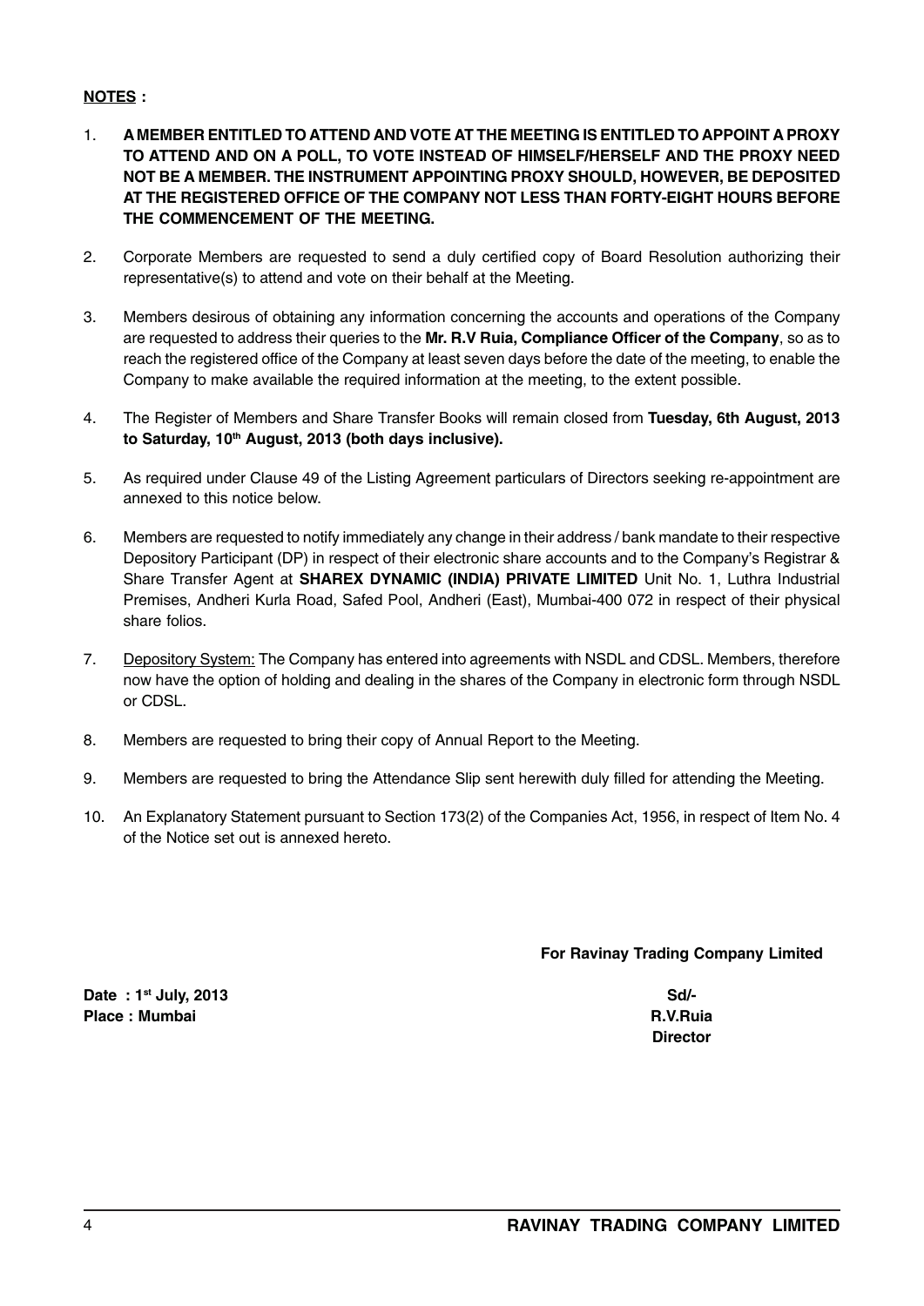**NOTES :**

1. **A MEMBER ENTITLED TO ATTEND AND VOTE AT THE MEETING IS ENTITLED TO APPOINT A PROXY TO ATTEND AND ON A POLL, TO VOTE INSTEAD OF HIMSELF/HERSELF AND THE PROXY NEED NOT BE A MEMBER. THE INSTRUMENT APPOINTING PROXY SHOULD, HOWEVER, BE DEPOSITED AT THE REGISTERED OFFICE OF THE COMPANY NOT LESS THAN FORTY-EIGHT HOURS BEFORE THE COMMENCEMENT OF THE MEETING.**

2. Corporate Members are requested to send a duly certified copy of Board Resolution authorizing their representative(s) to attend and vote on their behalf at the Meeting.

3. Members desirous of obtaining any information concerning the accounts and operations of the Company are requested to address their queries to the **Mr. R.V Ruia, Compliance Officer of the Company**, so as to reach the registered office of the Company at least seven days before the date of the meeting, to enable the Company to make available the required information at the meeting, to the extent possible.

4. The Register of Members and Share Transfer Books will remain closed from **Tuesday, 6th August, 2013 to Saturday, 10th August, 2013 (both days inclusive).**

5. As required under Clause 49 of the Listing Agreement particulars of Directors seeking re-appointment are annexed to this notice below.

6. Members are requested to notify immediately any change in their address / bank mandate to their respective Depository Participant (DP) in respect of their electronic share accounts and to the Company's Registrar & Share Transfer Agent at **SHAREX DYNAMIC (INDIA) PRIVATE LIMITED** Unit No. 1, Luthra Industrial Premises, Andheri Kurla Road, Safed Pool, Andheri (East), Mumbai-400 072 in respect of their physical share folios.

7. Depository System: The Company has entered into agreements with NSDL and CDSL. Members, therefore now have the option of holding and dealing in the shares of the Company in electronic form through NSDL or CDSL.

8. Members are requested to bring their copy of Annual Report to the Meeting.

9. Members are requested to bring the Attendance Slip sent herewith duly filled for attending the Meeting.

10. An Explanatory Statement pursuant to Section 173(2) of the Companies Act, 1956, in respect of Item No. 4 of the Notice set out is annexed hereto.

**For Ravinay Trading Company Limited**

**Date : 1st July, 2013**
**Place : Mumbai**

**Sd/-**
**R.V.Ruia**
**Director**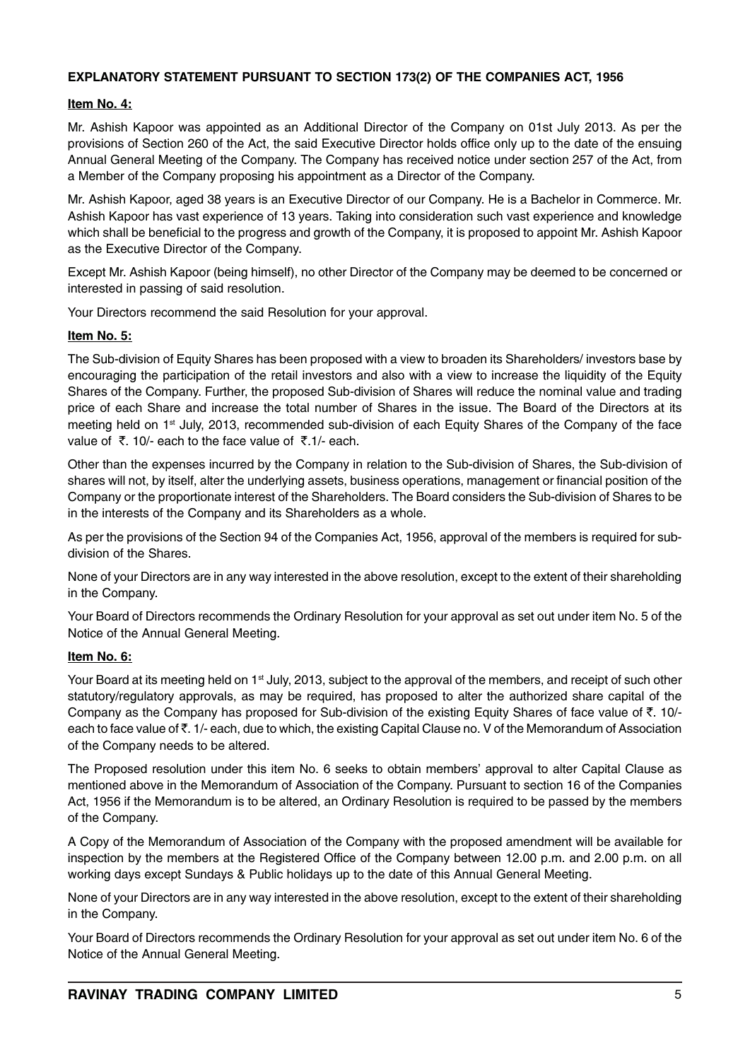**EXPLANATORY STATEMENT PURSUANT TO SECTION 173(2) OF THE COMPANIES ACT, 1956**

**Item No. 4:**

Mr. Ashish Kapoor was appointed as an Additional Director of the Company on 01st July 2013. As per the provisions of Section 260 of the Act, the said Executive Director holds office only up to the date of the ensuing Annual General Meeting of the Company. The Company has received notice under section 257 of the Act, from a Member of the Company proposing his appointment as a Director of the Company.

Mr. Ashish Kapoor, aged 38 years is an Executive Director of our Company. He is a Bachelor in Commerce. Mr. Ashish Kapoor has vast experience of 13 years. Taking into consideration such vast experience and knowledge which shall be beneficial to the progress and growth of the Company, it is proposed to appoint Mr. Ashish Kapoor as the Executive Director of the Company.

Except Mr. Ashish Kapoor (being himself), no other Director of the Company may be deemed to be concerned or interested in passing of said resolution.

Your Directors recommend the said Resolution for your approval.

**Item No. 5:**

The Sub-division of Equity Shares has been proposed with a view to broaden its Shareholders/ investors base by encouraging the participation of the retail investors and also with a view to increase the liquidity of the Equity Shares of the Company. Further, the proposed Sub-division of Shares will reduce the nominal value and trading price of each Share and increase the total number of Shares in the issue. The Board of the Directors at its meeting held on 1st July, 2013, recommended sub-division of each Equity Shares of the Company of the face value of ₹. 10/- each to the face value of ₹.1/- each.

Other than the expenses incurred by the Company in relation to the Sub-division of Shares, the Sub-division of shares will not, by itself, alter the underlying assets, business operations, management or financial position of the Company or the proportionate interest of the Shareholders. The Board considers the Sub-division of Shares to be in the interests of the Company and its Shareholders as a whole.

As per the provisions of the Section 94 of the Companies Act, 1956, approval of the members is required for sub-division of the Shares.

None of your Directors are in any way interested in the above resolution, except to the extent of their shareholding in the Company.

Your Board of Directors recommends the Ordinary Resolution for your approval as set out under item No. 5 of the Notice of the Annual General Meeting.

**Item No. 6:**

Your Board at its meeting held on 1st July, 2013, subject to the approval of the members, and receipt of such other statutory/regulatory approvals, as may be required, has proposed to alter the authorized share capital of the Company as the Company has proposed for Sub-division of the existing Equity Shares of face value of ₹. 10/- each to face value of ₹. 1/- each, due to which, the existing Capital Clause no. V of the Memorandum of Association of the Company needs to be altered.

The Proposed resolution under this item No. 6 seeks to obtain members' approval to alter Capital Clause as mentioned above in the Memorandum of Association of the Company. Pursuant to section 16 of the Companies Act, 1956 if the Memorandum is to be altered, an Ordinary Resolution is required to be passed by the members of the Company.

A Copy of the Memorandum of Association of the Company with the proposed amendment will be available for inspection by the members at the Registered Office of the Company between 12.00 p.m. and 2.00 p.m. on all working days except Sundays & Public holidays up to the date of this Annual General Meeting.

None of your Directors are in any way interested in the above resolution, except to the extent of their shareholding in the Company.

Your Board of Directors recommends the Ordinary Resolution for your approval as set out under item No. 6 of the Notice of the Annual General Meeting.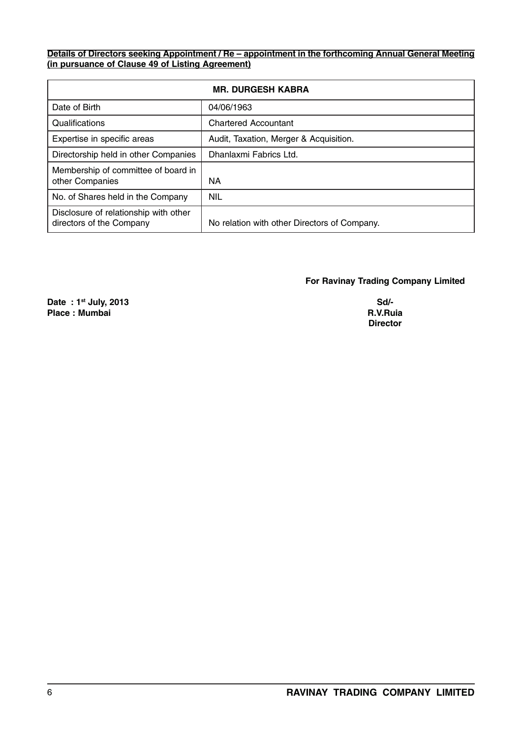**Details of Directors seeking Appointment / Re – appointment in the forthcoming Annual General Meeting (in pursuance of Clause 49 of Listing Agreement)**

| MR. DURGESH KABRA | |
|---|---|
| Date of Birth | 04/06/1963 |
| Qualifications | Chartered Accountant |
| Expertise in specific areas | Audit, Taxation, Merger & Acquisition. |
| Directorship held in other Companies | Dhanlaxmi Fabrics Ltd. |
| Membership of committee of board in other Companies | NA |
| No. of Shares held in the Company | NIL |
| Disclosure of relationship with other directors of the Company | No relation with other Directors of Company. |

**For Ravinay Trading Company Limited**

**Date : 1st July, 2013**
**Place : Mumbai**

**Sd/-**
**R.V.Ruia**
**Director**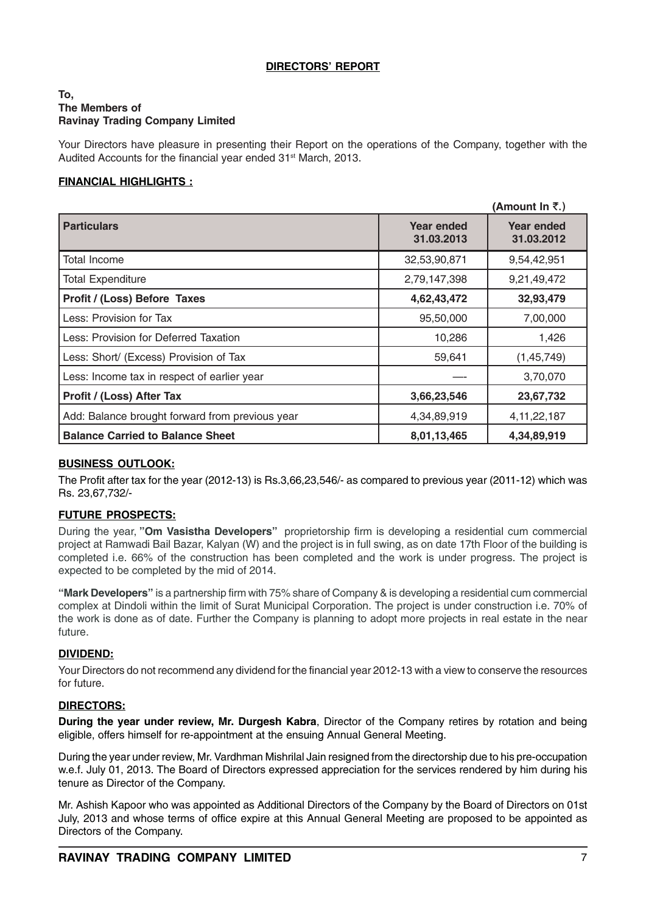## DIRECTORS' REPORT

**To,**
**The Members of**
**Ravinay Trading Company Limited**

Your Directors have pleasure in presenting their Report on the operations of the Company, together with the Audited Accounts for the financial year ended 31st March, 2013.

### FINANCIAL HIGHLIGHTS :

(Amount In ₹.)

| Particulars | Year ended 31.03.2013 | Year ended 31.03.2012 |
|---|---|---|
| Total Income | 32,53,90,871 | 9,54,42,951 |
| Total Expenditure | 2,79,147,398 | 9,21,49,472 |
| **Profit / (Loss) Before Taxes** | **4,62,43,472** | **32,93,479** |
| Less: Provision for Tax | 95,50,000 | 7,00,000 |
| Less: Provision for Deferred Taxation | 10,286 | 1,426 |
| Less: Short/ (Excess) Provision of Tax | 59,641 | (1,45,749) |
| Less: Income tax in respect of earlier year | —- | 3,70,070 |
| **Profit / (Loss) After Tax** | **3,66,23,546** | **23,67,732** |
| Add: Balance brought forward from previous year | 4,34,89,919 | 4,11,22,187 |
| **Balance Carried to Balance Sheet** | **8,01,13,465** | **4,34,89,919** |

### BUSINESS OUTLOOK:

The Profit after tax for the year (2012-13) is Rs.3,66,23,546/- as compared to previous year (2011-12) which was Rs. 23,67,732/-

### FUTURE PROSPECTS:

During the year, **"Om Vasistha Developers"** proprietorship firm is developing a residential cum commercial project at Ramwadi Bail Bazar, Kalyan (W) and the project is in full swing, as on date 17th Floor of the building is completed i.e. 66% of the construction has been completed and the work is under progress. The project is expected to be completed by the mid of 2014.

**"Mark Developers"** is a partnership firm with 75% share of Company & is developing a residential cum commercial complex at Dindoli within the limit of Surat Municipal Corporation. The project is under construction i.e. 70% of the work is done as of date. Further the Company is planning to adopt more projects in real estate in the near future.

### DIVIDEND:

Your Directors do not recommend any dividend for the financial year 2012-13 with a view to conserve the resources for future.

### DIRECTORS:

**During the year under review, Mr. Durgesh Kabra**, Director of the Company retires by rotation and being eligible, offers himself for re-appointment at the ensuing Annual General Meeting.

During the year under review, Mr. Vardhman Mishrilal Jain resigned from the directorship due to his pre-occupation w.e.f. July 01, 2013. The Board of Directors expressed appreciation for the services rendered by him during his tenure as Director of the Company.

Mr. Ashish Kapoor who was appointed as Additional Directors of the Company by the Board of Directors on 01st July, 2013 and whose terms of office expire at this Annual General Meeting are proposed to be appointed as Directors of the Company.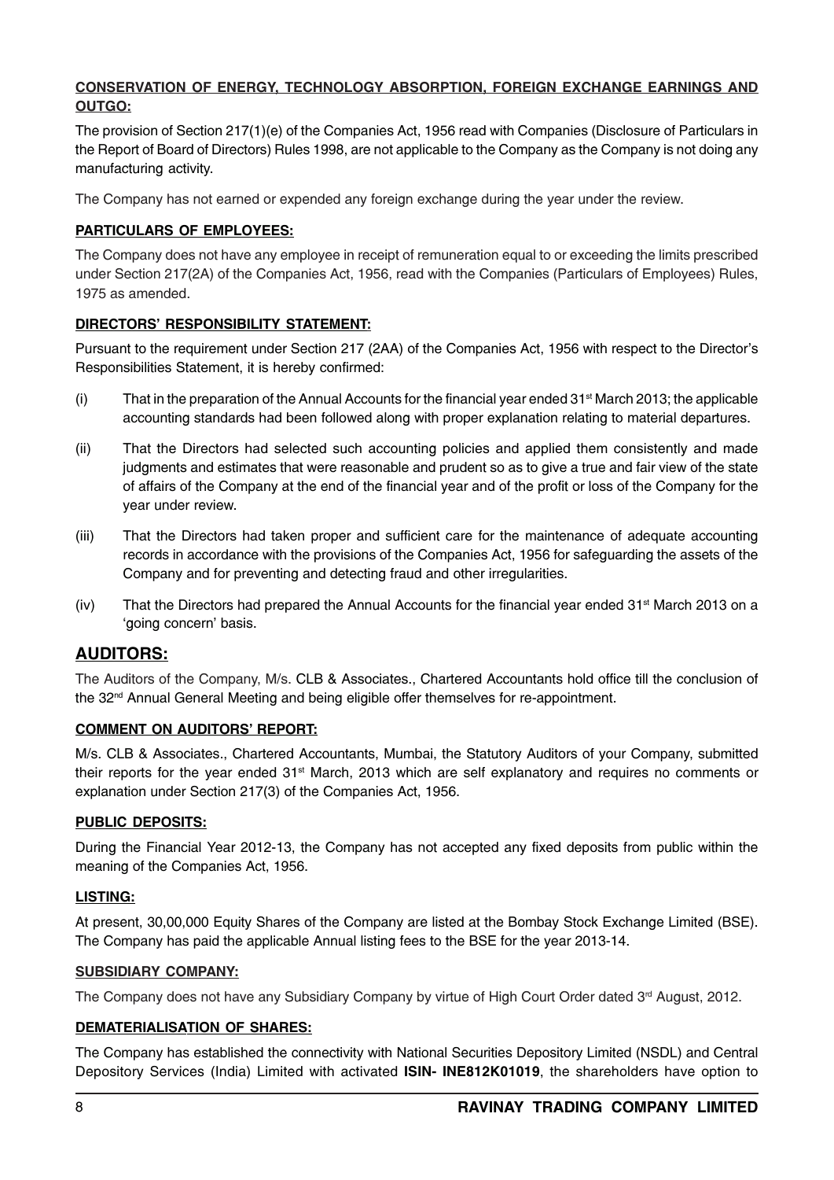**CONSERVATION OF ENERGY, TECHNOLOGY ABSORPTION, FOREIGN EXCHANGE EARNINGS AND OUTGO:**

The provision of Section 217(1)(e) of the Companies Act, 1956 read with Companies (Disclosure of Particulars in the Report of Board of Directors) Rules 1998, are not applicable to the Company as the Company is not doing any manufacturing activity.

The Company has not earned or expended any foreign exchange during the year under the review.

**PARTICULARS OF EMPLOYEES:**

The Company does not have any employee in receipt of remuneration equal to or exceeding the limits prescribed under Section 217(2A) of the Companies Act, 1956, read with the Companies (Particulars of Employees) Rules, 1975 as amended.

**DIRECTORS' RESPONSIBILITY STATEMENT:**

Pursuant to the requirement under Section 217 (2AA) of the Companies Act, 1956 with respect to the Director's Responsibilities Statement, it is hereby confirmed:

(i) That in the preparation of the Annual Accounts for the financial year ended 31st March 2013; the applicable accounting standards had been followed along with proper explanation relating to material departures.

(ii) That the Directors had selected such accounting policies and applied them consistently and made judgments and estimates that were reasonable and prudent so as to give a true and fair view of the state of affairs of the Company at the end of the financial year and of the profit or loss of the Company for the year under review.

(iii) That the Directors had taken proper and sufficient care for the maintenance of adequate accounting records in accordance with the provisions of the Companies Act, 1956 for safeguarding the assets of the Company and for preventing and detecting fraud and other irregularities.

(iv) That the Directors had prepared the Annual Accounts for the financial year ended 31st March 2013 on a 'going concern' basis.

## AUDITORS:

The Auditors of the Company, M/s. CLB & Associates., Chartered Accountants hold office till the conclusion of the 32nd Annual General Meeting and being eligible offer themselves for re-appointment.

**COMMENT ON AUDITORS' REPORT:**

M/s. CLB & Associates., Chartered Accountants, Mumbai, the Statutory Auditors of your Company, submitted their reports for the year ended 31st March, 2013 which are self explanatory and requires no comments or explanation under Section 217(3) of the Companies Act, 1956.

**PUBLIC DEPOSITS:**

During the Financial Year 2012-13, the Company has not accepted any fixed deposits from public within the meaning of the Companies Act, 1956.

**LISTING:**

At present, 30,00,000 Equity Shares of the Company are listed at the Bombay Stock Exchange Limited (BSE). The Company has paid the applicable Annual listing fees to the BSE for the year 2013-14.

**SUBSIDIARY COMPANY:**

The Company does not have any Subsidiary Company by virtue of High Court Order dated 3rd August, 2012.

**DEMATERIALISATION OF SHARES:**

The Company has established the connectivity with National Securities Depository Limited (NSDL) and Central Depository Services (India) Limited with activated **ISIN- INE812K01019**, the shareholders have option to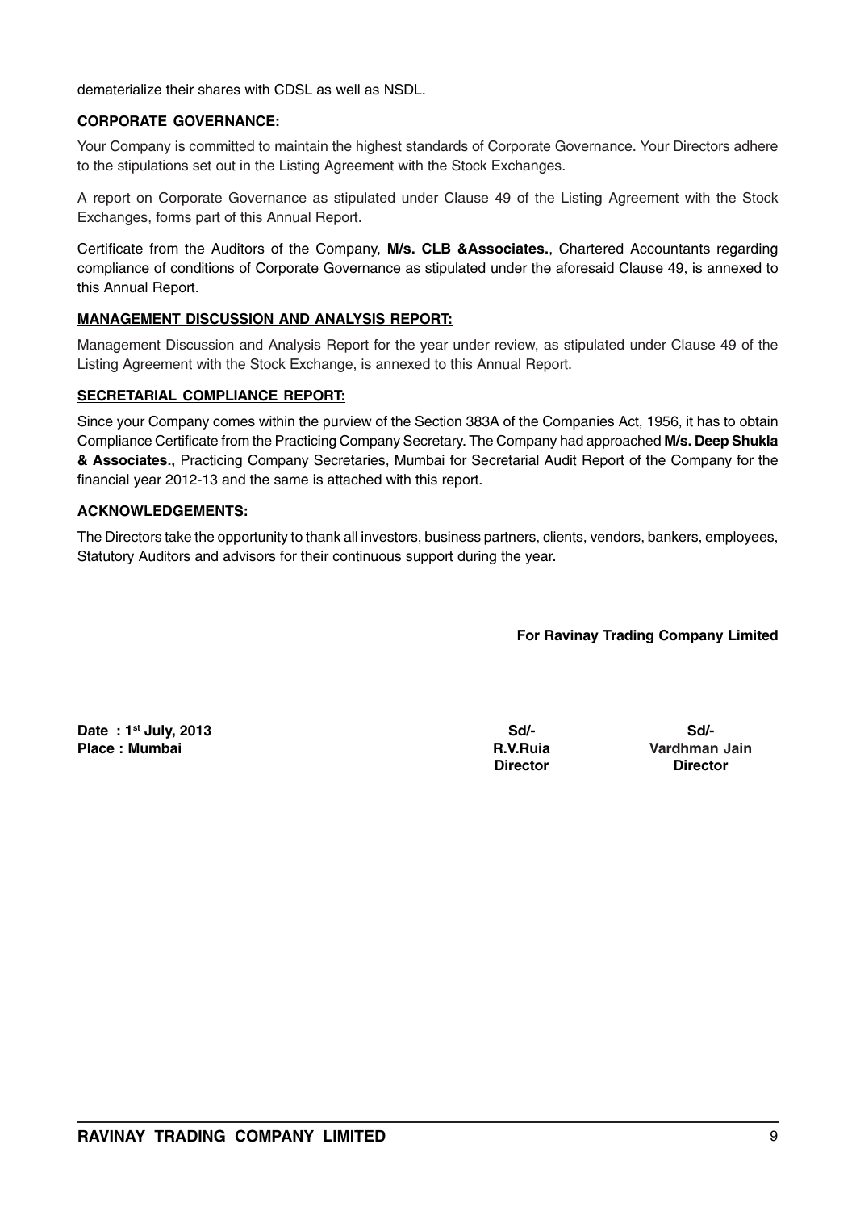dematerialize their shares with CDSL as well as NSDL.

## CORPORATE GOVERNANCE:

Your Company is committed to maintain the highest standards of Corporate Governance. Your Directors adhere to the stipulations set out in the Listing Agreement with the Stock Exchanges.

A report on Corporate Governance as stipulated under Clause 49 of the Listing Agreement with the Stock Exchanges, forms part of this Annual Report.

Certificate from the Auditors of the Company, **M/s. CLB &Associates.**, Chartered Accountants regarding compliance of conditions of Corporate Governance as stipulated under the aforesaid Clause 49, is annexed to this Annual Report.

## MANAGEMENT DISCUSSION AND ANALYSIS REPORT:

Management Discussion and Analysis Report for the year under review, as stipulated under Clause 49 of the Listing Agreement with the Stock Exchange, is annexed to this Annual Report.

## SECRETARIAL COMPLIANCE REPORT:

Since your Company comes within the purview of the Section 383A of the Companies Act, 1956, it has to obtain Compliance Certificate from the Practicing Company Secretary. The Company had approached **M/s. Deep Shukla & Associates.,** Practicing Company Secretaries, Mumbai for Secretarial Audit Report of the Company for the financial year 2012-13 and the same is attached with this report.

## ACKNOWLEDGEMENTS:

The Directors take the opportunity to thank all investors, business partners, clients, vendors, bankers, employees, Statutory Auditors and advisors for their continuous support during the year.

**For Ravinay Trading Company Limited**

**Date : 1st July, 2013**
**Place : Mumbai**

| Sd/- | Sd/- |
|---|---|
| **R.V.Ruia** | **Vardhman Jain** |
| **Director** | **Director** |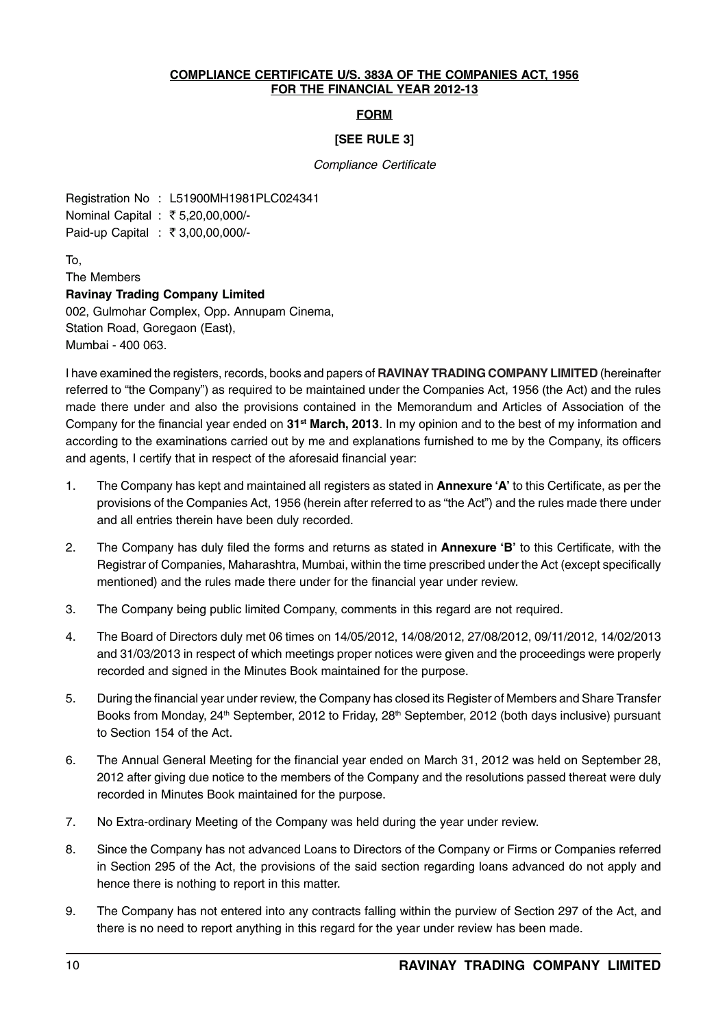**COMPLIANCE CERTIFICATE U/S. 383A OF THE COMPANIES ACT, 1956**
**FOR THE FINANCIAL YEAR 2012-13**

**FORM**

**[SEE RULE 3]**

*Compliance Certificate*

Registration No : L51900MH1981PLC024341
Nominal Capital : ₹ 5,20,00,000/-
Paid-up Capital : ₹ 3,00,00,000/-

To,
The Members
**Ravinay Trading Company Limited**
002, Gulmohar Complex, Opp. Annupam Cinema,
Station Road, Goregaon (East),
Mumbai - 400 063.

I have examined the registers, records, books and papers of **RAVINAY TRADING COMPANY LIMITED** (hereinafter referred to "the Company") as required to be maintained under the Companies Act, 1956 (the Act) and the rules made there under and also the provisions contained in the Memorandum and Articles of Association of the Company for the financial year ended on **31st March, 2013**. In my opinion and to the best of my information and according to the examinations carried out by me and explanations furnished to me by the Company, its officers and agents, I certify that in respect of the aforesaid financial year:

1. The Company has kept and maintained all registers as stated in **Annexure 'A'** to this Certificate, as per the provisions of the Companies Act, 1956 (herein after referred to as "the Act") and the rules made there under and all entries therein have been duly recorded.
2. The Company has duly filed the forms and returns as stated in **Annexure 'B'** to this Certificate, with the Registrar of Companies, Maharashtra, Mumbai, within the time prescribed under the Act (except specifically mentioned) and the rules made there under for the financial year under review.
3. The Company being public limited Company, comments in this regard are not required.
4. The Board of Directors duly met 06 times on 14/05/2012, 14/08/2012, 27/08/2012, 09/11/2012, 14/02/2013 and 31/03/2013 in respect of which meetings proper notices were given and the proceedings were properly recorded and signed in the Minutes Book maintained for the purpose.
5. During the financial year under review, the Company has closed its Register of Members and Share Transfer Books from Monday, 24th September, 2012 to Friday, 28th September, 2012 (both days inclusive) pursuant to Section 154 of the Act.
6. The Annual General Meeting for the financial year ended on March 31, 2012 was held on September 28, 2012 after giving due notice to the members of the Company and the resolutions passed thereat were duly recorded in Minutes Book maintained for the purpose.
7. No Extra-ordinary Meeting of the Company was held during the year under review.
8. Since the Company has not advanced Loans to Directors of the Company or Firms or Companies referred in Section 295 of the Act, the provisions of the said section regarding loans advanced do not apply and hence there is nothing to report in this matter.
9. The Company has not entered into any contracts falling within the purview of Section 297 of the Act, and there is no need to report anything in this regard for the year under review has been made.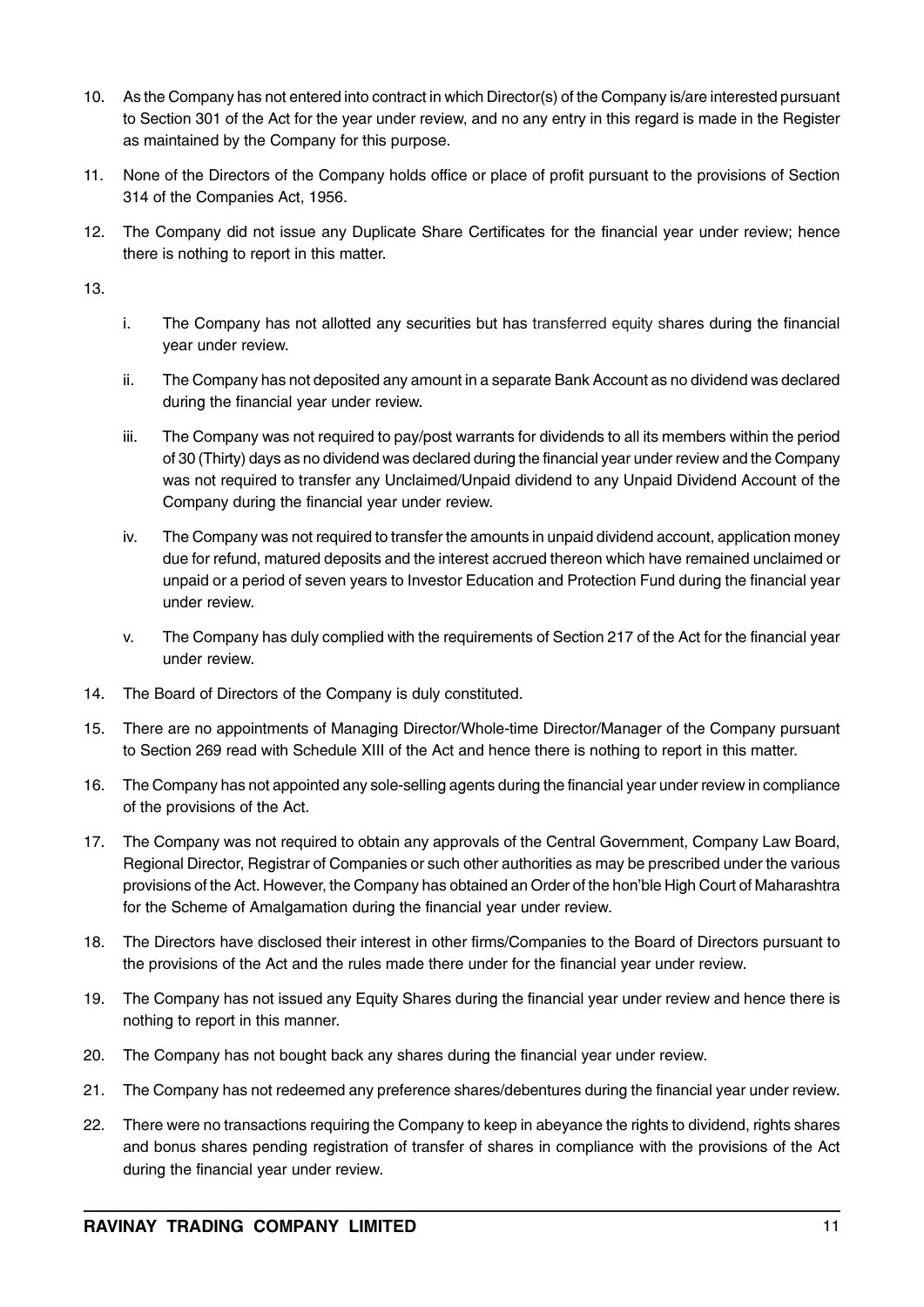10. As the Company has not entered into contract in which Director(s) of the Company is/are interested pursuant to Section 301 of the Act for the year under review, and no any entry in this regard is made in the Register as maintained by the Company for this purpose.

11. None of the Directors of the Company holds office or place of profit pursuant to the provisions of Section 314 of the Companies Act, 1956.

12. The Company did not issue any Duplicate Share Certificates for the financial year under review; hence there is nothing to report in this matter.

13.

    i. The Company has not allotted any securities but has transferred equity shares during the financial year under review.

    ii. The Company has not deposited any amount in a separate Bank Account as no dividend was declared during the financial year under review.

    iii. The Company was not required to pay/post warrants for dividends to all its members within the period of 30 (Thirty) days as no dividend was declared during the financial year under review and the Company was not required to transfer any Unclaimed/Unpaid dividend to any Unpaid Dividend Account of the Company during the financial year under review.

    iv. The Company was not required to transfer the amounts in unpaid dividend account, application money due for refund, matured deposits and the interest accrued thereon which have remained unclaimed or unpaid or a period of seven years to Investor Education and Protection Fund during the financial year under review.

    v. The Company has duly complied with the requirements of Section 217 of the Act for the financial year under review.

14. The Board of Directors of the Company is duly constituted.

15. There are no appointments of Managing Director/Whole-time Director/Manager of the Company pursuant to Section 269 read with Schedule XIII of the Act and hence there is nothing to report in this matter.

16. The Company has not appointed any sole-selling agents during the financial year under review in compliance of the provisions of the Act.

17. The Company was not required to obtain any approvals of the Central Government, Company Law Board, Regional Director, Registrar of Companies or such other authorities as may be prescribed under the various provisions of the Act. However, the Company has obtained an Order of the hon'ble High Court of Maharashtra for the Scheme of Amalgamation during the financial year under review.

18. The Directors have disclosed their interest in other firms/Companies to the Board of Directors pursuant to the provisions of the Act and the rules made there under for the financial year under review.

19. The Company has not issued any Equity Shares during the financial year under review and hence there is nothing to report in this manner.

20. The Company has not bought back any shares during the financial year under review.

21. The Company has not redeemed any preference shares/debentures during the financial year under review.

22. There were no transactions requiring the Company to keep in abeyance the rights to dividend, rights shares and bonus shares pending registration of transfer of shares in compliance with the provisions of the Act during the financial year under review.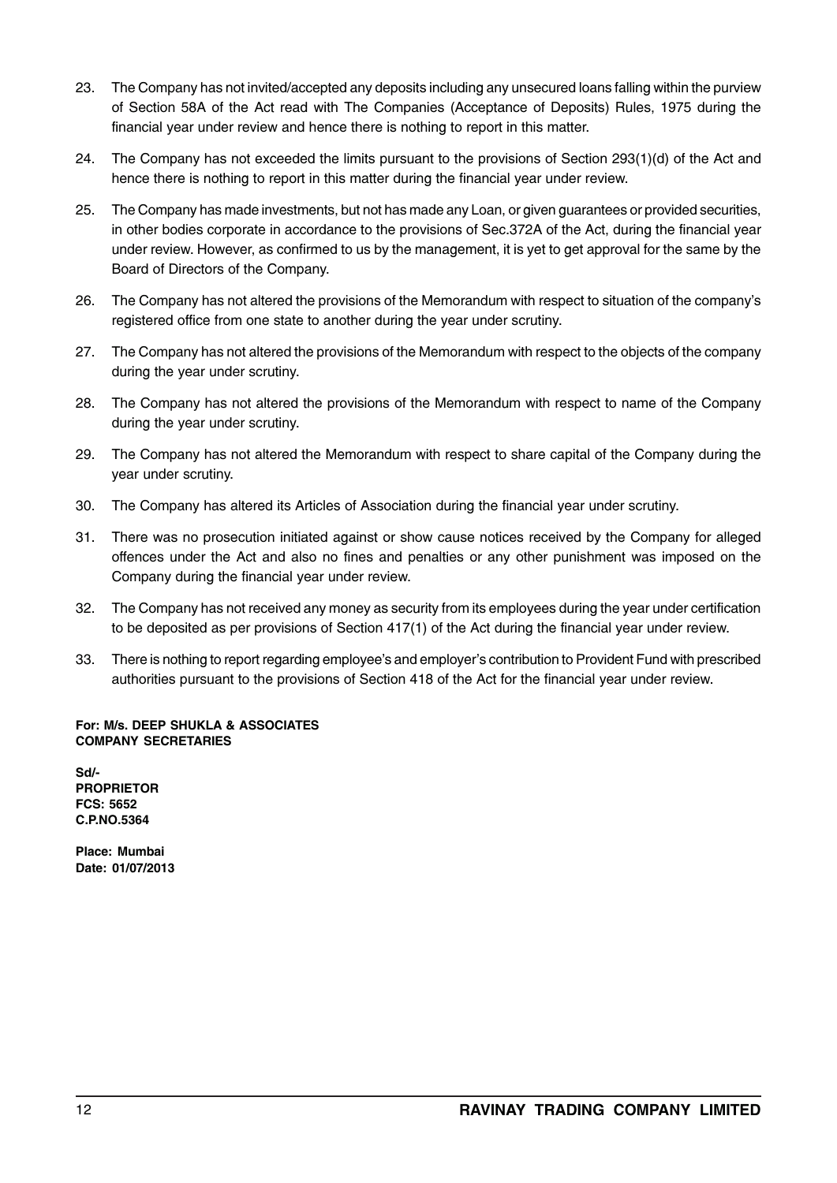23. The Company has not invited/accepted any deposits including any unsecured loans falling within the purview of Section 58A of the Act read with The Companies (Acceptance of Deposits) Rules, 1975 during the financial year under review and hence there is nothing to report in this matter.

24. The Company has not exceeded the limits pursuant to the provisions of Section 293(1)(d) of the Act and hence there is nothing to report in this matter during the financial year under review.

25. The Company has made investments, but not has made any Loan, or given guarantees or provided securities, in other bodies corporate in accordance to the provisions of Sec.372A of the Act, during the financial year under review. However, as confirmed to us by the management, it is yet to get approval for the same by the Board of Directors of the Company.

26. The Company has not altered the provisions of the Memorandum with respect to situation of the company's registered office from one state to another during the year under scrutiny.

27. The Company has not altered the provisions of the Memorandum with respect to the objects of the company during the year under scrutiny.

28. The Company has not altered the provisions of the Memorandum with respect to name of the Company during the year under scrutiny.

29. The Company has not altered the Memorandum with respect to share capital of the Company during the year under scrutiny.

30. The Company has altered its Articles of Association during the financial year under scrutiny.

31. There was no prosecution initiated against or show cause notices received by the Company for alleged offences under the Act and also no fines and penalties or any other punishment was imposed on the Company during the financial year under review.

32. The Company has not received any money as security from its employees during the year under certification to be deposited as per provisions of Section 417(1) of the Act during the financial year under review.

33. There is nothing to report regarding employee's and employer's contribution to Provident Fund with prescribed authorities pursuant to the provisions of Section 418 of the Act for the financial year under review.

**For: M/s. DEEP SHUKLA & ASSOCIATES**
**COMPANY SECRETARIES**

**Sd/-**
**PROPRIETOR**
**FCS: 5652**
**C.P.NO.5364**

**Place: Mumbai**
**Date: 01/07/2013**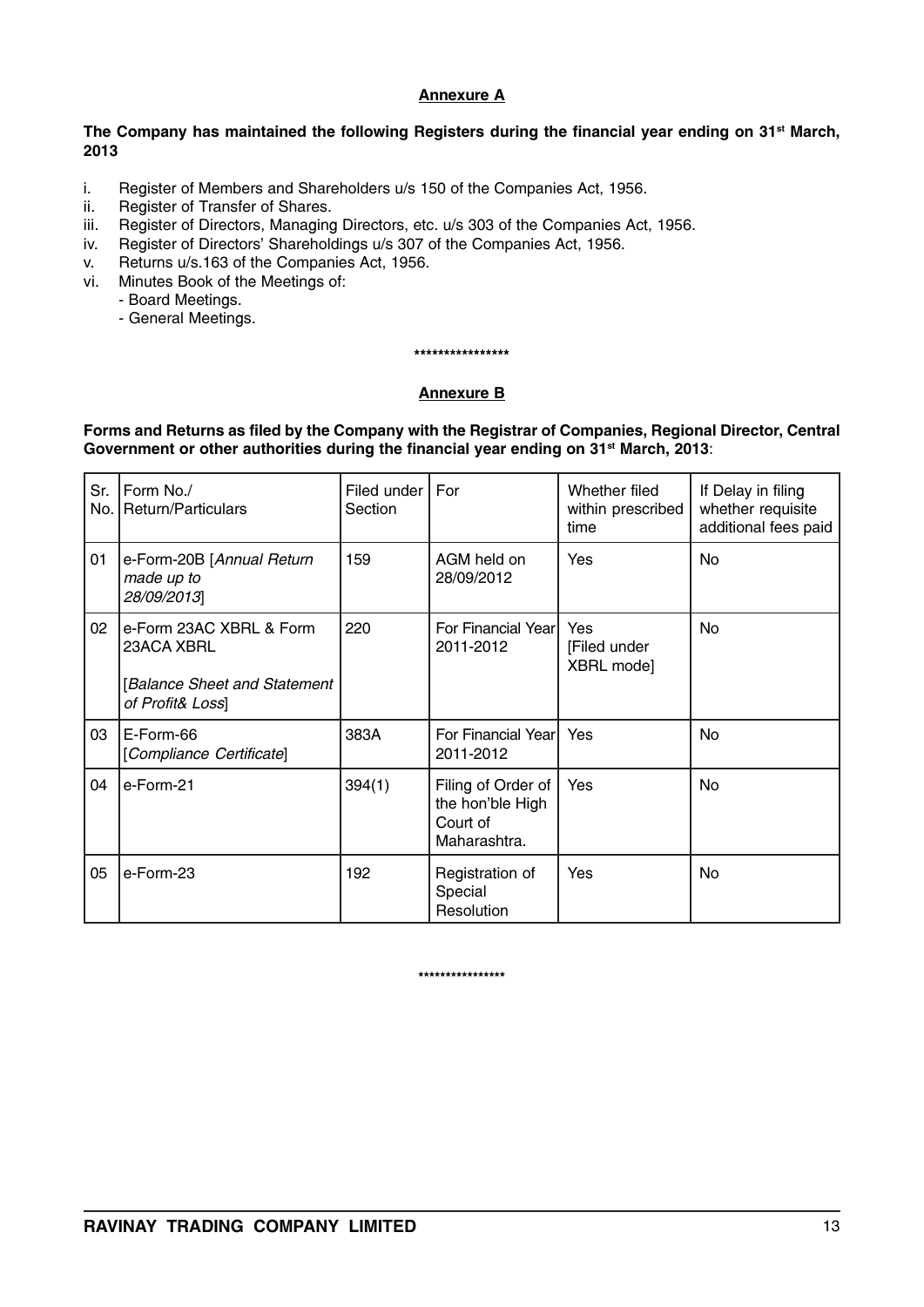## Annexure A

**The Company has maintained the following Registers during the financial year ending on 31st March, 2013**

i. Register of Members and Shareholders u/s 150 of the Companies Act, 1956.
ii. Register of Transfer of Shares.
iii. Register of Directors, Managing Directors, etc. u/s 303 of the Companies Act, 1956.
iv. Register of Directors' Shareholdings u/s 307 of the Companies Act, 1956.
v. Returns u/s.163 of the Companies Act, 1956.
vi. Minutes Book of the Meetings of:
   - Board Meetings.
   - General Meetings.

****************

## Annexure B

**Forms and Returns as filed by the Company with the Registrar of Companies, Regional Director, Central Government or other authorities during the financial year ending on 31st March, 2013**:

| Sr. No. | Form No./ Return/Particulars | Filed under Section | For | Whether filed within prescribed time | If Delay in filing whether requisite additional fees paid |
|---|---|---|---|---|---|
| 01 | e-Form-20B [*Annual Return made up to 28/09/2013*] | 159 | AGM held on 28/09/2012 | Yes | No |
| 02 | e-Form 23AC XBRL & Form 23ACA XBRL [*Balance Sheet and Statement of Profit& Loss*] | 220 | For Financial Year 2011-2012 | Yes [Filed under XBRL mode] | No |
| 03 | E-Form-66 [*Compliance Certificate*] | 383A | For Financial Year 2011-2012 | Yes | No |
| 04 | e-Form-21 | 394(1) | Filing of Order of the hon'ble High Court of Maharashtra. | Yes | No |
| 05 | e-Form-23 | 192 | Registration of Special Resolution | Yes | No |

****************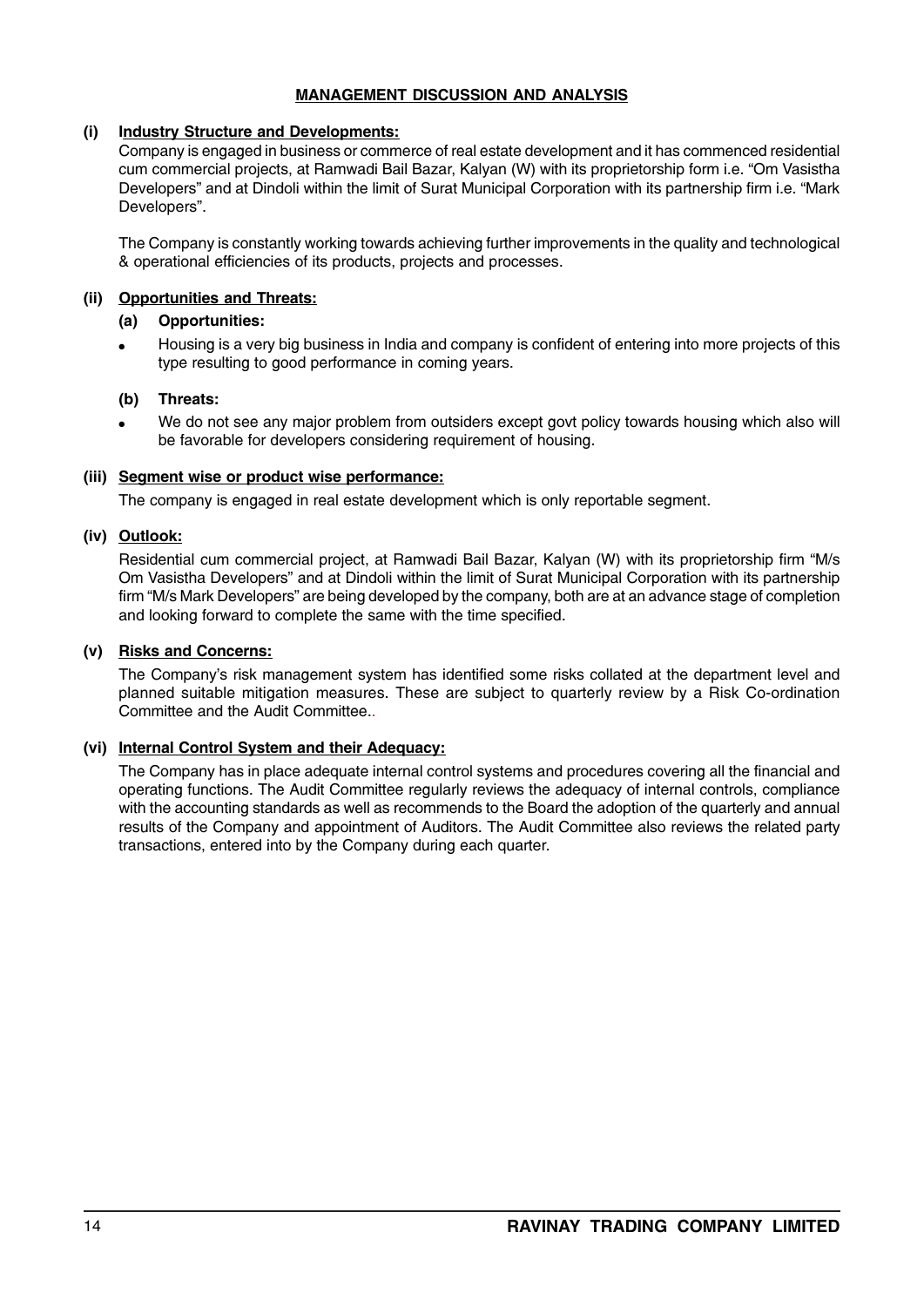## MANAGEMENT DISCUSSION AND ANALYSIS

### (i) Industry Structure and Developments:

Company is engaged in business or commerce of real estate development and it has commenced residential cum commercial projects, at Ramwadi Bail Bazar, Kalyan (W) with its proprietorship form i.e. "Om Vasistha Developers" and at Dindoli within the limit of Surat Municipal Corporation with its partnership firm i.e. "Mark Developers".

The Company is constantly working towards achieving further improvements in the quality and technological & operational efficiencies of its products, projects and processes.

### (ii) Opportunities and Threats:

**(a) Opportunities:**

- Housing is a very big business in India and company is confident of entering into more projects of this type resulting to good performance in coming years.

**(b) Threats:**

- We do not see any major problem from outsiders except govt policy towards housing which also will be favorable for developers considering requirement of housing.

### (iii) Segment wise or product wise performance:

The company is engaged in real estate development which is only reportable segment.

### (iv) Outlook:

Residential cum commercial project, at Ramwadi Bail Bazar, Kalyan (W) with its proprietorship firm "M/s Om Vasistha Developers" and at Dindoli within the limit of Surat Municipal Corporation with its partnership firm "M/s Mark Developers" are being developed by the company, both are at an advance stage of completion and looking forward to complete the same with the time specified.

### (v) Risks and Concerns:

The Company's risk management system has identified some risks collated at the department level and planned suitable mitigation measures. These are subject to quarterly review by a Risk Co-ordination Committee and the Audit Committee..

### (vi) Internal Control System and their Adequacy:

The Company has in place adequate internal control systems and procedures covering all the financial and operating functions. The Audit Committee regularly reviews the adequacy of internal controls, compliance with the accounting standards as well as recommends to the Board the adoption of the quarterly and annual results of the Company and appointment of Auditors. The Audit Committee also reviews the related party transactions, entered into by the Company during each quarter.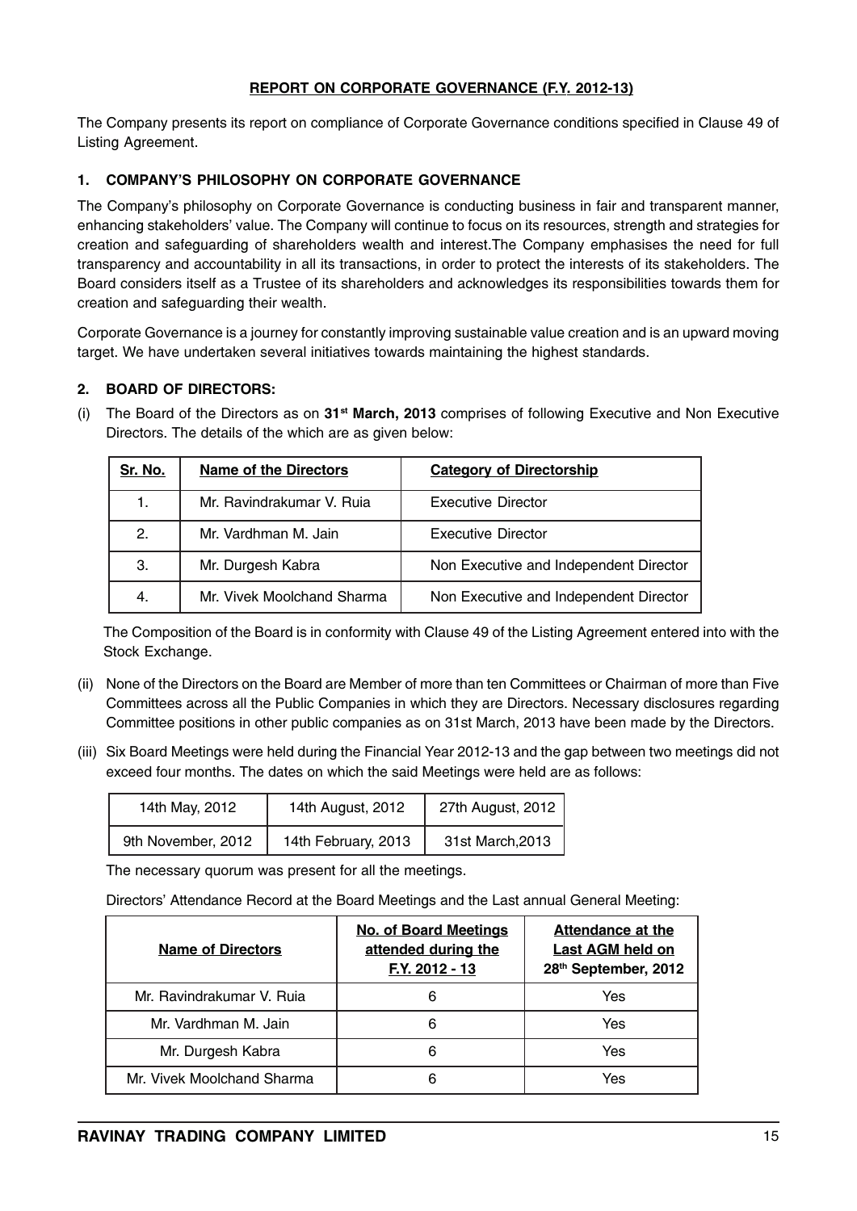## REPORT ON CORPORATE GOVERNANCE (F.Y. 2012-13)

The Company presents its report on compliance of Corporate Governance conditions specified in Clause 49 of Listing Agreement.

### 1. COMPANY'S PHILOSOPHY ON CORPORATE GOVERNANCE

The Company's philosophy on Corporate Governance is conducting business in fair and transparent manner, enhancing stakeholders' value. The Company will continue to focus on its resources, strength and strategies for creation and safeguarding of shareholders wealth and interest.The Company emphasises the need for full transparency and accountability in all its transactions, in order to protect the interests of its stakeholders. The Board considers itself as a Trustee of its shareholders and acknowledges its responsibilities towards them for creation and safeguarding their wealth.

Corporate Governance is a journey for constantly improving sustainable value creation and is an upward moving target. We have undertaken several initiatives towards maintaining the highest standards.

### 2. BOARD OF DIRECTORS:

(i) The Board of the Directors as on **31st March, 2013** comprises of following Executive and Non Executive Directors. The details of the which are as given below:

| Sr. No. | Name of the Directors | Category of Directorship |
|---|---|---|
| 1. | Mr. Ravindrakumar V. Ruia | Executive Director |
| 2. | Mr. Vardhman M. Jain | Executive Director |
| 3. | Mr. Durgesh Kabra | Non Executive and Independent Director |
| 4. | Mr. Vivek Moolchand Sharma | Non Executive and Independent Director |

The Composition of the Board is in conformity with Clause 49 of the Listing Agreement entered into with the Stock Exchange.

(ii) None of the Directors on the Board are Member of more than ten Committees or Chairman of more than Five Committees across all the Public Companies in which they are Directors. Necessary disclosures regarding Committee positions in other public companies as on 31st March, 2013 have been made by the Directors.

(iii) Six Board Meetings were held during the Financial Year 2012-13 and the gap between two meetings did not exceed four months. The dates on which the said Meetings were held are as follows:

| | | |
|---|---|---|
| 14th May, 2012 | 14th August, 2012 | 27th August, 2012 |
| 9th November, 2012 | 14th February, 2013 | 31st March,2013 |

The necessary quorum was present for all the meetings.

Directors' Attendance Record at the Board Meetings and the Last annual General Meeting:

| Name of Directors | No. of Board Meetings attended during the F.Y. 2012 - 13 | Attendance at the Last AGM held on 28th September, 2012 |
|---|---|---|
| Mr. Ravindrakumar V. Ruia | 6 | Yes |
| Mr. Vardhman M. Jain | 6 | Yes |
| Mr. Durgesh Kabra | 6 | Yes |
| Mr. Vivek Moolchand Sharma | 6 | Yes |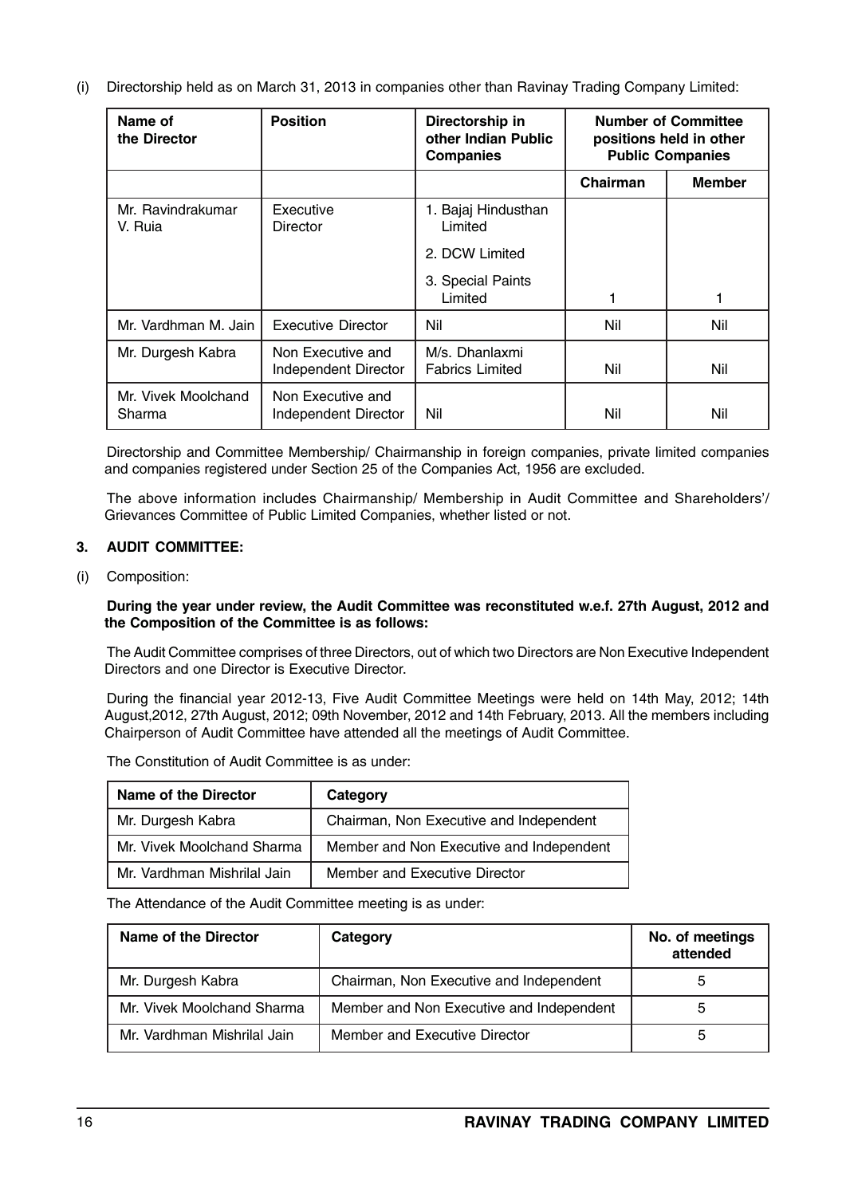(i) Directorship held as on March 31, 2013 in companies other than Ravinay Trading Company Limited:

| Name of the Director | Position | Directorship in other Indian Public Companies | Number of Committee positions held in other Public Companies | |
|---|---|---|---|---|
| | | | Chairman | Member |
| Mr. Ravindrakumar V. Ruia | Executive Director | 1. Bajaj Hindusthan Limited<br>2. DCW Limited<br>3. Special Paints Limited | 1 | 1 |
| Mr. Vardhman M. Jain | Executive Director | Nil | Nil | Nil |
| Mr. Durgesh Kabra | Non Executive and Independent Director | M/s. Dhanlaxmi Fabrics Limited | Nil | Nil |
| Mr. Vivek Moolchand Sharma | Non Executive and Independent Director | Nil | Nil | Nil |

Directorship and Committee Membership/ Chairmanship in foreign companies, private limited companies and companies registered under Section 25 of the Companies Act, 1956 are excluded.

The above information includes Chairmanship/ Membership in Audit Committee and Shareholders'/ Grievances Committee of Public Limited Companies, whether listed or not.

### 3. AUDIT COMMITTEE:

(i) Composition:

**During the year under review, the Audit Committee was reconstituted w.e.f. 27th August, 2012 and the Composition of the Committee is as follows:**

The Audit Committee comprises of three Directors, out of which two Directors are Non Executive Independent Directors and one Director is Executive Director.

During the financial year 2012-13, Five Audit Committee Meetings were held on 14th May, 2012; 14th August,2012, 27th August, 2012; 09th November, 2012 and 14th February, 2013. All the members including Chairperson of Audit Committee have attended all the meetings of Audit Committee.

The Constitution of Audit Committee is as under:

| Name of the Director | Category |
|---|---|
| Mr. Durgesh Kabra | Chairman, Non Executive and Independent |
| Mr. Vivek Moolchand Sharma | Member and Non Executive and Independent |
| Mr. Vardhman Mishrilal Jain | Member and Executive Director |

The Attendance of the Audit Committee meeting is as under:

| Name of the Director | Category | No. of meetings attended |
|---|---|---|
| Mr. Durgesh Kabra | Chairman, Non Executive and Independent | 5 |
| Mr. Vivek Moolchand Sharma | Member and Non Executive and Independent | 5 |
| Mr. Vardhman Mishrilal Jain | Member and Executive Director | 5 |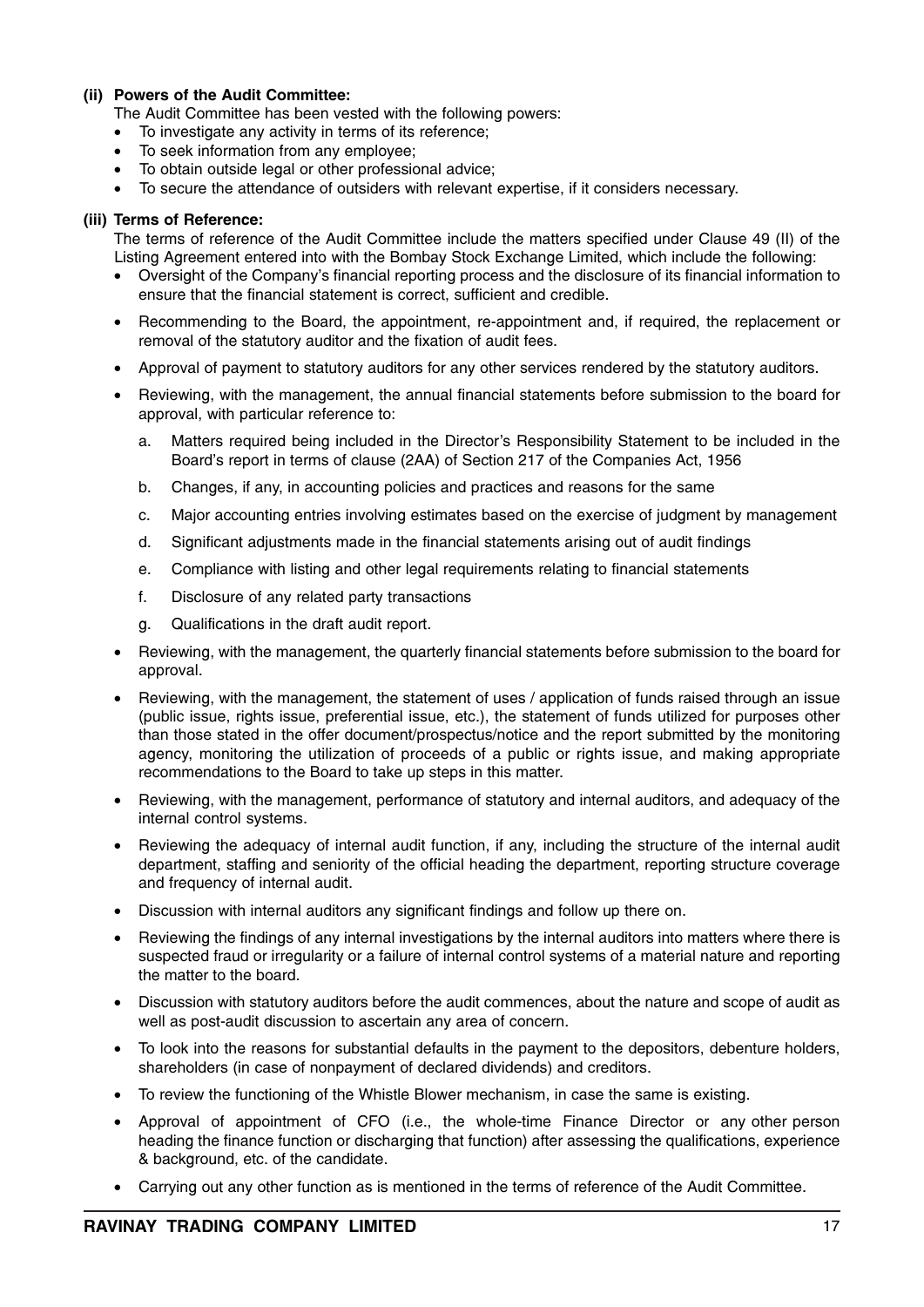**(ii) Powers of the Audit Committee:**

The Audit Committee has been vested with the following powers:

- To investigate any activity in terms of its reference;
- To seek information from any employee;
- To obtain outside legal or other professional advice;
- To secure the attendance of outsiders with relevant expertise, if it considers necessary.

**(iii) Terms of Reference:**

The terms of reference of the Audit Committee include the matters specified under Clause 49 (II) of the Listing Agreement entered into with the Bombay Stock Exchange Limited, which include the following:

- Oversight of the Company's financial reporting process and the disclosure of its financial information to ensure that the financial statement is correct, sufficient and credible.
- Recommending to the Board, the appointment, re-appointment and, if required, the replacement or removal of the statutory auditor and the fixation of audit fees.
- Approval of payment to statutory auditors for any other services rendered by the statutory auditors.
- Reviewing, with the management, the annual financial statements before submission to the board for approval, with particular reference to:
  a. Matters required being included in the Director's Responsibility Statement to be included in the Board's report in terms of clause (2AA) of Section 217 of the Companies Act, 1956
  b. Changes, if any, in accounting policies and practices and reasons for the same
  c. Major accounting entries involving estimates based on the exercise of judgment by management
  d. Significant adjustments made in the financial statements arising out of audit findings
  e. Compliance with listing and other legal requirements relating to financial statements
  f. Disclosure of any related party transactions
  g. Qualifications in the draft audit report.
- Reviewing, with the management, the quarterly financial statements before submission to the board for approval.
- Reviewing, with the management, the statement of uses / application of funds raised through an issue (public issue, rights issue, preferential issue, etc.), the statement of funds utilized for purposes other than those stated in the offer document/prospectus/notice and the report submitted by the monitoring agency, monitoring the utilization of proceeds of a public or rights issue, and making appropriate recommendations to the Board to take up steps in this matter.
- Reviewing, with the management, performance of statutory and internal auditors, and adequacy of the internal control systems.
- Reviewing the adequacy of internal audit function, if any, including the structure of the internal audit department, staffing and seniority of the official heading the department, reporting structure coverage and frequency of internal audit.
- Discussion with internal auditors any significant findings and follow up there on.
- Reviewing the findings of any internal investigations by the internal auditors into matters where there is suspected fraud or irregularity or a failure of internal control systems of a material nature and reporting the matter to the board.
- Discussion with statutory auditors before the audit commences, about the nature and scope of audit as well as post-audit discussion to ascertain any area of concern.
- To look into the reasons for substantial defaults in the payment to the depositors, debenture holders, shareholders (in case of nonpayment of declared dividends) and creditors.
- To review the functioning of the Whistle Blower mechanism, in case the same is existing.
- Approval of appointment of CFO (i.e., the whole-time Finance Director or any other person heading the finance function or discharging that function) after assessing the qualifications, experience & background, etc. of the candidate.
- Carrying out any other function as is mentioned in the terms of reference of the Audit Committee.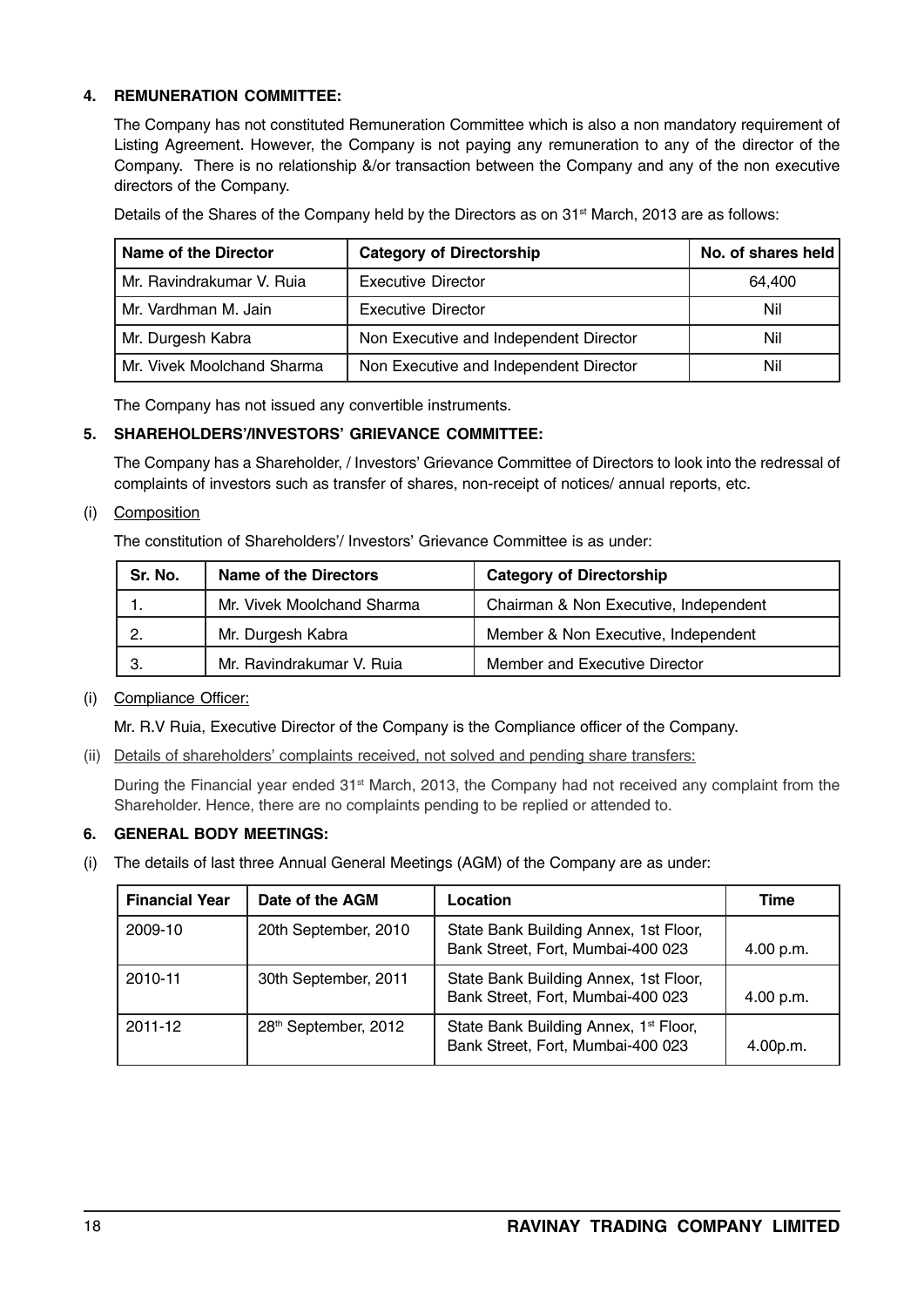### 4. REMUNERATION COMMITTEE:

The Company has not constituted Remuneration Committee which is also a non mandatory requirement of Listing Agreement. However, the Company is not paying any remuneration to any of the director of the Company. There is no relationship &/or transaction between the Company and any of the non executive directors of the Company.

Details of the Shares of the Company held by the Directors as on 31st March, 2013 are as follows:

| Name of the Director | Category of Directorship | No. of shares held |
|---|---|---|
| Mr. Ravindrakumar V. Ruia | Executive Director | 64,400 |
| Mr. Vardhman M. Jain | Executive Director | Nil |
| Mr. Durgesh Kabra | Non Executive and Independent Director | Nil |
| Mr. Vivek Moolchand Sharma | Non Executive and Independent Director | Nil |

The Company has not issued any convertible instruments.

### 5. SHAREHOLDERS'/INVESTORS' GRIEVANCE COMMITTEE:

The Company has a Shareholder, / Investors' Grievance Committee of Directors to look into the redressal of complaints of investors such as transfer of shares, non-receipt of notices/ annual reports, etc.

(i) Composition

The constitution of Shareholders'/ Investors' Grievance Committee is as under:

| Sr. No. | Name of the Directors | Category of Directorship |
|---|---|---|
| 1. | Mr. Vivek Moolchand Sharma | Chairman & Non Executive, Independent |
| 2. | Mr. Durgesh Kabra | Member & Non Executive, Independent |
| 3. | Mr. Ravindrakumar V. Ruia | Member and Executive Director |

(i) Compliance Officer:

Mr. R.V Ruia, Executive Director of the Company is the Compliance officer of the Company.

(ii) Details of shareholders' complaints received, not solved and pending share transfers:

During the Financial year ended 31st March, 2013, the Company had not received any complaint from the Shareholder. Hence, there are no complaints pending to be replied or attended to.

### 6. GENERAL BODY MEETINGS:

(i) The details of last three Annual General Meetings (AGM) of the Company are as under:

| Financial Year | Date of the AGM | Location | Time |
|---|---|---|---|
| 2009-10 | 20th September, 2010 | State Bank Building Annex, 1st Floor, Bank Street, Fort, Mumbai-400 023 | 4.00 p.m. |
| 2010-11 | 30th September, 2011 | State Bank Building Annex, 1st Floor, Bank Street, Fort, Mumbai-400 023 | 4.00 p.m. |
| 2011-12 | 28th September, 2012 | State Bank Building Annex, 1st Floor, Bank Street, Fort, Mumbai-400 023 | 4.00p.m. |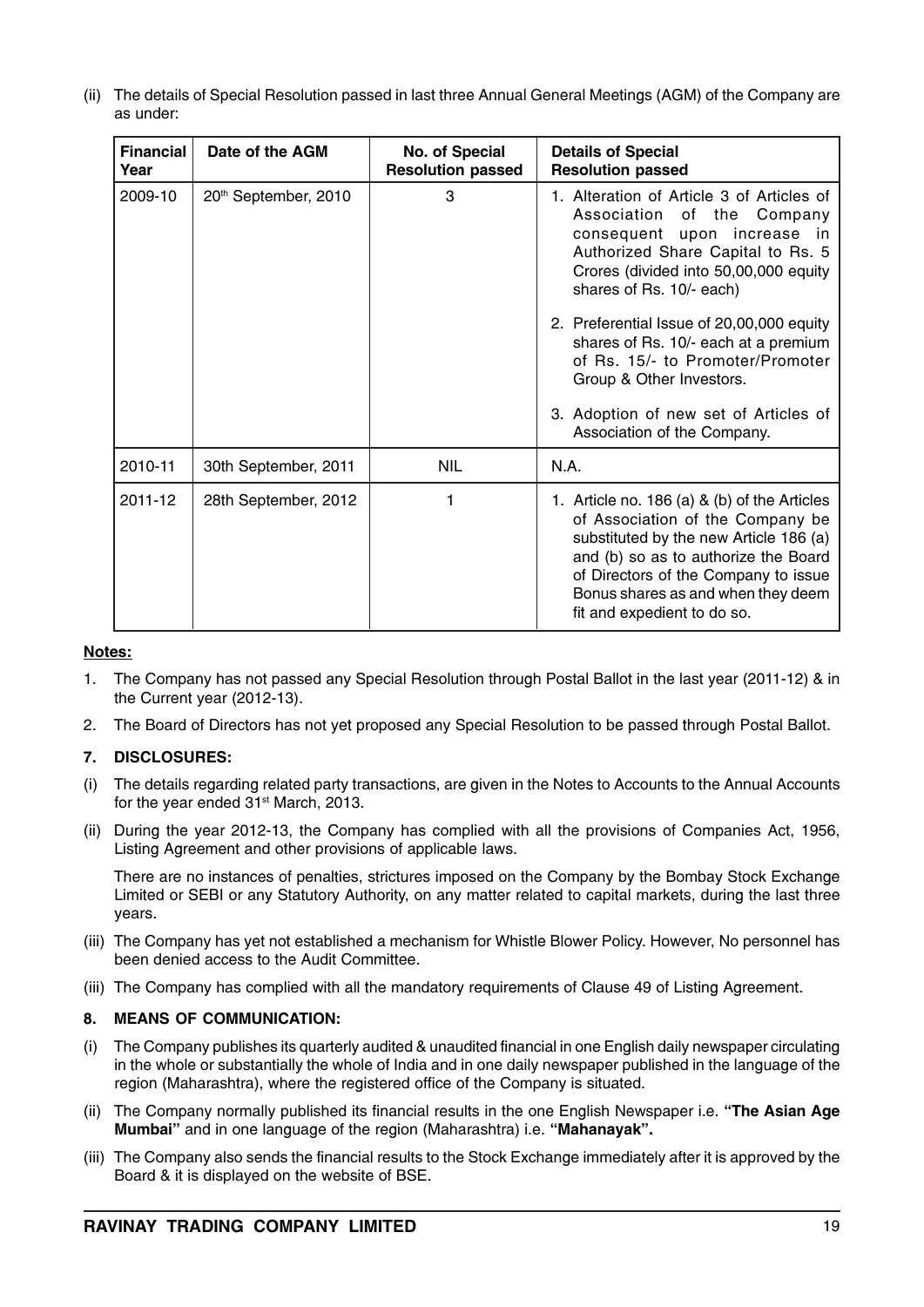(ii) The details of Special Resolution passed in last three Annual General Meetings (AGM) of the Company are as under:

| Financial Year | Date of the AGM | No. of Special Resolution passed | Details of Special Resolution passed |
|---|---|---|---|
| 2009-10 | 20th September, 2010 | 3 | 1. Alteration of Article 3 of Articles of Association of the Company consequent upon increase in Authorized Share Capital to Rs. 5 Crores (divided into 50,00,000 equity shares of Rs. 10/- each)<br>2. Preferential Issue of 20,00,000 equity shares of Rs. 10/- each at a premium of Rs. 15/- to Promoter/Promoter Group & Other Investors.<br>3. Adoption of new set of Articles of Association of the Company. |
| 2010-11 | 30th September, 2011 | NIL | N.A. |
| 2011-12 | 28th September, 2012 | 1 | 1. Article no. 186 (a) & (b) of the Articles of Association of the Company be substituted by the new Article 186 (a) and (b) so as to authorize the Board of Directors of the Company to issue Bonus shares as and when they deem fit and expedient to do so. |

**Notes:**

1. The Company has not passed any Special Resolution through Postal Ballot in the last year (2011-12) & in the Current year (2012-13).
2. The Board of Directors has not yet proposed any Special Resolution to be passed through Postal Ballot.

## 7. DISCLOSURES:

(i) The details regarding related party transactions, are given in the Notes to Accounts to the Annual Accounts for the year ended 31st March, 2013.

(ii) During the year 2012-13, the Company has complied with all the provisions of Companies Act, 1956, Listing Agreement and other provisions of applicable laws.

There are no instances of penalties, strictures imposed on the Company by the Bombay Stock Exchange Limited or SEBI or any Statutory Authority, on any matter related to capital markets, during the last three years.

(iii) The Company has yet not established a mechanism for Whistle Blower Policy. However, No personnel has been denied access to the Audit Committee.

(iii) The Company has complied with all the mandatory requirements of Clause 49 of Listing Agreement.

## 8. MEANS OF COMMUNICATION:

(i) The Company publishes its quarterly audited & unaudited financial in one English daily newspaper circulating in the whole or substantially the whole of India and in one daily newspaper published in the language of the region (Maharashtra), where the registered office of the Company is situated.

(ii) The Company normally published its financial results in the one English Newspaper i.e. **"The Asian Age Mumbai"** and in one language of the region (Maharashtra) i.e. **"Mahanayak".**

(iii) The Company also sends the financial results to the Stock Exchange immediately after it is approved by the Board & it is displayed on the website of BSE.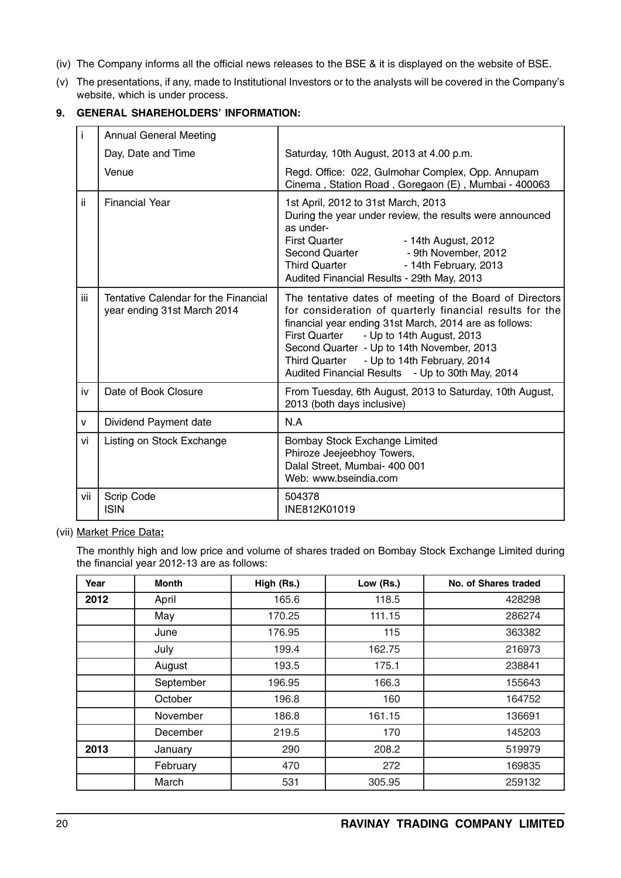(iv) The Company informs all the official news releases to the BSE & it is displayed on the website of BSE.

(v) The presentations, if any, made to Institutional Investors or to the analysts will be covered in the Company's website, which is under process.

## 9. GENERAL SHAREHOLDERS' INFORMATION:

| | | |
|---|---|---|
| i | Annual General Meeting | |
| | Day, Date and Time | Saturday, 10th August, 2013 at 4.00 p.m. |
| | Venue | Regd. Office: 022, Gulmohar Complex, Opp. Annupam Cinema , Station Road , Goregaon (E) , Mumbai - 400063 |
| ii | Financial Year | 1st April, 2012 to 31st March, 2013<br>During the year under review, the results were announced as under-<br>First Quarter - 14th August, 2012<br>Second Quarter - 9th November, 2012<br>Third Quarter - 14th February, 2013<br>Audited Financial Results - 29th May, 2013 |
| iii | Tentative Calendar for the Financial year ending 31st March 2014 | The tentative dates of meeting of the Board of Directors for consideration of quarterly financial results for the financial year ending 31st March, 2014 are as follows:<br>First Quarter - Up to 14th August, 2013<br>Second Quarter - Up to 14th November, 2013<br>Third Quarter - Up to 14th February, 2014<br>Audited Financial Results - Up to 30th May, 2014 |
| iv | Date of Book Closure | From Tuesday, 6th August, 2013 to Saturday, 10th August, 2013 (both days inclusive) |
| v | Dividend Payment date | N.A |
| vi | Listing on Stock Exchange | Bombay Stock Exchange Limited<br>Phiroze Jeejeebhoy Towers,<br>Dalal Street, Mumbai- 400 001<br>Web: www.bseindia.com |
| vii | Scrip Code<br>ISIN | 504378<br>INE812K01019 |

(vii) Market Price Data**:**

The monthly high and low price and volume of shares traded on Bombay Stock Exchange Limited during the financial year 2012-13 are as follows:

| Year | Month | High (Rs.) | Low (Rs.) | No. of Shares traded |
|---|---|---|---|---|
| **2012** | April | 165.6 | 118.5 | 428298 |
| | May | 170.25 | 111.15 | 286274 |
| | June | 176.95 | 115 | 363382 |
| | July | 199.4 | 162.75 | 216973 |
| | August | 193.5 | 175.1 | 238841 |
| | September | 196.95 | 166.3 | 155643 |
| | October | 196.8 | 160 | 164752 |
| | November | 186.8 | 161.15 | 136691 |
| | December | 219.5 | 170 | 145203 |
| **2013** | January | 290 | 208.2 | 519979 |
| | February | 470 | 272 | 169835 |
| | March | 531 | 305.95 | 259132 |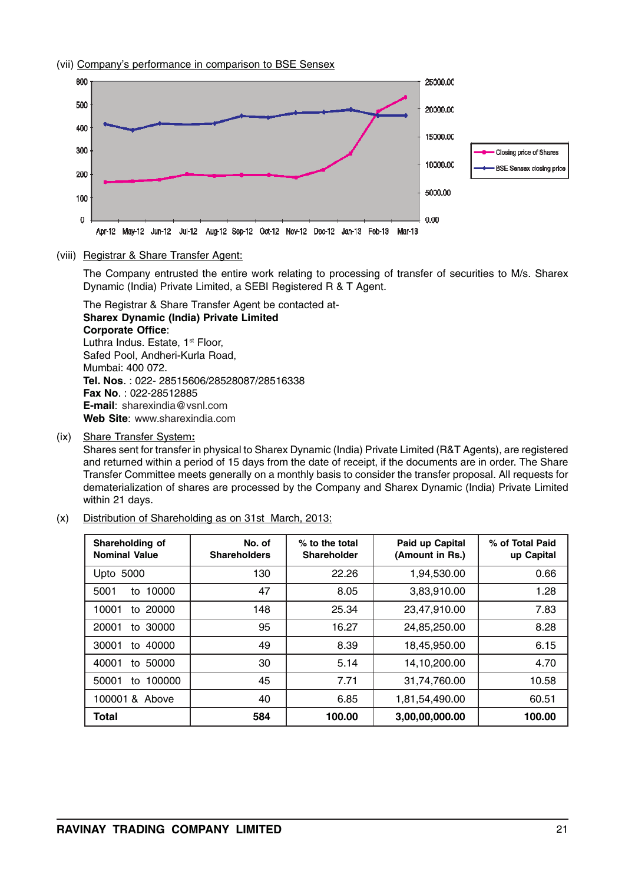(vii) Company's performance in comparison to BSE Sensex

(viii) Registrar & Share Transfer Agent:

The Company entrusted the entire work relating to processing of transfer of securities to M/s. Sharex Dynamic (India) Private Limited, a SEBI Registered R & T Agent.

The Registrar & Share Transfer Agent be contacted at-
**Sharex Dynamic (India) Private Limited**
**Corporate Office**:
Luthra Indus. Estate, 1st Floor,
Safed Pool, Andheri-Kurla Road,
Mumbai: 400 072.
**Tel. Nos**. : 022- 28515606/28528087/28516338
**Fax No**. : 022-28512885
**E-mail**: sharexindia@vsnl.com
**Web Site**: www.sharexindia.com

(ix) Share Transfer System:

Shares sent for transfer in physical to Sharex Dynamic (India) Private Limited (R&T Agents), are registered and returned within a period of 15 days from the date of receipt, if the documents are in order. The Share Transfer Committee meets generally on a monthly basis to consider the transfer proposal. All requests for dematerialization of shares are processed by the Company and Sharex Dynamic (India) Private Limited within 21 days.

(x) Distribution of Shareholding as on 31st March, 2013:

| Shareholding of Nominal Value | No. of Shareholders | % to the total Shareholder | Paid up Capital (Amount in Rs.) | % of Total Paid up Capital |
|---|---|---|---|---|
| Upto 5000 | 130 | 22.26 | 1,94,530.00 | 0.66 |
| 5001 to 10000 | 47 | 8.05 | 3,83,910.00 | 1.28 |
| 10001 to 20000 | 148 | 25.34 | 23,47,910.00 | 7.83 |
| 20001 to 30000 | 95 | 16.27 | 24,85,250.00 | 8.28 |
| 30001 to 40000 | 49 | 8.39 | 18,45,950.00 | 6.15 |
| 40001 to 50000 | 30 | 5.14 | 14,10,200.00 | 4.70 |
| 50001 to 100000 | 45 | 7.71 | 31,74,760.00 | 10.58 |
| 100001 & Above | 40 | 6.85 | 1,81,54,490.00 | 60.51 |
| **Total** | **584** | **100.00** | **3,00,00,000.00** | **100.00** |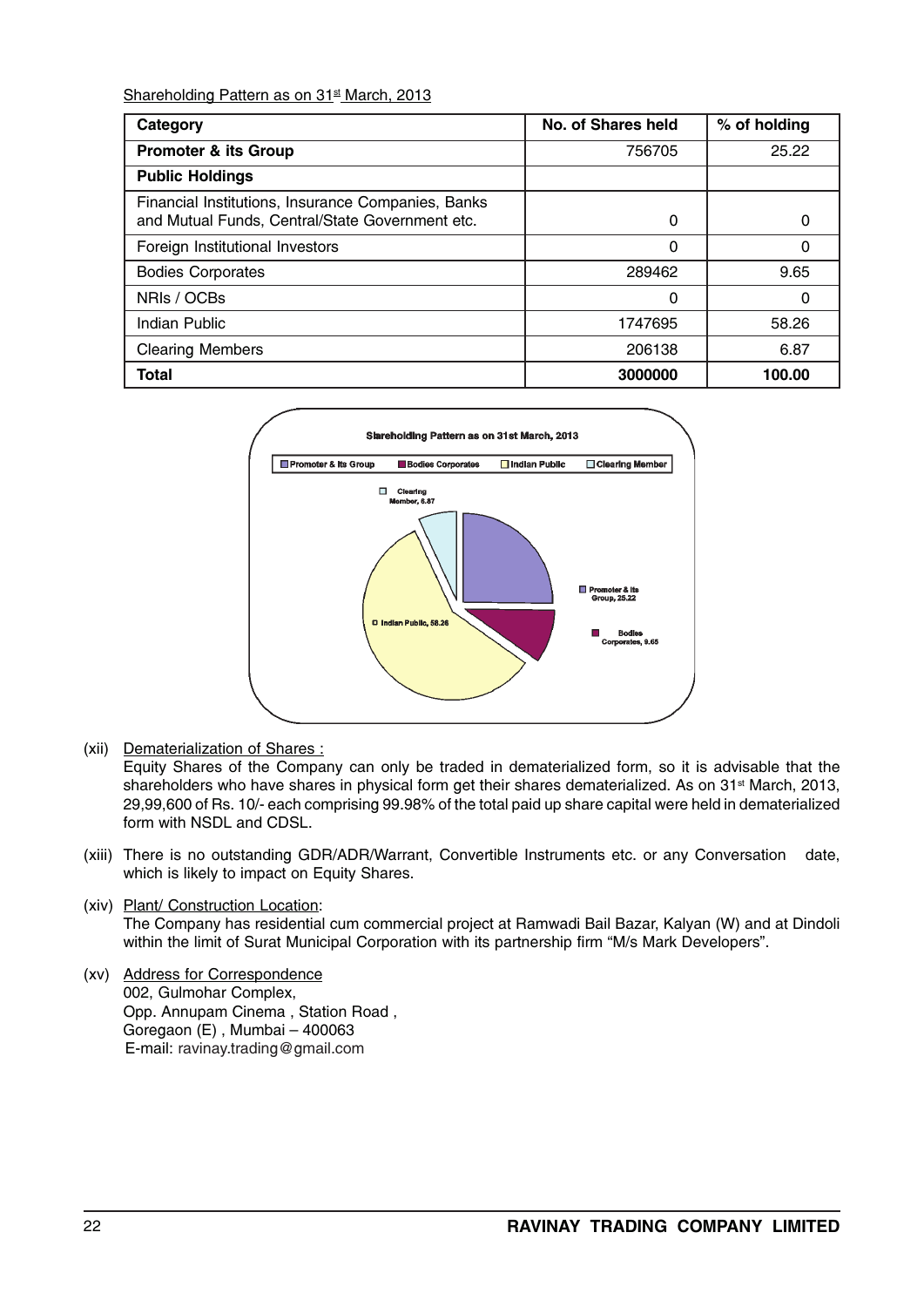Shareholding Pattern as on 31st March, 2013

| Category | No. of Shares held | % of holding |
|---|---|---|
| **Promoter & its Group** | 756705 | 25.22 |
| **Public Holdings** | | |
| Financial Institutions, Insurance Companies, Banks and Mutual Funds, Central/State Government etc. | 0 | 0 |
| Foreign Institutional Investors | 0 | 0 |
| Bodies Corporates | 289462 | 9.65 |
| NRIs / OCBs | 0 | 0 |
| Indian Public | 1747695 | 58.26 |
| Clearing Members | 206138 | 6.87 |
| **Total** | **3000000** | **100.00** |

Shareholding Pattern as on 31st March, 2013

Promoter & its Group, 25.22; Bodies Corporates, 9.65; Indian Public, 58.26; Clearing Member, 6.87

(xii) Dematerialization of Shares :
Equity Shares of the Company can only be traded in dematerialized form, so it is advisable that the shareholders who have shares in physical form get their shares dematerialized. As on 31st March, 2013, 29,99,600 of Rs. 10/- each comprising 99.98% of the total paid up share capital were held in dematerialized form with NSDL and CDSL.

(xiii) There is no outstanding GDR/ADR/Warrant, Convertible Instruments etc. or any Conversation date, which is likely to impact on Equity Shares.

(xiv) Plant/ Construction Location:
The Company has residential cum commercial project at Ramwadi Bail Bazar, Kalyan (W) and at Dindoli within the limit of Surat Municipal Corporation with its partnership firm "M/s Mark Developers".

(xv) Address for Correspondence
002, Gulmohar Complex,
Opp. Annupam Cinema , Station Road ,
Goregaon (E) , Mumbai – 400063
E-mail: ravinay.trading@gmail.com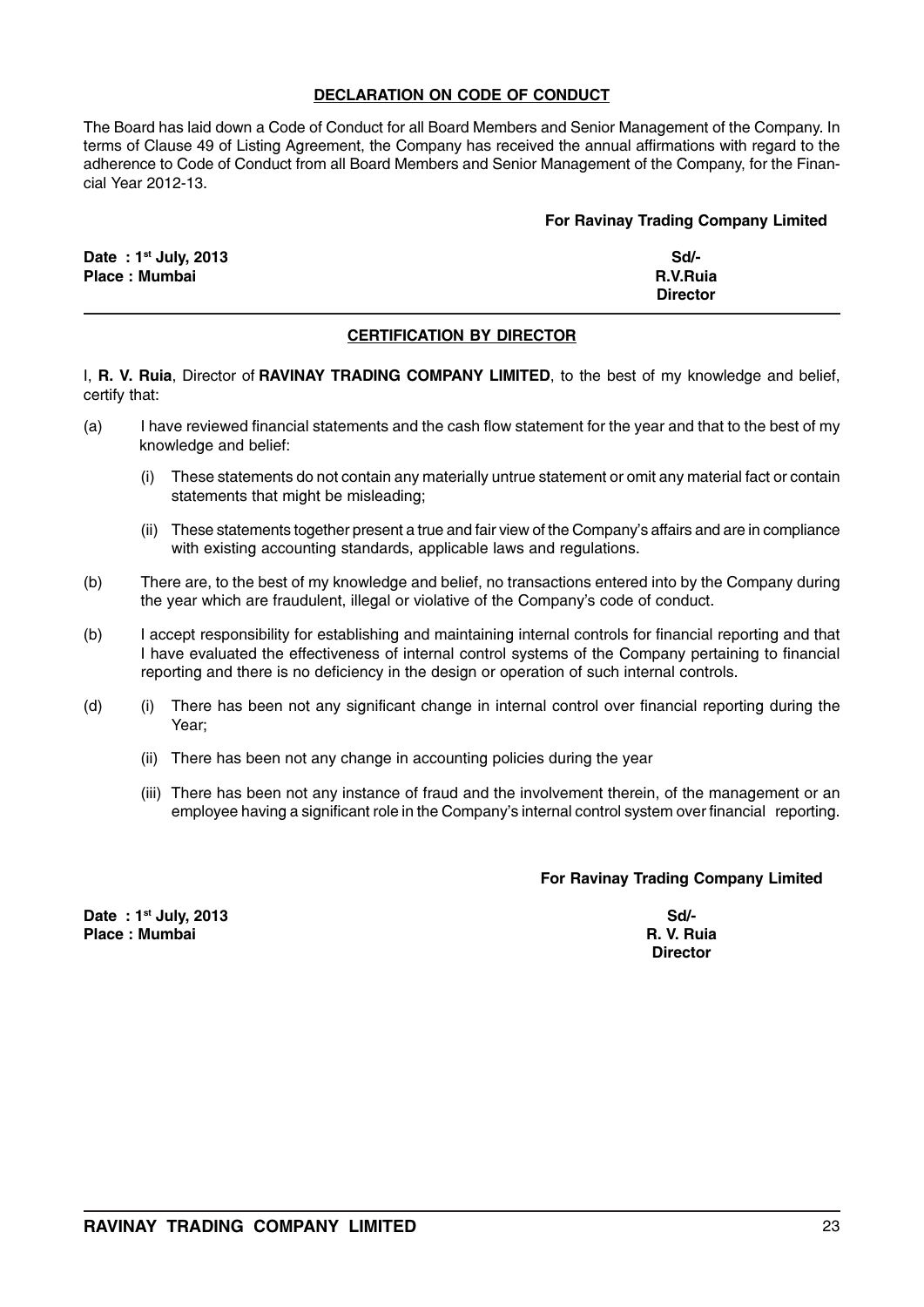## DECLARATION ON CODE OF CONDUCT

The Board has laid down a Code of Conduct for all Board Members and Senior Management of the Company. In terms of Clause 49 of Listing Agreement, the Company has received the annual affirmations with regard to the adherence to Code of Conduct from all Board Members and Senior Management of the Company, for the Financial Year 2012-13.

**For Ravinay Trading Company Limited**

**Date : 1st July, 2013**
**Place : Mumbai**

**Sd/-**
**R.V.Ruia**
**Director**

---

## CERTIFICATION BY DIRECTOR

I, **R. V. Ruia**, Director of **RAVINAY TRADING COMPANY LIMITED**, to the best of my knowledge and belief, certify that:

(a) I have reviewed financial statements and the cash flow statement for the year and that to the best of my knowledge and belief:

   (i) These statements do not contain any materially untrue statement or omit any material fact or contain statements that might be misleading;

   (ii) These statements together present a true and fair view of the Company's affairs and are in compliance with existing accounting standards, applicable laws and regulations.

(b) There are, to the best of my knowledge and belief, no transactions entered into by the Company during the year which are fraudulent, illegal or violative of the Company's code of conduct.

(b) I accept responsibility for establishing and maintaining internal controls for financial reporting and that I have evaluated the effectiveness of internal control systems of the Company pertaining to financial reporting and there is no deficiency in the design or operation of such internal controls.

(d) (i) There has been not any significant change in internal control over financial reporting during the Year;

   (ii) There has been not any change in accounting policies during the year

   (iii) There has been not any instance of fraud and the involvement therein, of the management or an employee having a significant role in the Company's internal control system over financial reporting.

**For Ravinay Trading Company Limited**

**Date : 1st July, 2013**
**Place : Mumbai**

**Sd/-**
**R. V. Ruia**
**Director**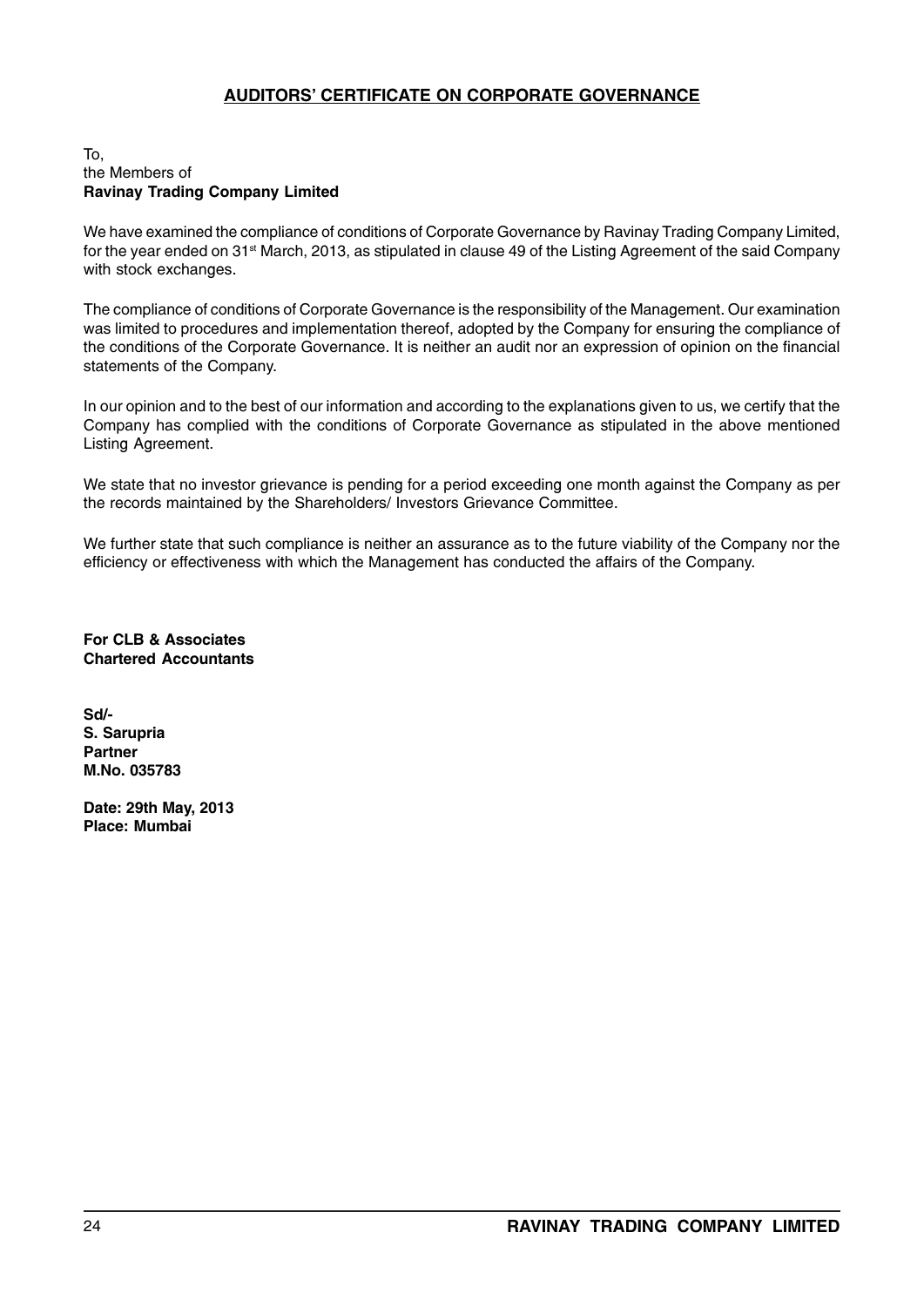## AUDITORS' CERTIFICATE ON CORPORATE GOVERNANCE

To,
the Members of
**Ravinay Trading Company Limited**

We have examined the compliance of conditions of Corporate Governance by Ravinay Trading Company Limited, for the year ended on 31st March, 2013, as stipulated in clause 49 of the Listing Agreement of the said Company with stock exchanges.

The compliance of conditions of Corporate Governance is the responsibility of the Management. Our examination was limited to procedures and implementation thereof, adopted by the Company for ensuring the compliance of the conditions of the Corporate Governance. It is neither an audit nor an expression of opinion on the financial statements of the Company.

In our opinion and to the best of our information and according to the explanations given to us, we certify that the Company has complied with the conditions of Corporate Governance as stipulated in the above mentioned Listing Agreement.

We state that no investor grievance is pending for a period exceeding one month against the Company as per the records maintained by the Shareholders/ Investors Grievance Committee.

We further state that such compliance is neither an assurance as to the future viability of the Company nor the efficiency or effectiveness with which the Management has conducted the affairs of the Company.

**For CLB & Associates**
**Chartered Accountants**

**Sd/-**
**S. Sarupria**
**Partner**
**M.No. 035783**

**Date: 29th May, 2013**
**Place: Mumbai**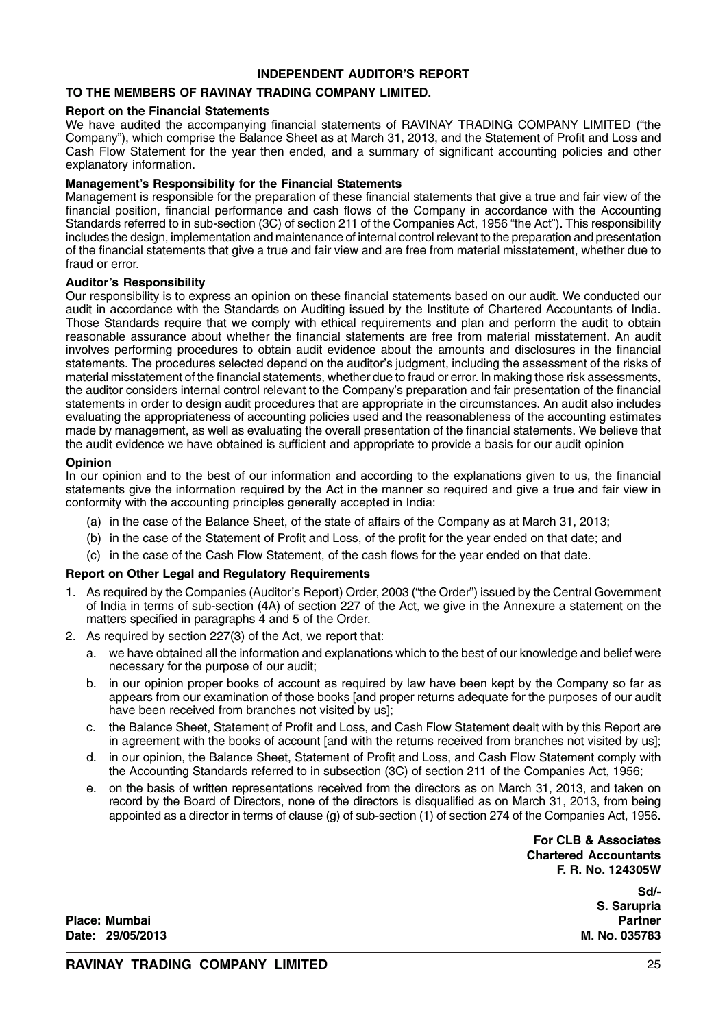# INDEPENDENT AUDITOR'S REPORT

## TO THE MEMBERS OF RAVINAY TRADING COMPANY LIMITED.

### Report on the Financial Statements

We have audited the accompanying financial statements of RAVINAY TRADING COMPANY LIMITED ("the Company"), which comprise the Balance Sheet as at March 31, 2013, and the Statement of Profit and Loss and Cash Flow Statement for the year then ended, and a summary of significant accounting policies and other explanatory information.

### Management's Responsibility for the Financial Statements

Management is responsible for the preparation of these financial statements that give a true and fair view of the financial position, financial performance and cash flows of the Company in accordance with the Accounting Standards referred to in sub-section (3C) of section 211 of the Companies Act, 1956 "the Act"). This responsibility includes the design, implementation and maintenance of internal control relevant to the preparation and presentation of the financial statements that give a true and fair view and are free from material misstatement, whether due to fraud or error.

### Auditor's Responsibility

Our responsibility is to express an opinion on these financial statements based on our audit. We conducted our audit in accordance with the Standards on Auditing issued by the Institute of Chartered Accountants of India. Those Standards require that we comply with ethical requirements and plan and perform the audit to obtain reasonable assurance about whether the financial statements are free from material misstatement. An audit involves performing procedures to obtain audit evidence about the amounts and disclosures in the financial statements. The procedures selected depend on the auditor's judgment, including the assessment of the risks of material misstatement of the financial statements, whether due to fraud or error. In making those risk assessments, the auditor considers internal control relevant to the Company's preparation and fair presentation of the financial statements in order to design audit procedures that are appropriate in the circumstances. An audit also includes evaluating the appropriateness of accounting policies used and the reasonableness of the accounting estimates made by management, as well as evaluating the overall presentation of the financial statements. We believe that the audit evidence we have obtained is sufficient and appropriate to provide a basis for our audit opinion

### Opinion

In our opinion and to the best of our information and according to the explanations given to us, the financial statements give the information required by the Act in the manner so required and give a true and fair view in conformity with the accounting principles generally accepted in India:

(a) in the case of the Balance Sheet, of the state of affairs of the Company as at March 31, 2013;

(b) in the case of the Statement of Profit and Loss, of the profit for the year ended on that date; and

(c) in the case of the Cash Flow Statement, of the cash flows for the year ended on that date.

### Report on Other Legal and Regulatory Requirements

1. As required by the Companies (Auditor's Report) Order, 2003 ("the Order") issued by the Central Government of India in terms of sub-section (4A) of section 227 of the Act, we give in the Annexure a statement on the matters specified in paragraphs 4 and 5 of the Order.
2. As required by section 227(3) of the Act, we report that:
   a. we have obtained all the information and explanations which to the best of our knowledge and belief were necessary for the purpose of our audit;
   b. in our opinion proper books of account as required by law have been kept by the Company so far as appears from our examination of those books [and proper returns adequate for the purposes of our audit have been received from branches not visited by us];
   c. the Balance Sheet, Statement of Profit and Loss, and Cash Flow Statement dealt with by this Report are in agreement with the books of account [and with the returns received from branches not visited by us];
   d. in our opinion, the Balance Sheet, Statement of Profit and Loss, and Cash Flow Statement comply with the Accounting Standards referred to in subsection (3C) of section 211 of the Companies Act, 1956;
   e. on the basis of written representations received from the directors as on March 31, 2013, and taken on record by the Board of Directors, none of the directors is disqualified as on March 31, 2013, from being appointed as a director in terms of clause (g) of sub-section (1) of section 274 of the Companies Act, 1956.

**For CLB & Associates**
**Chartered Accountants**
**F. R. No. 124305W**

**Sd/-**
**S. Sarupria**
**Partner**
**M. No. 035783**

**Place: Mumbai**
**Date: 29/05/2013**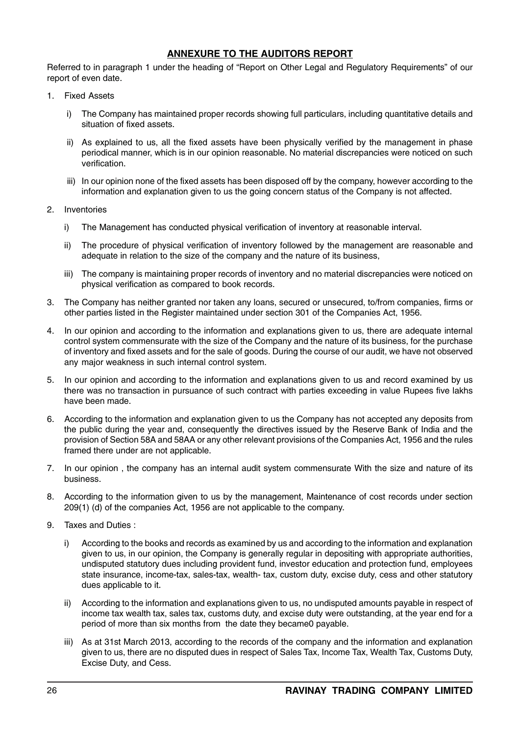## ANNEXURE TO THE AUDITORS REPORT

Referred to in paragraph 1 under the heading of "Report on Other Legal and Regulatory Requirements" of our report of even date.

1. Fixed Assets

   i) The Company has maintained proper records showing full particulars, including quantitative details and situation of fixed assets.

   ii) As explained to us, all the fixed assets have been physically verified by the management in phase periodical manner, which is in our opinion reasonable. No material discrepancies were noticed on such verification.

   iii) In our opinion none of the fixed assets has been disposed off by the company, however according to the information and explanation given to us the going concern status of the Company is not affected.

2. Inventories

   i) The Management has conducted physical verification of inventory at reasonable interval.

   ii) The procedure of physical verification of inventory followed by the management are reasonable and adequate in relation to the size of the company and the nature of its business,

   iii) The company is maintaining proper records of inventory and no material discrepancies were noticed on physical verification as compared to book records.

3. The Company has neither granted nor taken any loans, secured or unsecured, to/from companies, firms or other parties listed in the Register maintained under section 301 of the Companies Act, 1956.

4. In our opinion and according to the information and explanations given to us, there are adequate internal control system commensurate with the size of the Company and the nature of its business, for the purchase of inventory and fixed assets and for the sale of goods. During the course of our audit, we have not observed any major weakness in such internal control system.

5. In our opinion and according to the information and explanations given to us and record examined by us there was no transaction in pursuance of such contract with parties exceeding in value Rupees five lakhs have been made.

6. According to the information and explanation given to us the Company has not accepted any deposits from the public during the year and, consequently the directives issued by the Reserve Bank of India and the provision of Section 58A and 58AA or any other relevant provisions of the Companies Act, 1956 and the rules framed there under are not applicable.

7. In our opinion , the company has an internal audit system commensurate With the size and nature of its business.

8. According to the information given to us by the management, Maintenance of cost records under section 209(1) (d) of the companies Act, 1956 are not applicable to the company.

9. Taxes and Duties :

   i) According to the books and records as examined by us and according to the information and explanation given to us, in our opinion, the Company is generally regular in depositing with appropriate authorities, undisputed statutory dues including provident fund, investor education and protection fund, employees state insurance, income-tax, sales-tax, wealth- tax, custom duty, excise duty, cess and other statutory dues applicable to it.

   ii) According to the information and explanations given to us, no undisputed amounts payable in respect of income tax wealth tax, sales tax, customs duty, and excise duty were outstanding, at the year end for a period of more than six months from the date they became0 payable.

   iii) As at 31st March 2013, according to the records of the company and the information and explanation given to us, there are no disputed dues in respect of Sales Tax, Income Tax, Wealth Tax, Customs Duty, Excise Duty, and Cess.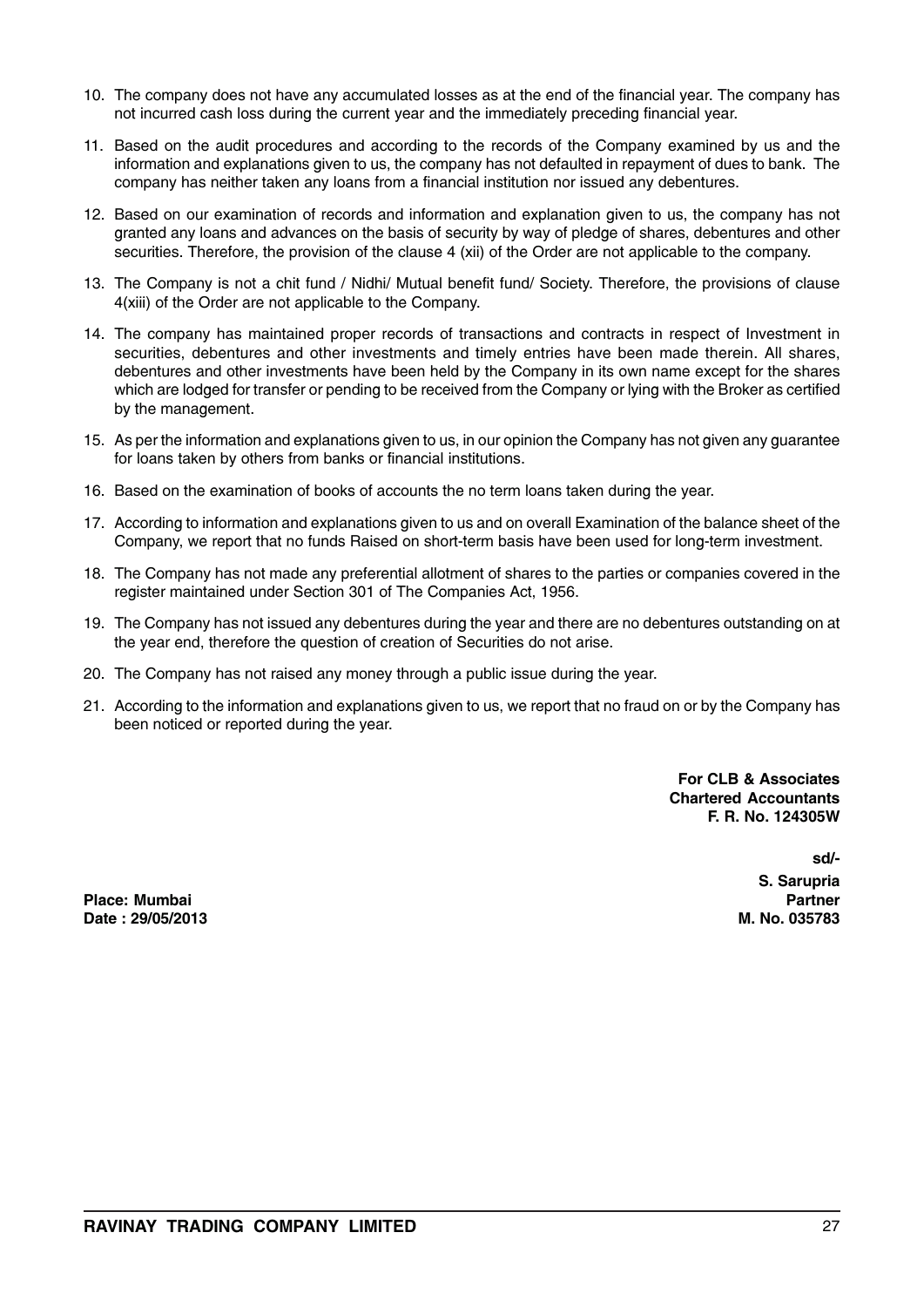10. The company does not have any accumulated losses as at the end of the financial year. The company has not incurred cash loss during the current year and the immediately preceding financial year.

11. Based on the audit procedures and according to the records of the Company examined by us and the information and explanations given to us, the company has not defaulted in repayment of dues to bank. The company has neither taken any loans from a financial institution nor issued any debentures.

12. Based on our examination of records and information and explanation given to us, the company has not granted any loans and advances on the basis of security by way of pledge of shares, debentures and other securities. Therefore, the provision of the clause 4 (xii) of the Order are not applicable to the company.

13. The Company is not a chit fund / Nidhi/ Mutual benefit fund/ Society. Therefore, the provisions of clause 4(xiii) of the Order are not applicable to the Company.

14. The company has maintained proper records of transactions and contracts in respect of Investment in securities, debentures and other investments and timely entries have been made therein. All shares, debentures and other investments have been held by the Company in its own name except for the shares which are lodged for transfer or pending to be received from the Company or lying with the Broker as certified by the management.

15. As per the information and explanations given to us, in our opinion the Company has not given any guarantee for loans taken by others from banks or financial institutions.

16. Based on the examination of books of accounts the no term loans taken during the year.

17. According to information and explanations given to us and on overall Examination of the balance sheet of the Company, we report that no funds Raised on short-term basis have been used for long-term investment.

18. The Company has not made any preferential allotment of shares to the parties or companies covered in the register maintained under Section 301 of The Companies Act, 1956.

19. The Company has not issued any debentures during the year and there are no debentures outstanding on at the year end, therefore the question of creation of Securities do not arise.

20. The Company has not raised any money through a public issue during the year.

21. According to the information and explanations given to us, we report that no fraud on or by the Company has been noticed or reported during the year.

**For CLB & Associates**
**Chartered Accountants**
**F. R. No. 124305W**

**sd/-**
**S. Sarupria**
**Partner**
**M. No. 035783**

**Place: Mumbai**
**Date : 29/05/2013**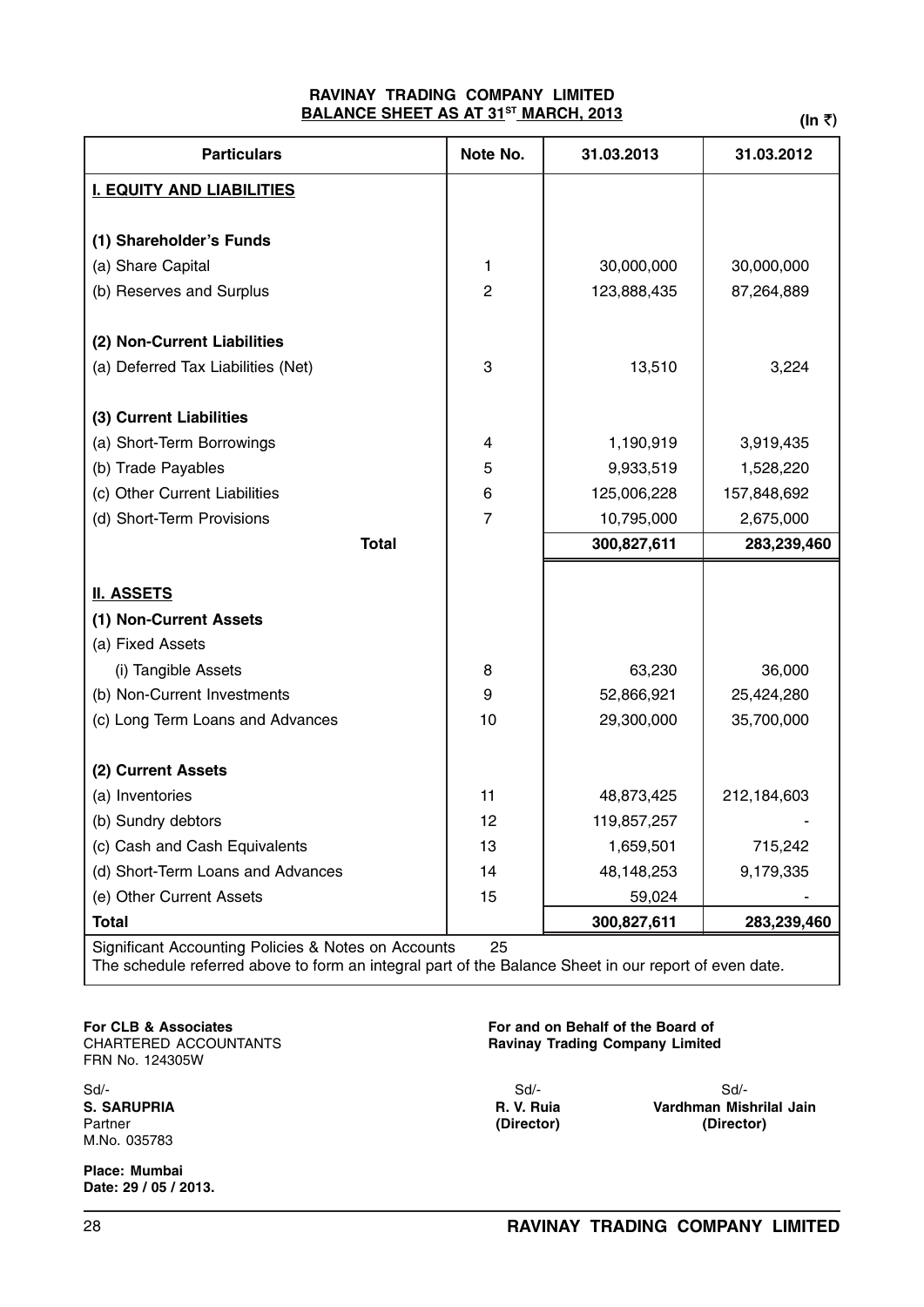**RAVINAY TRADING COMPANY LIMITED**

**BALANCE SHEET AS AT 31ST MARCH, 2013**

(In ₹)

| Particulars | Note No. | 31.03.2013 | 31.03.2012 |
|---|---|---|---|
| **I. EQUITY AND LIABILITIES** | | | |
| **(1) Shareholder's Funds** | | | |
| (a) Share Capital | 1 | 30,000,000 | 30,000,000 |
| (b) Reserves and Surplus | 2 | 123,888,435 | 87,264,889 |
| **(2) Non-Current Liabilities** | | | |
| (a) Deferred Tax Liabilities (Net) | 3 | 13,510 | 3,224 |
| **(3) Current Liabilities** | | | |
| (a) Short-Term Borrowings | 4 | 1,190,919 | 3,919,435 |
| (b) Trade Payables | 5 | 9,933,519 | 1,528,220 |
| (c) Other Current Liabilities | 6 | 125,006,228 | 157,848,692 |
| (d) Short-Term Provisions | 7 | 10,795,000 | 2,675,000 |
| **Total** | | **300,827,611** | **283,239,460** |
| **II. ASSETS** | | | |
| **(1) Non-Current Assets** | | | |
| (a) Fixed Assets | | | |
| (i) Tangible Assets | 8 | 63,230 | 36,000 |
| (b) Non-Current Investments | 9 | 52,866,921 | 25,424,280 |
| (c) Long Term Loans and Advances | 10 | 29,300,000 | 35,700,000 |
| **(2) Current Assets** | | | |
| (a) Inventories | 11 | 48,873,425 | 212,184,603 |
| (b) Sundry debtors | 12 | 119,857,257 | - |
| (c) Cash and Cash Equivalents | 13 | 1,659,501 | 715,242 |
| (d) Short-Term Loans and Advances | 14 | 48,148,253 | 9,179,335 |
| (e) Other Current Assets | 15 | 59,024 | - |
| **Total** | | **300,827,611** | **283,239,460** |

Significant Accounting Policies & Notes on Accounts 25

The schedule referred above to form an integral part of the Balance Sheet in our report of even date.

**For CLB & Associates**
CHARTERED ACCOUNTANTS
FRN No. 124305W

Sd/-
**S. SARUPRIA**
Partner
M.No. 035783

**Place: Mumbai**
**Date: 29 / 05 / 2013.**

**For and on Behalf of the Board of**
**Ravinay Trading Company Limited**

Sd/-
**R. V. Ruia**
**(Director)**

Sd/-
**Vardhman Mishrilal Jain**
**(Director)**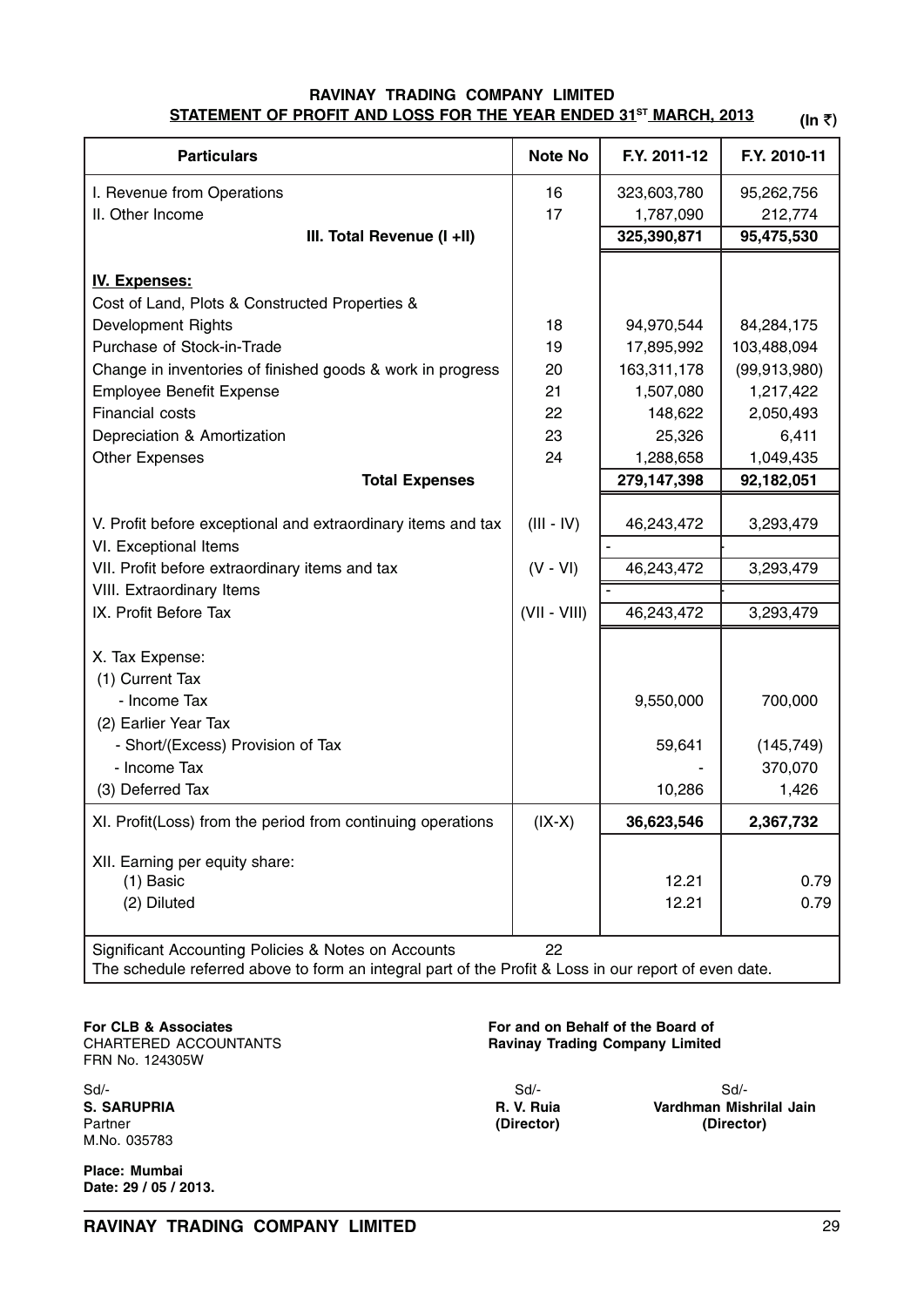# RAVINAY TRADING COMPANY LIMITED

## STATEMENT OF PROFIT AND LOSS FOR THE YEAR ENDED 31ST MARCH, 2013

(In ₹)

| Particulars | Note No | F.Y. 2011-12 | F.Y. 2010-11 |
|---|---|---|---|
| I. Revenue from Operations | 16 | 323,603,780 | 95,262,756 |
| II. Other Income | 17 | 1,787,090 | 212,774 |
| **III. Total Revenue (I +II)** | | **325,390,871** | **95,475,530** |
| **IV. Expenses:** | | | |
| Cost of Land, Plots & Constructed Properties & Development Rights | 18 | 94,970,544 | 84,284,175 |
| Purchase of Stock-in-Trade | 19 | 17,895,992 | 103,488,094 |
| Change in inventories of finished goods & work in progress | 20 | 163,311,178 | (99,913,980) |
| Employee Benefit Expense | 21 | 1,507,080 | 1,217,422 |
| Financial costs | 22 | 148,622 | 2,050,493 |
| Depreciation & Amortization | 23 | 25,326 | 6,411 |
| Other Expenses | 24 | 1,288,658 | 1,049,435 |
| **Total Expenses** | | **279,147,398** | **92,182,051** |
| V. Profit before exceptional and extraordinary items and tax | (III - IV) | 46,243,472 | 3,293,479 |
| VI. Exceptional Items | | - | - |
| VII. Profit before extraordinary items and tax | (V - VI) | 46,243,472 | 3,293,479 |
| VIII. Extraordinary Items | | - | - |
| IX. Profit Before Tax | (VII - VIII) | 46,243,472 | 3,293,479 |
| X. Tax Expense: | | | |
| (1) Current Tax | | | |
| - Income Tax | | 9,550,000 | 700,000 |
| (2) Earlier Year Tax | | | |
| - Short/(Excess) Provision of Tax | | 59,641 | (145,749) |
| - Income Tax | | - | 370,070 |
| (3) Deferred Tax | | 10,286 | 1,426 |
| XI. Profit(Loss) from the period from continuing operations | (IX-X) | **36,623,546** | **2,367,732** |
| XII. Earning per equity share: | | | |
| (1) Basic | | 12.21 | 0.79 |
| (2) Diluted | | 12.21 | 0.79 |
| Significant Accounting Policies & Notes on Accounts | 22 | | |

The schedule referred above to form an integral part of the Profit & Loss in our report of even date.

**For CLB & Associates**
CHARTERED ACCOUNTANTS
FRN No. 124305W

Sd/-
**S. SARUPRIA**
Partner
M.No. 035783

**Place: Mumbai**
**Date: 29 / 05 / 2013.**

**For and on Behalf of the Board of**
**Ravinay Trading Company Limited**

Sd/-
**R. V. Ruia**
**(Director)**

Sd/-
**Vardhman Mishrilal Jain**
**(Director)**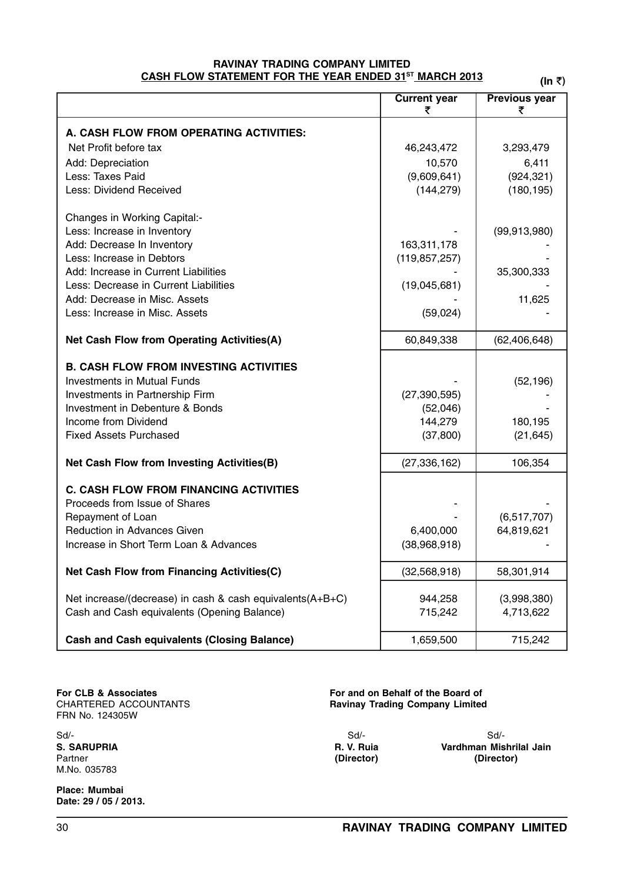**RAVINAY TRADING COMPANY LIMITED**

**CASH FLOW STATEMENT FOR THE YEAR ENDED 31[ST] MARCH 2013**

**(In ₹)**

| | Current year ₹ | Previous year ₹ |
|---|---|---|
| **A. CASH FLOW FROM OPERATING ACTIVITIES:** | | |
| Net Profit before tax | 46,243,472 | 3,293,479 |
| Add: Depreciation | 10,570 | 6,411 |
| Less: Taxes Paid | (9,609,641) | (924,321) |
| Less: Dividend Received | (144,279) | (180,195) |
| Changes in Working Capital:- | | |
| Less: Increase in Inventory | - | (99,913,980) |
| Add: Decrease In Inventory | 163,311,178 | - |
| Less: Increase in Debtors | (119,857,257) | - |
| Add: Increase in Current Liabilities | - | 35,300,333 |
| Less: Decrease in Current Liabilities | (19,045,681) | - |
| Add: Decrease in Misc. Assets | - | 11,625 |
| Less: Increase in Misc. Assets | (59,024) | - |
| **Net Cash Flow from Operating Activities(A)** | 60,849,338 | (62,406,648) |
| **B. CASH FLOW FROM INVESTING ACTIVITIES** | | |
| Investments in Mutual Funds | - | (52,196) |
| Investments in Partnership Firm | (27,390,595) | - |
| Investment in Debenture & Bonds | (52,046) | - |
| Income from Dividend | 144,279 | 180,195 |
| Fixed Assets Purchased | (37,800) | (21,645) |
| **Net Cash Flow from Investing Activities(B)** | (27,336,162) | 106,354 |
| **C. CASH FLOW FROM FINANCING ACTIVITIES** | | |
| Proceeds from Issue of Shares | - | - |
| Repayment of Loan | - | (6,517,707) |
| Reduction in Advances Given | 6,400,000 | 64,819,621 |
| Increase in Short Term Loan & Advances | (38,968,918) | - |
| **Net Cash Flow from Financing Activities(C)** | (32,568,918) | 58,301,914 |
| Net increase/(decrease) in cash & cash equivalents(A+B+C) | 944,258 | (3,998,380) |
| Cash and Cash equivalents (Opening Balance) | 715,242 | 4,713,622 |
| **Cash and Cash equivalents (Closing Balance)** | 1,659,500 | 715,242 |

**For CLB & Associates**
CHARTERED ACCOUNTANTS
FRN No. 124305W

Sd/-
**S. SARUPRIA**
Partner
M.No. 035783

**Place: Mumbai**
**Date: 29 / 05 / 2013.**

**For and on Behalf of the Board of**
**Ravinay Trading Company Limited**

Sd/-
**R. V. Ruia**
**(Director)**

Sd/-
**Vardhman Mishrilal Jain**
**(Director)**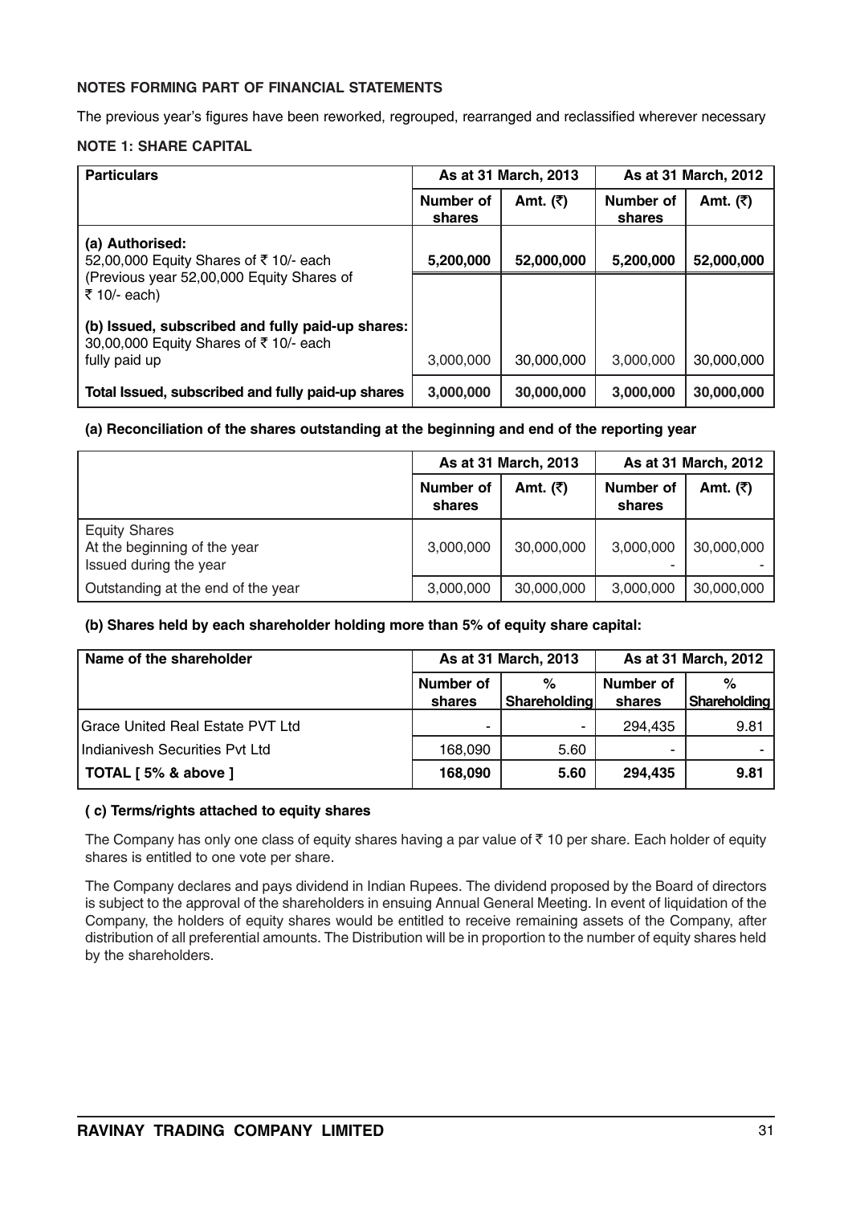**NOTES FORMING PART OF FINANCIAL STATEMENTS**

The previous year's figures have been reworked, regrouped, rearranged and reclassified wherever necessary

**NOTE 1: SHARE CAPITAL**

| Particulars | As at 31 March, 2013 | | As at 31 March, 2012 | |
|---|---|---|---|---|
| | Number of shares | Amt. (₹) | Number of shares | Amt. (₹) |
| **(a) Authorised:** 52,00,000 Equity Shares of ₹ 10/- each (Previous year 52,00,000 Equity Shares of ₹ 10/- each) | **5,200,000** | **52,000,000** | **5,200,000** | **52,000,000** |
| **(b) Issued, subscribed and fully paid-up shares:** 30,00,000 Equity Shares of ₹ 10/- each fully paid up | 3,000,000 | 30,000,000 | 3,000,000 | 30,000,000 |
| **Total Issued, subscribed and fully paid-up shares** | **3,000,000** | **30,000,000** | **3,000,000** | **30,000,000** |

**(a) Reconciliation of the shares outstanding at the beginning and end of the reporting year**

| | As at 31 March, 2013 | | As at 31 March, 2012 | |
|---|---|---|---|---|
| | Number of shares | Amt. (₹) | Number of shares | Amt. (₹) |
| Equity Shares | | | | |
| At the beginning of the year | 3,000,000 | 30,000,000 | 3,000,000 | 30,000,000 |
| Issued during the year | | | - | - |
| Outstanding at the end of the year | 3,000,000 | 30,000,000 | 3,000,000 | 30,000,000 |

**(b) Shares held by each shareholder holding more than 5% of equity share capital:**

| Name of the shareholder | As at 31 March, 2013 | | As at 31 March, 2012 | |
|---|---|---|---|---|
| | Number of shares | % Shareholding | Number of shares | % Shareholding |
| Grace United Real Estate PVT Ltd | - | - | 294,435 | 9.81 |
| Indianivesh Securities Pvt Ltd | 168,090 | 5.60 | - | - |
| **TOTAL [ 5% & above ]** | **168,090** | **5.60** | **294,435** | **9.81** |

**( c) Terms/rights attached to equity shares**

The Company has only one class of equity shares having a par value of ₹ 10 per share. Each holder of equity shares is entitled to one vote per share.

The Company declares and pays dividend in Indian Rupees. The dividend proposed by the Board of directors is subject to the approval of the shareholders in ensuing Annual General Meeting. In event of liquidation of the Company, the holders of equity shares would be entitled to receive remaining assets of the Company, after distribution of all preferential amounts. The Distribution will be in proportion to the number of equity shares held by the shareholders.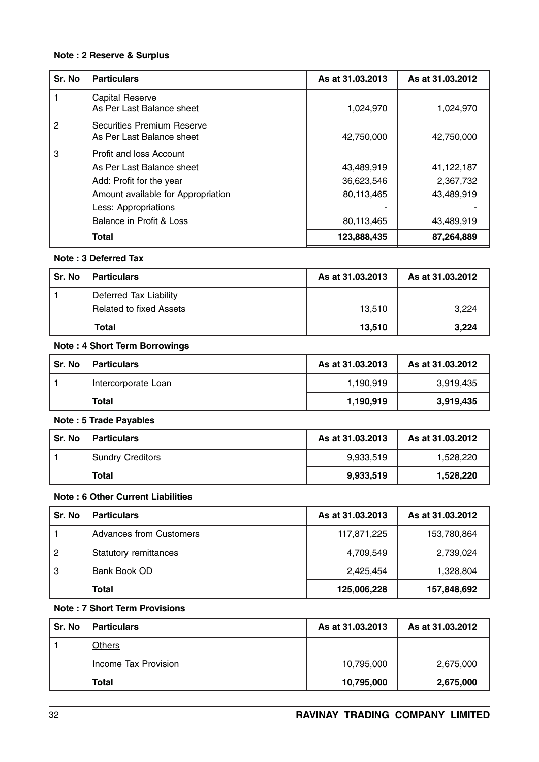**Note : 2 Reserve & Surplus**

| Sr. No | Particulars | As at 31.03.2013 | As at 31.03.2012 |
|---|---|---|---|
| 1 | Capital Reserve<br>As Per Last Balance sheet | 1,024,970 | 1,024,970 |
| 2 | Securities Premium Reserve<br>As Per Last Balance sheet | 42,750,000 | 42,750,000 |
| 3 | Profit and loss Account | | |
| | As Per Last Balance sheet | 43,489,919 | 41,122,187 |
| | Add: Profit for the year | 36,623,546 | 2,367,732 |
| | Amount available for Appropriation | 80,113,465 | 43,489,919 |
| | Less: Appropriations | - | - |
| | Balance in Profit & Loss | 80,113,465 | 43,489,919 |
| | **Total** | **123,888,435** | **87,264,889** |

**Note : 3 Deferred Tax**

| Sr. No | Particulars | As at 31.03.2013 | As at 31.03.2012 |
|---|---|---|---|
| 1 | Deferred Tax Liability<br>Related to fixed Assets | 13,510 | 3,224 |
| | **Total** | **13,510** | **3,224** |

**Note : 4 Short Term Borrowings**

| Sr. No | Particulars | As at 31.03.2013 | As at 31.03.2012 |
|---|---|---|---|
| 1 | Intercorporate Loan | 1,190,919 | 3,919,435 |
| | **Total** | **1,190,919** | **3,919,435** |

**Note : 5 Trade Payables**

| Sr. No | Particulars | As at 31.03.2013 | As at 31.03.2012 |
|---|---|---|---|
| 1 | Sundry Creditors | 9,933,519 | 1,528,220 |
| | **Total** | **9,933,519** | **1,528,220** |

**Note : 6 Other Current Liabilities**

| Sr. No | Particulars | As at 31.03.2013 | As at 31.03.2012 |
|---|---|---|---|
| 1 | Advances from Customers | 117,871,225 | 153,780,864 |
| 2 | Statutory remittances | 4,709,549 | 2,739,024 |
| 3 | Bank Book OD | 2,425,454 | 1,328,804 |
| | **Total** | **125,006,228** | **157,848,692** |

**Note : 7 Short Term Provisions**

| Sr. No | Particulars | As at 31.03.2013 | As at 31.03.2012 |
|---|---|---|---|
| 1 | Others | | |
| | Income Tax Provision | 10,795,000 | 2,675,000 |
| | **Total** | **10,795,000** | **2,675,000** |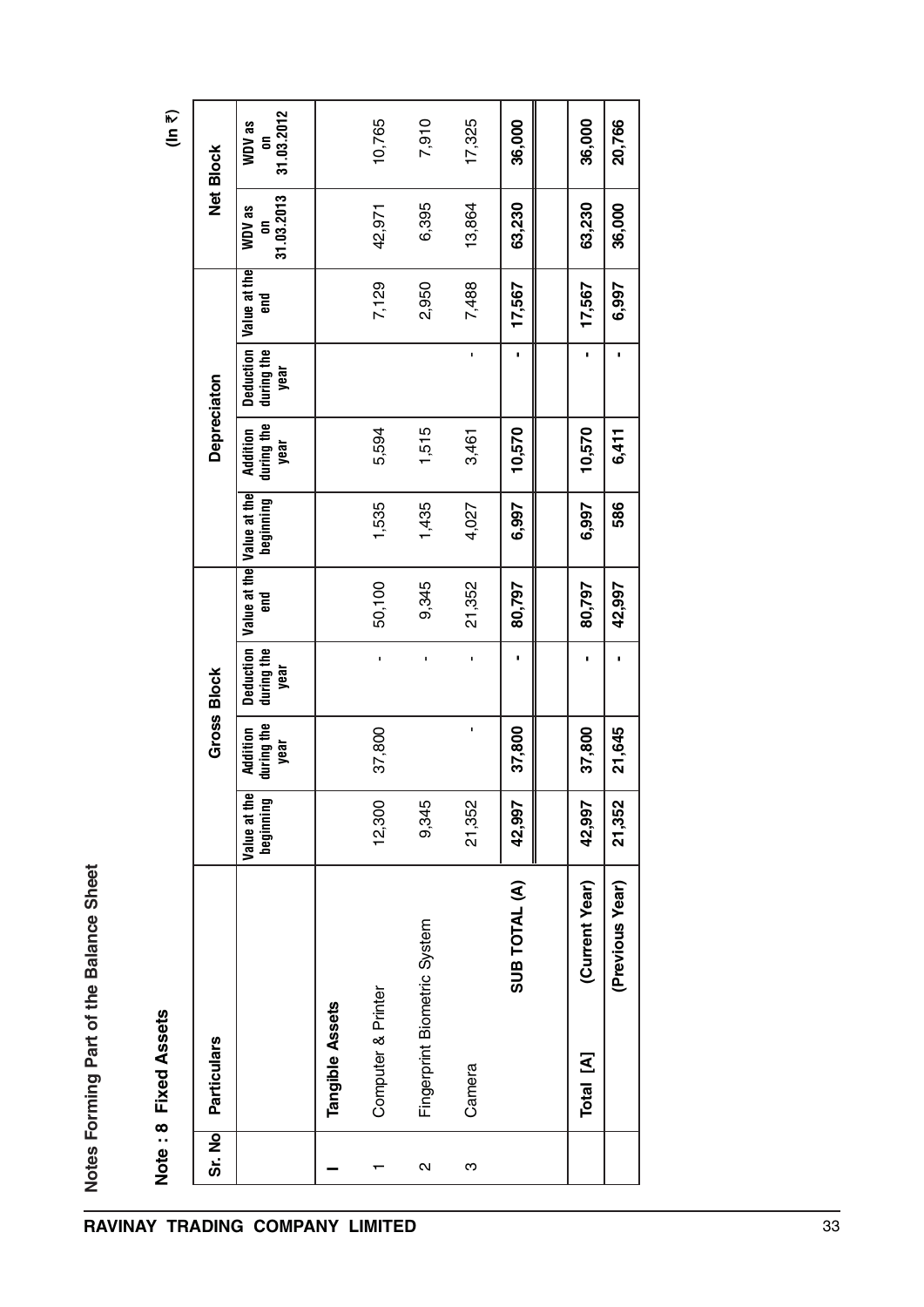## Notes Forming Part of the Balance Sheet

### Note : 8 Fixed Assets

(In ₹)

| Sr. No | Particulars | Gross Block | | | | Depreciaton | | | | Net Block | |
|---|---|---|---|---|---|---|---|---|---|---|---|
| | | Value at the beginning | Addition during the year | Deduction during the year | Value at the end | Value at the beginning | Addition during the year | Deduction during the year | Value at the end | WDV as on 31.03.2013 | WDV as on 31.03.2012 |
| I | **Tangible Assets** | | | | | | | | | | |
| 1 | Computer & Printer | 12,300 | 37,800 | - | 50,100 | 1,535 | 5,594 | | 7,129 | 42,971 | 10,765 |
| 2 | Fingerprint Biometric System | 9,345 | | - | 9,345 | 1,435 | 1,515 | | 2,950 | 6,395 | 7,910 |
| 3 | Camera | 21,352 | - | - | 21,352 | 4,027 | 3,461 | - | 7,488 | 13,864 | 17,325 |
| | **SUB TOTAL (A)** | **42,997** | **37,800** | **-** | **80,797** | **6,997** | **10,570** | **-** | **17,567** | **63,230** | **36,000** |
| | **Total [A] (Current Year)** | **42,997** | **37,800** | **-** | **80,797** | **6,997** | **10,570** | **-** | **17,567** | **63,230** | **36,000** |
| | **(Previous Year)** | **21,352** | **21,645** | **-** | **42,997** | **586** | **6,411** | **-** | **6,997** | **36,000** | **20,766** |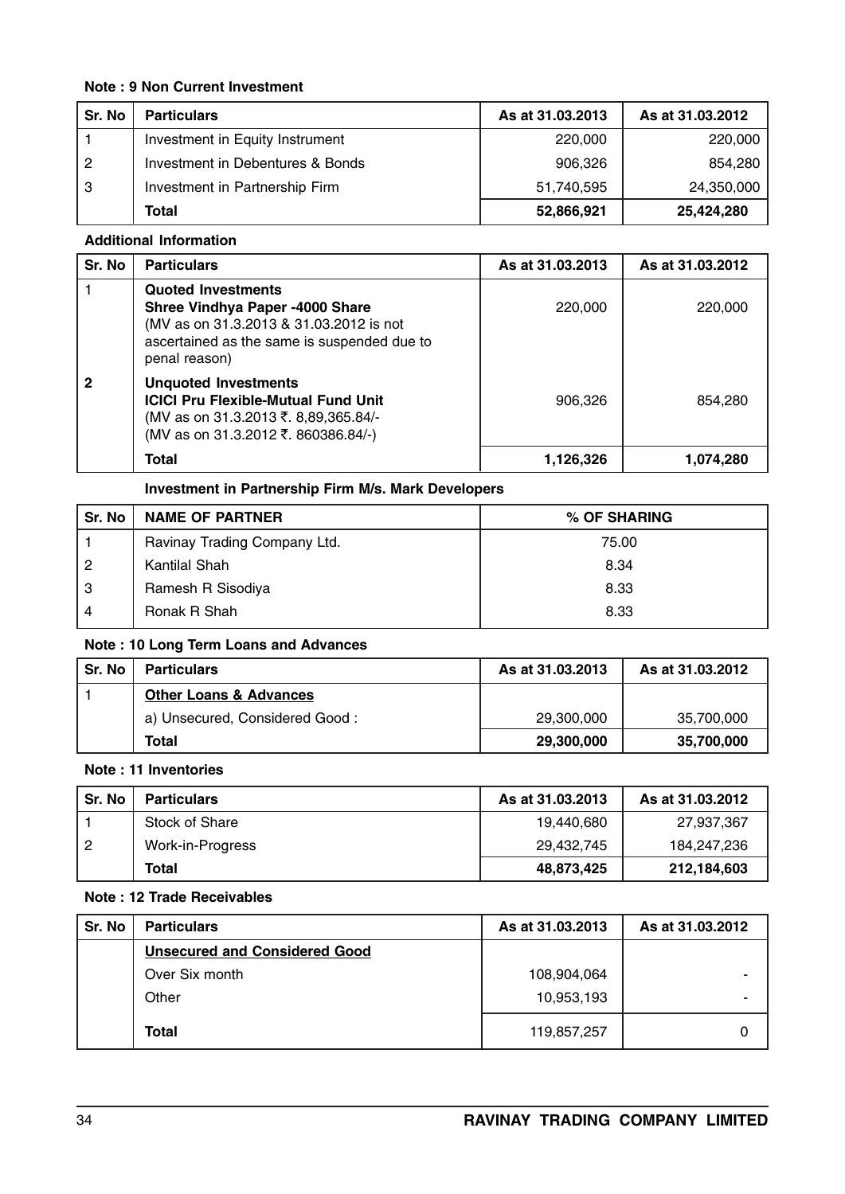**Note : 9 Non Current Investment**

| Sr. No | Particulars | As at 31.03.2013 | As at 31.03.2012 |
|---|---|---|---|
| 1 | Investment in Equity Instrument | 220,000 | 220,000 |
| 2 | Investment in Debentures & Bonds | 906,326 | 854,280 |
| 3 | Investment in Partnership Firm | 51,740,595 | 24,350,000 |
| | **Total** | **52,866,921** | **25,424,280** |

**Additional Information**

| Sr. No | Particulars | As at 31.03.2013 | As at 31.03.2012 |
|---|---|---|---|
| 1 | **Quoted Investments** **Shree Vindhya Paper -4000 Share** (MV as on 31.3.2013 & 31.03.2012 is not ascertained as the same is suspended due to penal reason) | 220,000 | 220,000 |
| **2** | **Unquoted Investments** **ICICI Pru Flexible-Mutual Fund Unit** (MV as on 31.3.2013 ₹. 8,89,365.84/- (MV as on 31.3.2012 ₹. 860386.84/-) | 906,326 | 854,280 |
| | **Total** | **1,126,326** | **1,074,280** |

**Investment in Partnership Firm M/s. Mark Developers**

| Sr. No | NAME OF PARTNER | % OF SHARING |
|---|---|---|
| 1 | Ravinay Trading Company Ltd. | 75.00 |
| 2 | Kantilal Shah | 8.34 |
| 3 | Ramesh R Sisodiya | 8.33 |
| 4 | Ronak R Shah | 8.33 |

**Note : 10 Long Term Loans and Advances**

| Sr. No | Particulars | As at 31.03.2013 | As at 31.03.2012 |
|---|---|---|---|
| 1 | **Other Loans & Advances** | | |
| | a) Unsecured, Considered Good : | 29,300,000 | 35,700,000 |
| | **Total** | **29,300,000** | **35,700,000** |

**Note : 11 Inventories**

| Sr. No | Particulars | As at 31.03.2013 | As at 31.03.2012 |
|---|---|---|---|
| 1 | Stock of Share | 19,440,680 | 27,937,367 |
| 2 | Work-in-Progress | 29,432,745 | 184,247,236 |
| | **Total** | **48,873,425** | **212,184,603** |

**Note : 12 Trade Receivables**

| Sr. No | Particulars | As at 31.03.2013 | As at 31.03.2012 |
|---|---|---|---|
| | **Unsecured and Considered Good** | | |
| | Over Six month | 108,904,064 | - |
| | Other | 10,953,193 | - |
| | **Total** | 119,857,257 | 0 |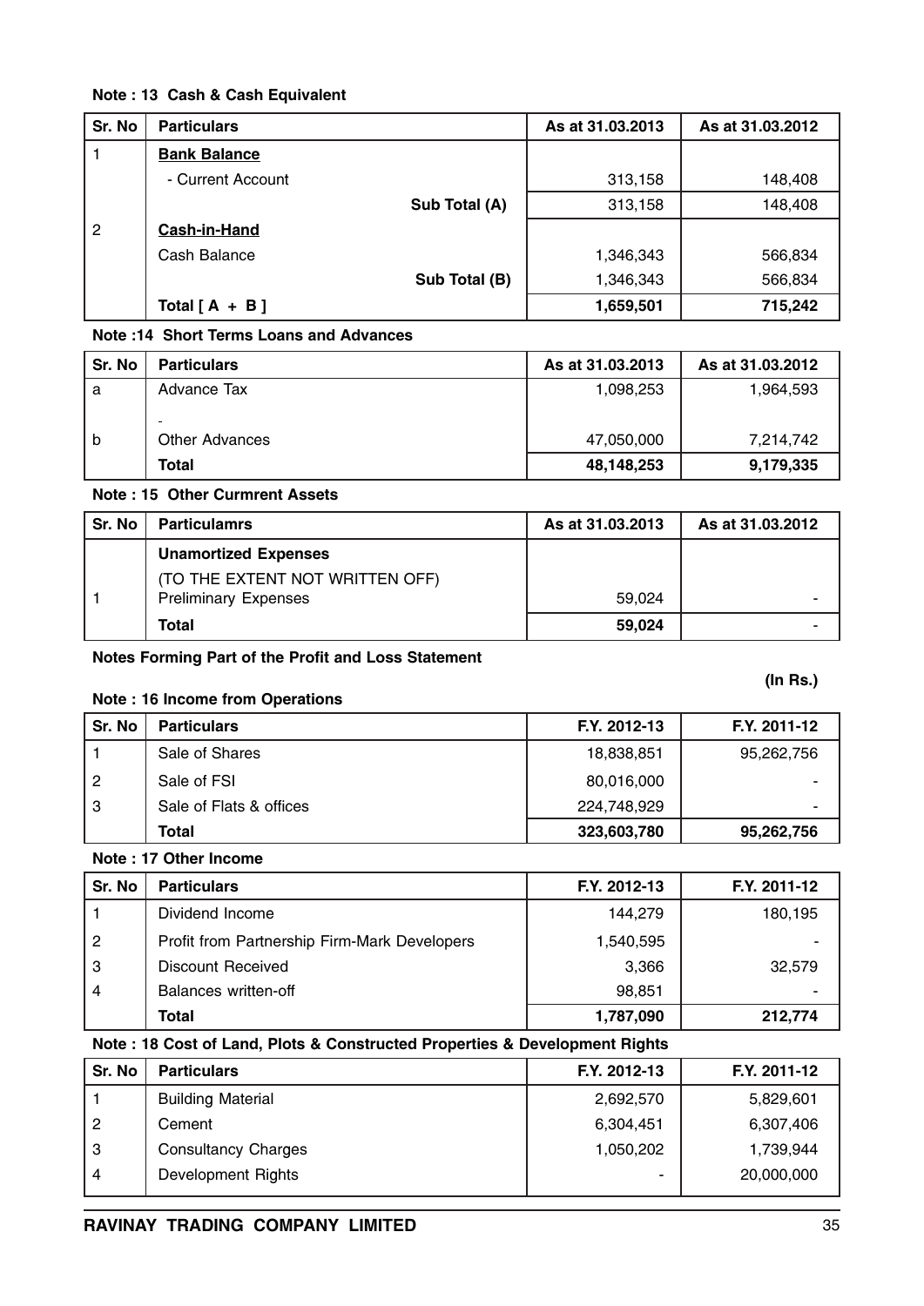**Note : 13 Cash & Cash Equivalent**

| Sr. No | Particulars | As at 31.03.2013 | As at 31.03.2012 |
|---|---|---|---|
| 1 | **Bank Balance** | | |
| | - Current Account | 313,158 | 148,408 |
| | Sub Total (A) | 313,158 | 148,408 |
| 2 | **Cash-in-Hand** | | |
| | Cash Balance | 1,346,343 | 566,834 |
| | Sub Total (B) | 1,346,343 | 566,834 |
| | **Total [ A + B ]** | **1,659,501** | **715,242** |

**Note :14 Short Terms Loans and Advances**

| Sr. No | Particulars | As at 31.03.2013 | As at 31.03.2012 |
|---|---|---|---|
| a | Advance Tax | 1,098,253 | 1,964,593 |
| | - | | |
| b | Other Advances | 47,050,000 | 7,214,742 |
| | **Total** | **48,148,253** | **9,179,335** |

**Note : 15 Other Curmrent Assets**

| Sr. No | Particulamrs | As at 31.03.2013 | As at 31.03.2012 |
|---|---|---|---|
| | **Unamortized Expenses** | | |
| | (TO THE EXTENT NOT WRITTEN OFF) | | |
| 1 | Preliminary Expenses | 59,024 | - |
| | **Total** | **59,024** | - |

**Notes Forming Part of the Profit and Loss Statement**

**(In Rs.)**

**Note : 16 Income from Operations**

| Sr. No | Particulars | F.Y. 2012-13 | F.Y. 2011-12 |
|---|---|---|---|
| 1 | Sale of Shares | 18,838,851 | 95,262,756 |
| 2 | Sale of FSI | 80,016,000 | - |
| 3 | Sale of Flats & offices | 224,748,929 | - |
| | **Total** | **323,603,780** | **95,262,756** |

**Note : 17 Other Income**

| Sr. No | Particulars | F.Y. 2012-13 | F.Y. 2011-12 |
|---|---|---|---|
| 1 | Dividend Income | 144,279 | 180,195 |
| 2 | Profit from Partnership Firm-Mark Developers | 1,540,595 | - |
| 3 | Discount Received | 3,366 | 32,579 |
| 4 | Balances written-off | 98,851 | - |
| | **Total** | **1,787,090** | **212,774** |

**Note : 18 Cost of Land, Plots & Constructed Properties & Development Rights**

| Sr. No | Particulars | F.Y. 2012-13 | F.Y. 2011-12 |
|---|---|---|---|
| 1 | Building Material | 2,692,570 | 5,829,601 |
| 2 | Cement | 6,304,451 | 6,307,406 |
| 3 | Consultancy Charges | 1,050,202 | 1,739,944 |
| 4 | Development Rights | - | 20,000,000 |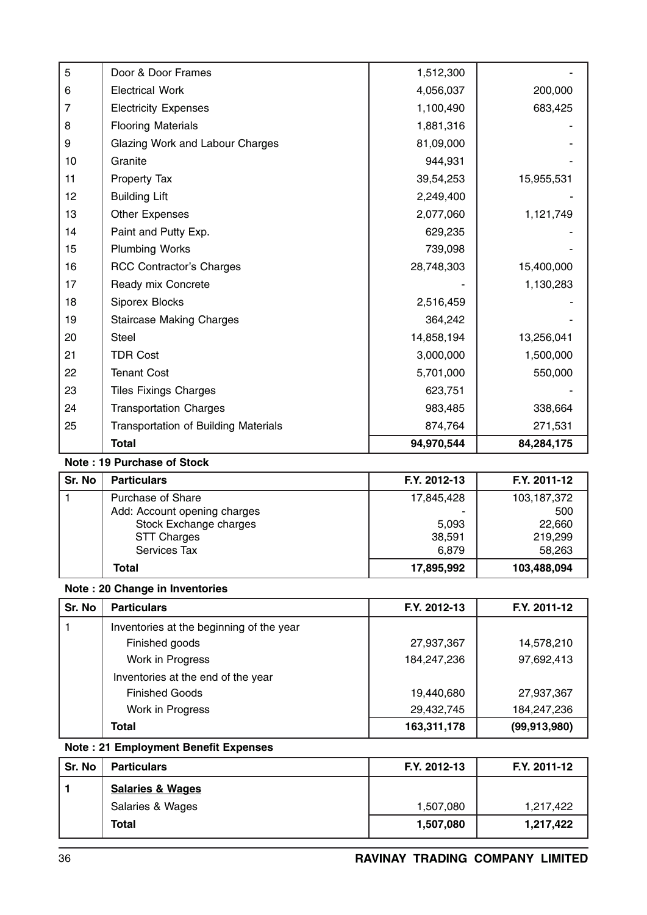| 5 | Door & Door Frames | 1,512,300 | - |
|---|---|---|---|
| 6 | Electrical Work | 4,056,037 | 200,000 |
| 7 | Electricity Expenses | 1,100,490 | 683,425 |
| 8 | Flooring Materials | 1,881,316 | - |
| 9 | Glazing Work and Labour Charges | 81,09,000 | - |
| 10 | Granite | 944,931 | - |
| 11 | Property Tax | 39,54,253 | 15,955,531 |
| 12 | Building Lift | 2,249,400 | - |
| 13 | Other Expenses | 2,077,060 | 1,121,749 |
| 14 | Paint and Putty Exp. | 629,235 | - |
| 15 | Plumbing Works | 739,098 | - |
| 16 | RCC Contractor's Charges | 28,748,303 | 15,400,000 |
| 17 | Ready mix Concrete | - | 1,130,283 |
| 18 | Siporex Blocks | 2,516,459 | - |
| 19 | Staircase Making Charges | 364,242 | - |
| 20 | Steel | 14,858,194 | 13,256,041 |
| 21 | TDR Cost | 3,000,000 | 1,500,000 |
| 22 | Tenant Cost | 5,701,000 | 550,000 |
| 23 | Tiles Fixings Charges | 623,751 | - |
| 24 | Transportation Charges | 983,485 | 338,664 |
| 25 | Transportation of Building Materials | 874,764 | 271,531 |
| | **Total** | **94,970,544** | **84,284,175** |

**Note : 19 Purchase of Stock**

| Sr. No | Particulars | F.Y. 2012-13 | F.Y. 2011-12 |
|---|---|---|---|
| 1 | Purchase of Share | 17,845,428 | 103,187,372 |
| | Add: Account opening charges | - | 500 |
| | Stock Exchange charges | 5,093 | 22,660 |
| | STT Charges | 38,591 | 219,299 |
| | Services Tax | 6,879 | 58,263 |
| | **Total** | **17,895,992** | **103,488,094** |

**Note : 20 Change in Inventories**

| Sr. No | Particulars | F.Y. 2012-13 | F.Y. 2011-12 |
|---|---|---|---|
| 1 | Inventories at the beginning of the year | | |
| | Finished goods | 27,937,367 | 14,578,210 |
| | Work in Progress | 184,247,236 | 97,692,413 |
| | Inventories at the end of the year | | |
| | Finished Goods | 19,440,680 | 27,937,367 |
| | Work in Progress | 29,432,745 | 184,247,236 |
| | **Total** | **163,311,178** | **(99,913,980)** |

**Note : 21 Employment Benefit Expenses**

| Sr. No | Particulars | F.Y. 2012-13 | F.Y. 2011-12 |
|---|---|---|---|
| **1** | **Salaries & Wages** | | |
| | Salaries & Wages | 1,507,080 | 1,217,422 |
| | **Total** | **1,507,080** | **1,217,422** |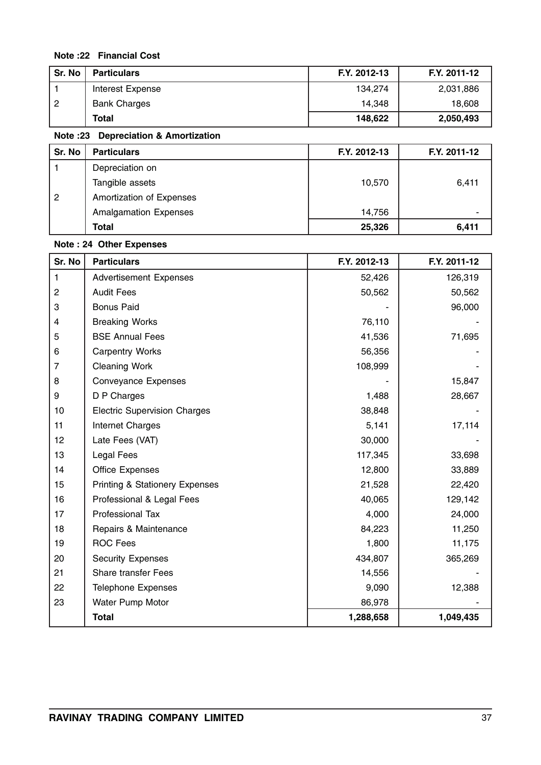**Note :22 Financial Cost**

| Sr. No | Particulars | F.Y. 2012-13 | F.Y. 2011-12 |
|---|---|---|---|
| 1 | Interest Expense | 134,274 | 2,031,886 |
| 2 | Bank Charges | 14,348 | 18,608 |
| | **Total** | **148,622** | **2,050,493** |

**Note :23 Depreciation & Amortization**

| Sr. No | Particulars | F.Y. 2012-13 | F.Y. 2011-12 |
|---|---|---|---|
| 1 | Depreciation on | | |
| | Tangible assets | 10,570 | 6,411 |
| 2 | Amortization of Expenses | | |
| | Amalgamation Expenses | 14,756 | - |
| | **Total** | **25,326** | **6,411** |

**Note : 24 Other Expenses**

| Sr. No | Particulars | F.Y. 2012-13 | F.Y. 2011-12 |
|---|---|---|---|
| 1 | Advertisement Expenses | 52,426 | 126,319 |
| 2 | Audit Fees | 50,562 | 50,562 |
| 3 | Bonus Paid | - | 96,000 |
| 4 | Breaking Works | 76,110 | - |
| 5 | BSE Annual Fees | 41,536 | 71,695 |
| 6 | Carpentry Works | 56,356 | - |
| 7 | Cleaning Work | 108,999 | - |
| 8 | Conveyance Expenses | - | 15,847 |
| 9 | D P Charges | 1,488 | 28,667 |
| 10 | Electric Supervision Charges | 38,848 | - |
| 11 | Internet Charges | 5,141 | 17,114 |
| 12 | Late Fees (VAT) | 30,000 | - |
| 13 | Legal Fees | 117,345 | 33,698 |
| 14 | Office Expenses | 12,800 | 33,889 |
| 15 | Printing & Stationery Expenses | 21,528 | 22,420 |
| 16 | Professional & Legal Fees | 40,065 | 129,142 |
| 17 | Professional Tax | 4,000 | 24,000 |
| 18 | Repairs & Maintenance | 84,223 | 11,250 |
| 19 | ROC Fees | 1,800 | 11,175 |
| 20 | Security Expenses | 434,807 | 365,269 |
| 21 | Share transfer Fees | 14,556 | - |
| 22 | Telephone Expenses | 9,090 | 12,388 |
| 23 | Water Pump Motor | 86,978 | - |
| | **Total** | **1,288,658** | **1,049,435** |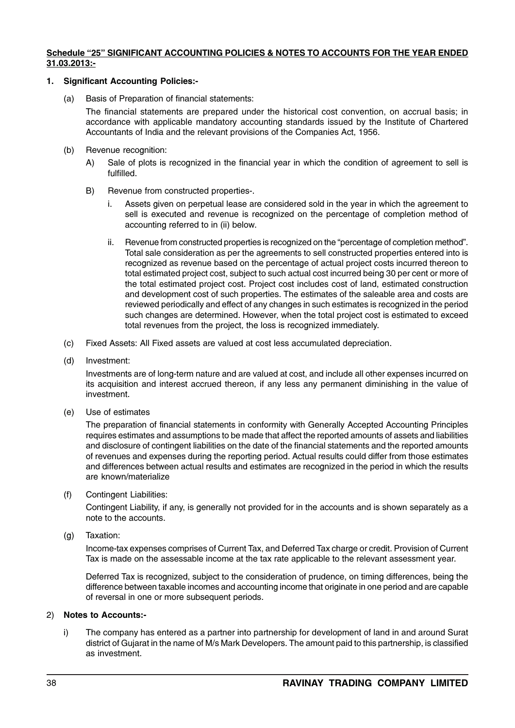**Schedule "25" SIGNIFICANT ACCOUNTING POLICIES & NOTES TO ACCOUNTS FOR THE YEAR ENDED 31.03.2013:-**

1. **Significant Accounting Policies:-**

   (a) Basis of Preparation of financial statements:

   The financial statements are prepared under the historical cost convention, on accrual basis; in accordance with applicable mandatory accounting standards issued by the Institute of Chartered Accountants of India and the relevant provisions of the Companies Act, 1956.

   (b) Revenue recognition:

   A) Sale of plots is recognized in the financial year in which the condition of agreement to sell is fulfilled.

   B) Revenue from constructed properties-.

   i. Assets given on perpetual lease are considered sold in the year in which the agreement to sell is executed and revenue is recognized on the percentage of completion method of accounting referred to in (ii) below.

   ii. Revenue from constructed properties is recognized on the "percentage of completion method". Total sale consideration as per the agreements to sell constructed properties entered into is recognized as revenue based on the percentage of actual project costs incurred thereon to total estimated project cost, subject to such actual cost incurred being 30 per cent or more of the total estimated project cost. Project cost includes cost of land, estimated construction and development cost of such properties. The estimates of the saleable area and costs are reviewed periodically and effect of any changes in such estimates is recognized in the period such changes are determined. However, when the total project cost is estimated to exceed total revenues from the project, the loss is recognized immediately.

   (c) Fixed Assets: All Fixed assets are valued at cost less accumulated depreciation.

   (d) Investment:

   Investments are of long-term nature and are valued at cost, and include all other expenses incurred on its acquisition and interest accrued thereon, if any less any permanent diminishing in the value of investment.

   (e) Use of estimates

   The preparation of financial statements in conformity with Generally Accepted Accounting Principles requires estimates and assumptions to be made that affect the reported amounts of assets and liabilities and disclosure of contingent liabilities on the date of the financial statements and the reported amounts of revenues and expenses during the reporting period. Actual results could differ from those estimates and differences between actual results and estimates are recognized in the period in which the results are known/materialize

   (f) Contingent Liabilities:

   Contingent Liability, if any, is generally not provided for in the accounts and is shown separately as a note to the accounts.

   (g) Taxation:

   Income-tax expenses comprises of Current Tax, and Deferred Tax charge or credit. Provision of Current Tax is made on the assessable income at the tax rate applicable to the relevant assessment year.

   Deferred Tax is recognized, subject to the consideration of prudence, on timing differences, being the difference between taxable incomes and accounting income that originate in one period and are capable of reversal in one or more subsequent periods.

2) **Notes to Accounts:-**

   i) The company has entered as a partner into partnership for development of land in and around Surat district of Gujarat in the name of M/s Mark Developers. The amount paid to this partnership, is classified as investment.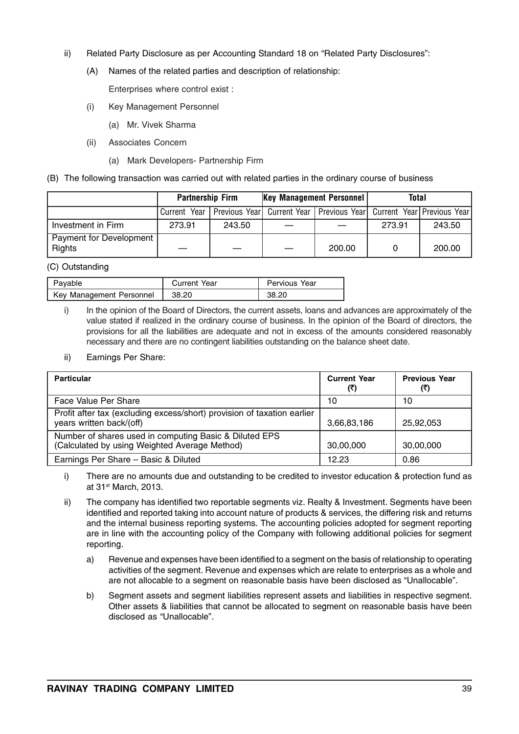ii) Related Party Disclosure as per Accounting Standard 18 on "Related Party Disclosures":

(A) Names of the related parties and description of relationship:

Enterprises where control exist :

(i) Key Management Personnel

(a) Mr. Vivek Sharma

(ii) Associates Concern

(a) Mark Developers- Partnership Firm

(B) The following transaction was carried out with related parties in the ordinary course of business

| | Partnership Firm | | Key Management Personnel | | Total | |
|---|---|---|---|---|---|---|
| | Current Year | Previous Year | Current Year | Previous Year | Current Year | Previous Year |
| Investment in Firm | 273.91 | 243.50 | — | — | 273.91 | 243.50 |
| Payment for Development Rights | — | — | — | 200.00 | 0 | 200.00 |

(C) Outstanding

| Payable | Current Year | Pervious Year |
|---|---|---|
| Key Management Personnel | 38.20 | 38.20 |

i) In the opinion of the Board of Directors, the current assets, loans and advances are approximately of the value stated if realized in the ordinary course of business. In the opinion of the Board of directors, the provisions for all the liabilities are adequate and not in excess of the amounts considered reasonably necessary and there are no contingent liabilities outstanding on the balance sheet date.

ii) Earnings Per Share:

| Particular | Current Year (₹) | Previous Year (₹) |
|---|---|---|
| Face Value Per Share | 10 | 10 |
| Profit after tax (excluding excess/short) provision of taxation earlier years written back/(off) | 3,66,83,186 | 25,92,053 |
| Number of shares used in computing Basic & Diluted EPS (Calculated by using Weighted Average Method) | 30,00,000 | 30,00,000 |
| Earnings Per Share – Basic & Diluted | 12.23 | 0.86 |

i) There are no amounts due and outstanding to be credited to investor education & protection fund as at 31st March, 2013.

ii) The company has identified two reportable segments viz. Realty & Investment. Segments have been identified and reported taking into account nature of products & services, the differing risk and returns and the internal business reporting systems. The accounting policies adopted for segment reporting are in line with the accounting policy of the Company with following additional policies for segment reporting.

a) Revenue and expenses have been identified to a segment on the basis of relationship to operating activities of the segment. Revenue and expenses which are relate to enterprises as a whole and are not allocable to a segment on reasonable basis have been disclosed as "Unallocable".

b) Segment assets and segment liabilities represent assets and liabilities in respective segment. Other assets & liabilities that cannot be allocated to segment on reasonable basis have been disclosed as "Unallocable".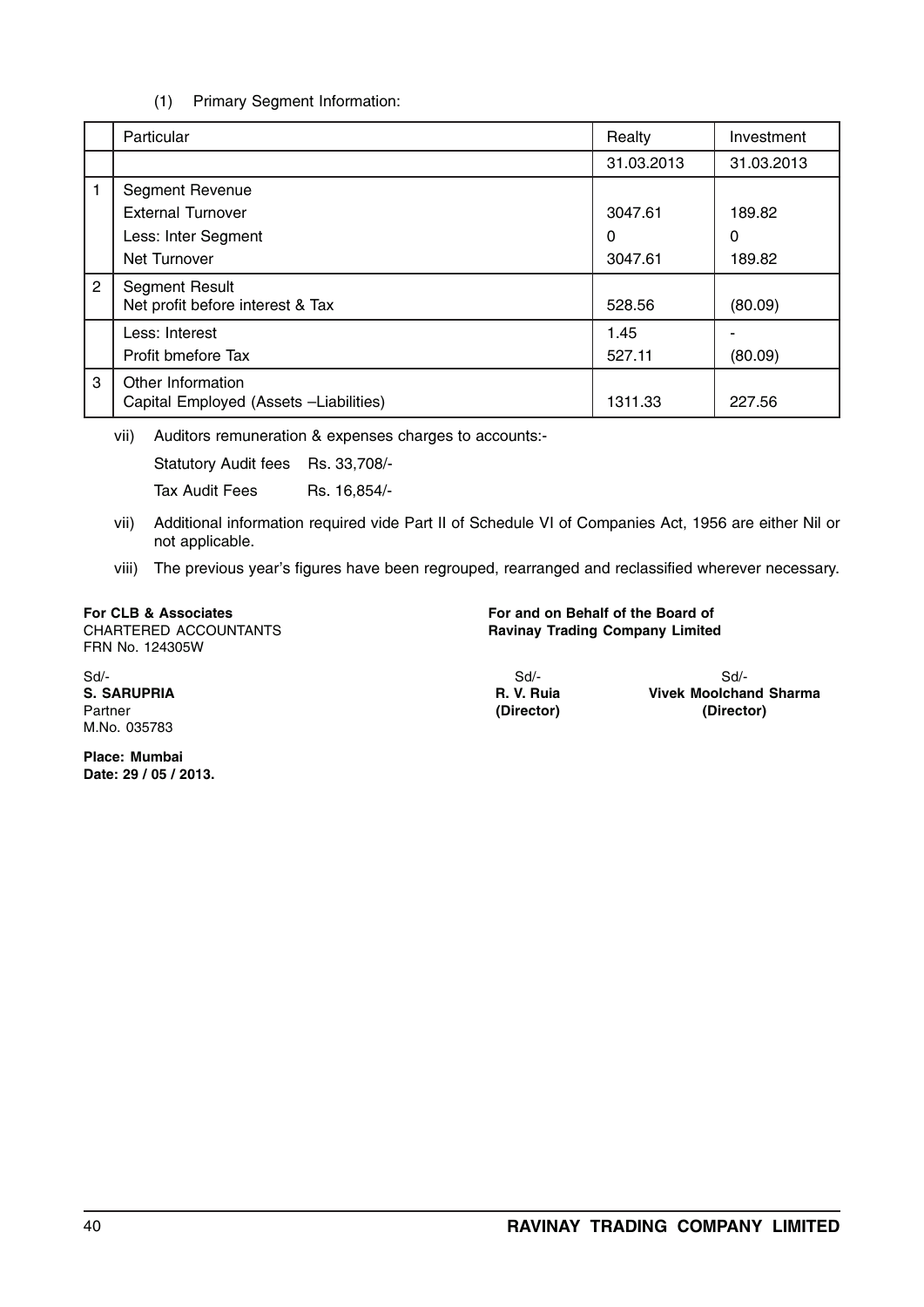(1) Primary Segment Information:

| | Particular | Realty | Investment |
|---|---|---|---|
| | | 31.03.2013 | 31.03.2013 |
| 1 | Segment Revenue | | |
| | External Turnover | 3047.61 | 189.82 |
| | Less: Inter Segment | 0 | 0 |
| | Net Turnover | 3047.61 | 189.82 |
| 2 | Segment Result<br>Net profit before interest & Tax | 528.56 | (80.09) |
| | Less: Interest | 1.45 | - |
| | Profit bmefore Tax | 527.11 | (80.09) |
| 3 | Other Information<br>Capital Employed (Assets –Liabilities) | 1311.33 | 227.56 |

vii) Auditors remuneration & expenses charges to accounts:-

Statutory Audit fees Rs. 33,708/-

Tax Audit Fees Rs. 16,854/-

vii) Additional information required vide Part II of Schedule VI of Companies Act, 1956 are either Nil or not applicable.

viii) The previous year's figures have been regrouped, rearranged and reclassified wherever necessary.

**For CLB & Associates**
CHARTERED ACCOUNTANTS
FRN No. 124305W

Sd/-
**S. SARUPRIA**
Partner
M.No. 035783

**Place: Mumbai**
**Date: 29 / 05 / 2013.**

**For and on Behalf of the Board of**
**Ravinay Trading Company Limited**

Sd/-
**R. V. Ruia**
**(Director)**

Sd/-
**Vivek Moolchand Sharma**
**(Director)**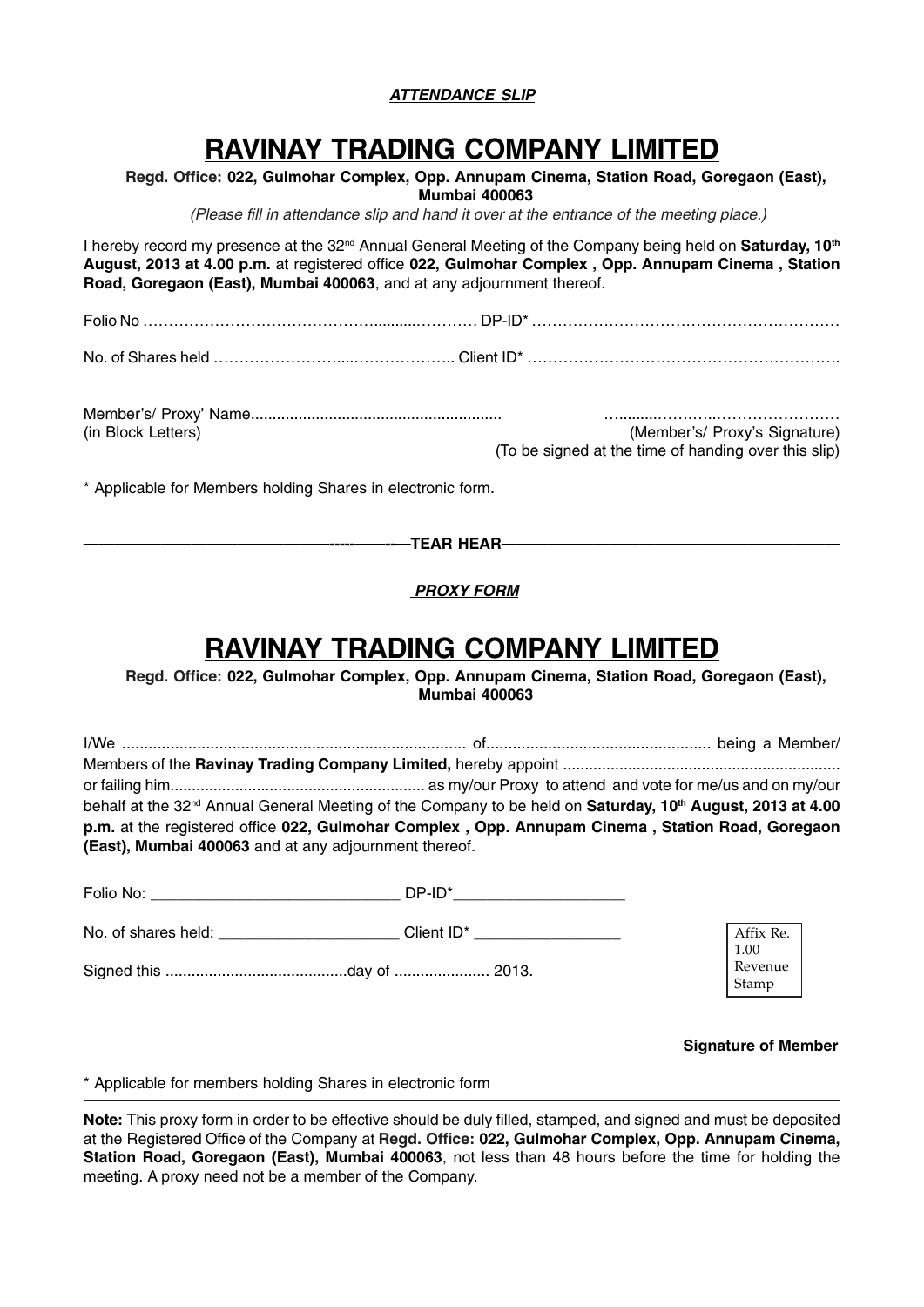***ATTENDANCE SLIP***

# RAVINAY TRADING COMPANY LIMITED

**Regd. Office: 022, Gulmohar Complex, Opp. Annupam Cinema, Station Road, Goregaon (East), Mumbai 400063**

*(Please fill in attendance slip and hand it over at the entrance of the meeting place.)*

I hereby record my presence at the 32nd Annual General Meeting of the Company being held on **Saturday, 10th August, 2013 at 4.00 p.m.** at registered office **022, Gulmohar Complex , Opp. Annupam Cinema , Station Road, Goregaon (East), Mumbai 400063**, and at any adjournment thereof.

Folio No ………………………………………..........………… DP-ID* ……………………………………………………

No. of Shares held ……………………....……………….. Client ID* ……………………………………………………..

Member's/ Proxy' Name......................................................... …........……….……………………
(in Block Letters) (Member's/ Proxy's Signature)
(To be signed at the time of handing over this slip)

\* Applicable for Members holding Shares in electronic form.

------------------------------------------------TEAR HEAR------------------------------------------------

***PROXY FORM***

# RAVINAY TRADING COMPANY LIMITED

**Regd. Office: 022, Gulmohar Complex, Opp. Annupam Cinema, Station Road, Goregaon (East), Mumbai 400063**

I/We ............................................................................. of.................................................. being a Member/ Members of the **Ravinay Trading Company Limited,** hereby appoint ............................................................... or failing him.......................................................... as my/our Proxy to attend and vote for me/us and on my/our behalf at the 32nd Annual General Meeting of the Company to be held on **Saturday, 10th August, 2013 at 4.00 p.m.** at the registered office **022, Gulmohar Complex , Opp. Annupam Cinema , Station Road, Goregaon (East), Mumbai 400063** and at any adjournment thereof.

Folio No: ____________________________ DP-ID*___________________

No. of shares held: ____________________ Client ID* ________________

Signed this ..........................................day of ...................... 2013.

| Affix Re. 1.00 Revenue Stamp |
|---|

**Signature of Member**

\* Applicable for members holding Shares in electronic form

**Note:** This proxy form in order to be effective should be duly filled, stamped, and signed and must be deposited at the Registered Office of the Company at **Regd. Office: 022, Gulmohar Complex, Opp. Annupam Cinema, Station Road, Goregaon (East), Mumbai 400063**, not less than 48 hours before the time for holding the meeting. A proxy need not be a member of the Company.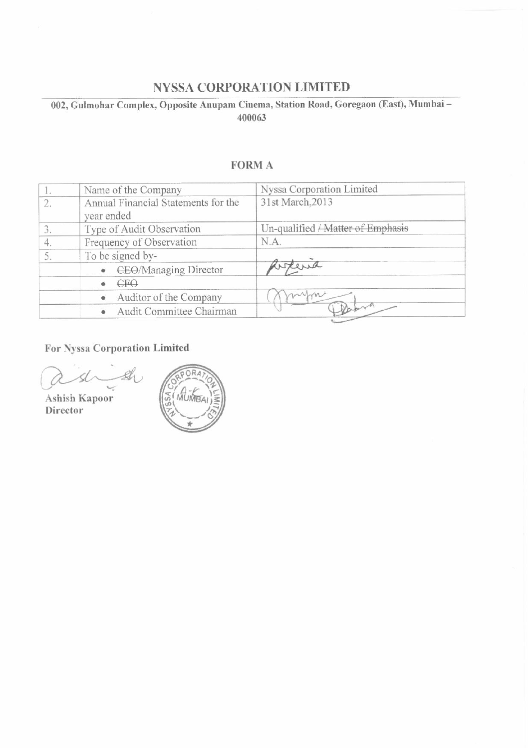# NYSSA CORPORATION LIMITED

**002, Gulmohar Complex, Opposite Anupam Cinema, Station Road, Goregaon (East), Mumbai – 400063**

## FORM A

| | | |
|---|---|---|
| 1. | Name of the Company | Nyssa Corporation Limited |
| 2. | Annual Financial Statements for the year ended | 31st March,2013 |
| 3. | Type of Audit Observation | Un-qualified ~~/ Matter of Emphasis~~ |
| 4. | Frequency of Observation | N.A. |
| 5. | To be signed by- | |
| | • ~~CEO~~/Managing Director | |
| | • ~~CFO~~ | |
| | • Auditor of the Company | |
| | • Audit Committee Chairman | |

**For Nyssa Corporation Limited**

**Ashish Kapoor**
**Director**